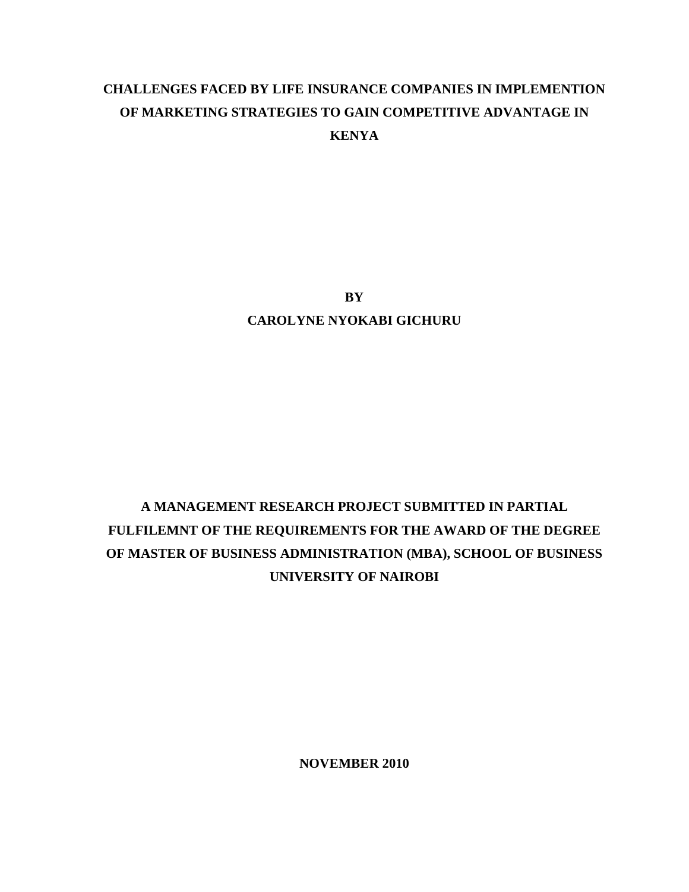# CHALLENGES FACED BY LIFE INSURANCE COMPANIES IN IMPLEMENTION OF MARKETING STRATEGIES TO GAIN COMPETITIVE ADVANTAGE IN KENYA

**BY**

**CAROLYNE NYOKABI GICHURU**

**A MANAGEMENT RESEARCH PROJECT SUBMITTED IN PARTIAL FULFILEMNT OF THE REQUIREMENTS FOR THE AWARD OF THE DEGREE OF MASTER OF BUSINESS ADMINISTRATION (MBA), SCHOOL OF BUSINESS UNIVERSITY OF NAIROBI**

**NOVEMBER 2010**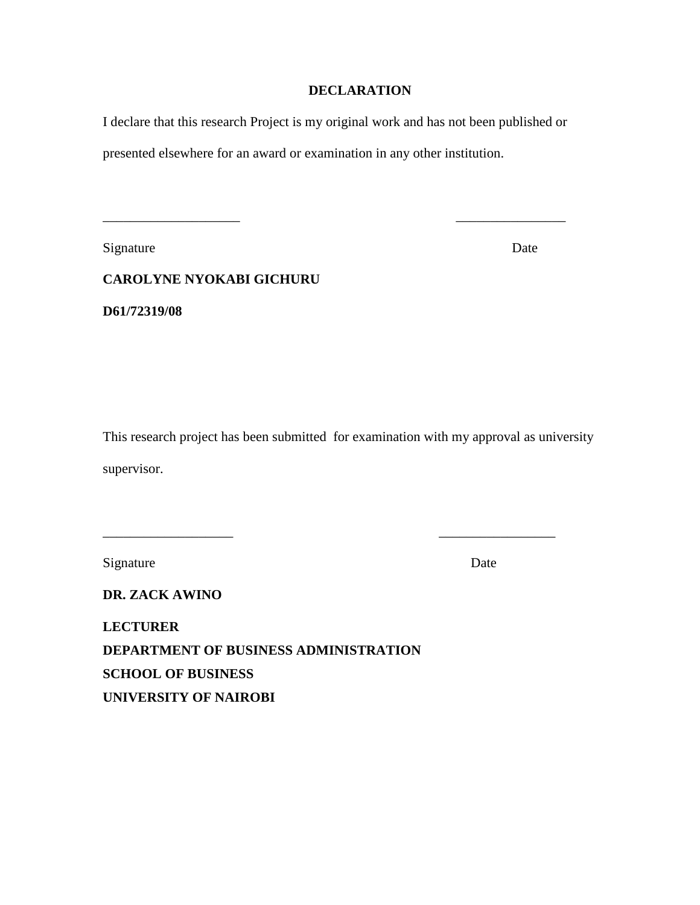# DECLARATION

I declare that this research Project is my original work and has not been published or presented elsewhere for an award or examination in any other institution.

____________________ ________________

Signature Date

**CAROLYNE NYOKABI GICHURU**

**D61/72319/08**

This research project has been submitted for examination with my approval as university supervisor.

___________________ _________________

Signature Date

**DR. ZACK AWINO**

**LECTURER**
**DEPARTMENT OF BUSINESS ADMINISTRATION**
**SCHOOL OF BUSINESS**
**UNIVERSITY OF NAIROBI**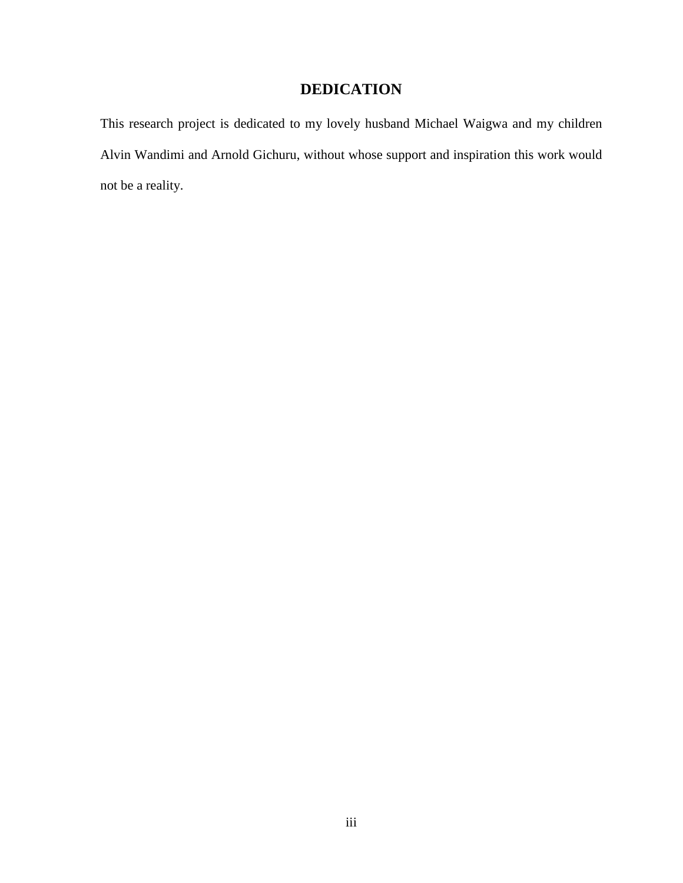# DEDICATION

This research project is dedicated to my lovely husband Michael Waigwa and my children Alvin Wandimi and Arnold Gichuru, without whose support and inspiration this work would not be a reality.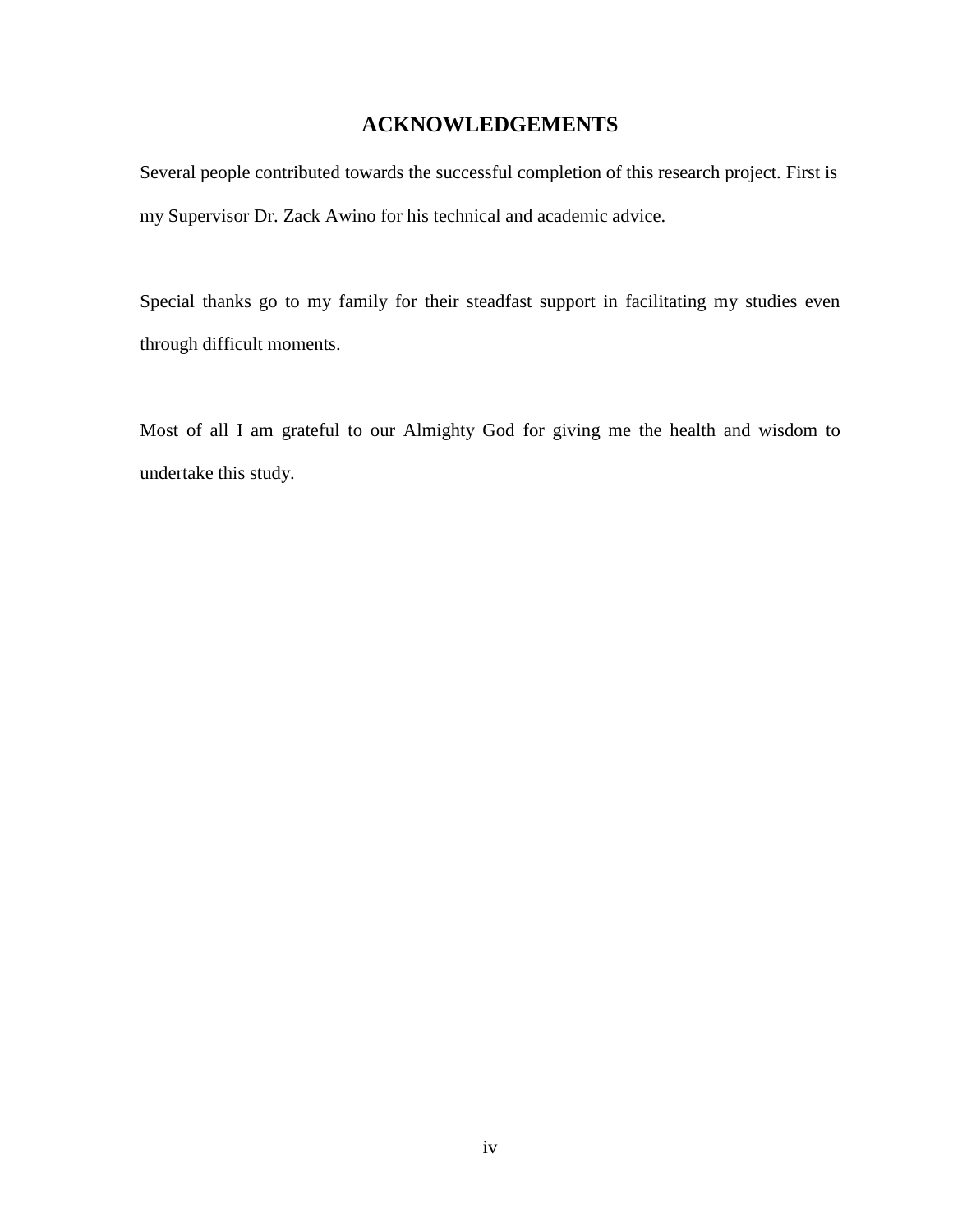# ACKNOWLEDGEMENTS

Several people contributed towards the successful completion of this research project. First is my Supervisor Dr. Zack Awino for his technical and academic advice.

Special thanks go to my family for their steadfast support in facilitating my studies even through difficult moments.

Most of all I am grateful to our Almighty God for giving me the health and wisdom to undertake this study.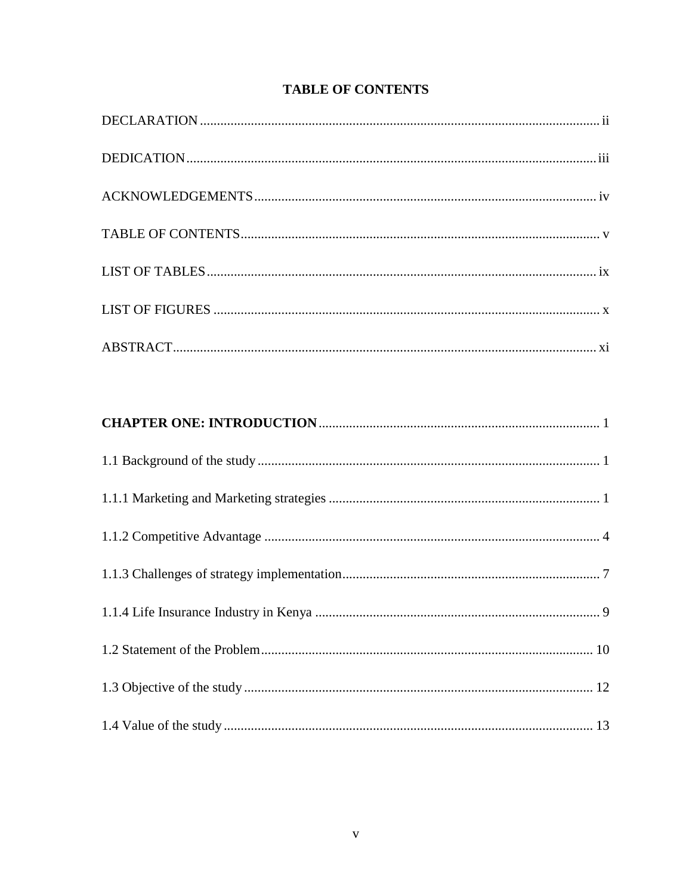# TABLE OF CONTENTS

DECLARATION ..................................................................................................................... ii

DEDICATION........................................................................................................................ iii

ACKNOWLEDGEMENTS.................................................................................................... iv

TABLE OF CONTENTS......................................................................................................... v

LIST OF TABLES.................................................................................................................. ix

LIST OF FIGURES ................................................................................................................. x

ABSTRACT............................................................................................................................. xi

**CHAPTER ONE: INTRODUCTION** .................................................................................. 1

1.1 Background of the study .................................................................................................... 1

1.1.1 Marketing and Marketing strategies ................................................................................ 1

1.1.2 Competitive Advantage .................................................................................................. 4

1.1.3 Challenges of strategy implementation............................................................................ 7

1.1.4 Life Insurance Industry in Kenya .................................................................................... 9

1.2 Statement of the Problem.................................................................................................. 10

1.3 Objective of the study ....................................................................................................... 12

1.4 Value of the study ............................................................................................................. 13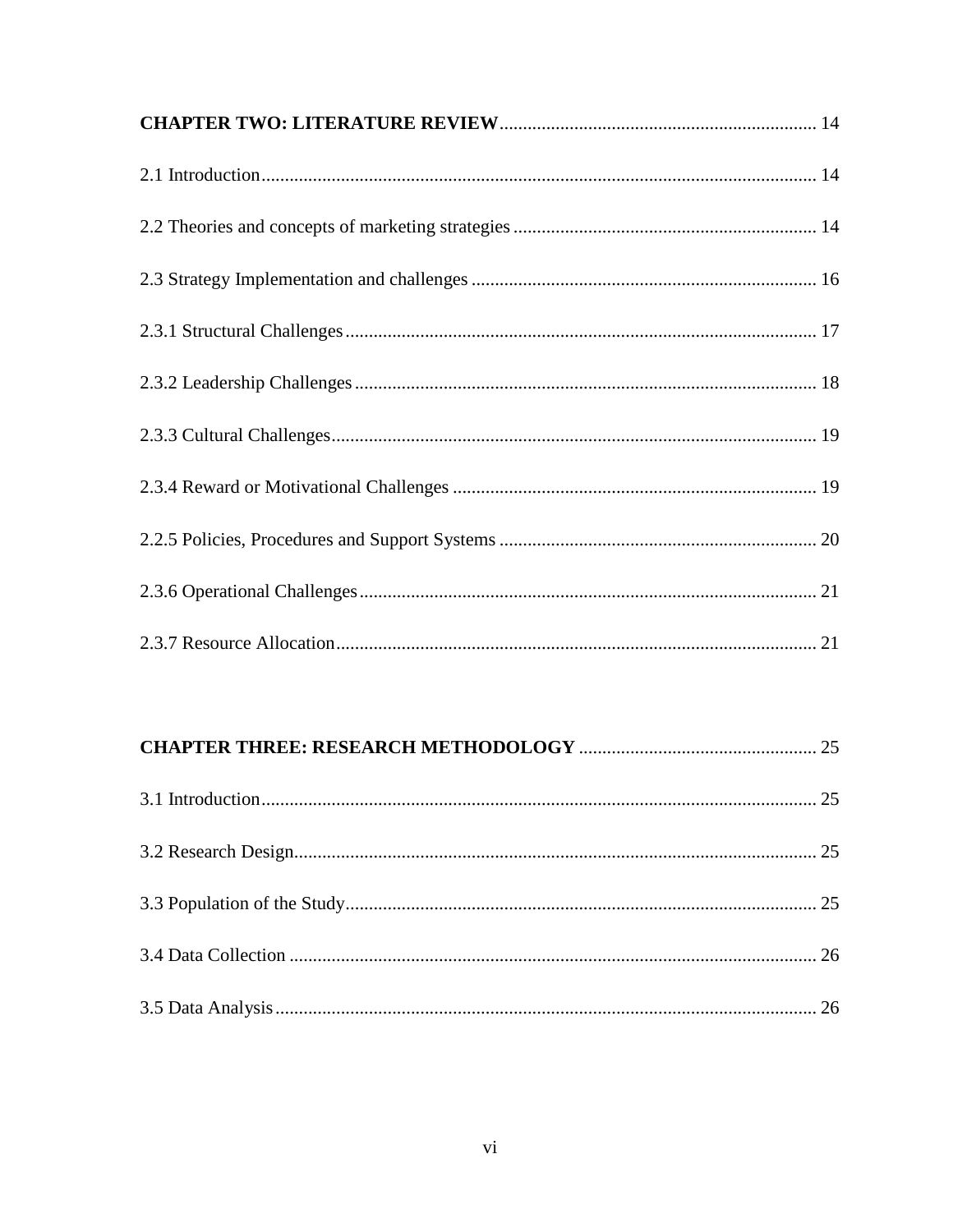**CHAPTER TWO: LITERATURE REVIEW** .................................................................. 14

2.1 Introduction ...................................................................................................... 14

2.2 Theories and concepts of marketing strategies ................................................ 14

2.3 Strategy Implementation and challenges ......................................................... 16

2.3.1 Structural Challenges .................................................................................... 17

2.3.2 Leadership Challenges .................................................................................. 18

2.3.3 Cultural Challenges ....................................................................................... 19

2.3.4 Reward or Motivational Challenges ............................................................. 19

2.2.5 Policies, Procedures and Support Systems ................................................... 20

2.3.6 Operational Challenges ................................................................................. 21

2.3.7 Resource Allocation ...................................................................................... 21

**CHAPTER THREE: RESEARCH METHODOLOGY** .................................................. 25

3.1 Introduction ...................................................................................................... 25

3.2 Research Design ............................................................................................... 25

3.3 Population of the Study .................................................................................... 25

3.4 Data Collection ................................................................................................ 26

3.5 Data Analysis ................................................................................................... 26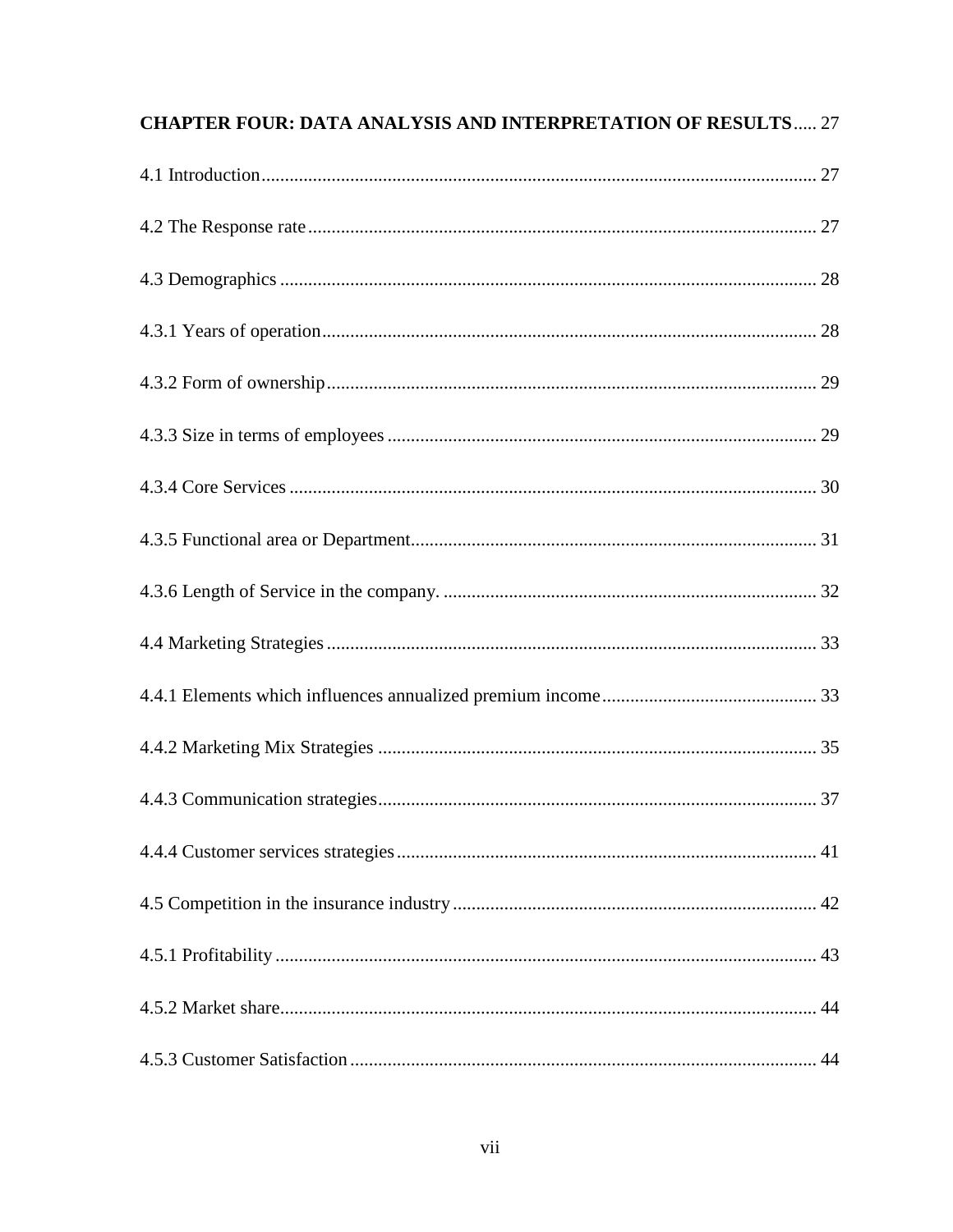**CHAPTER FOUR: DATA ANALYSIS AND INTERPRETATION OF RESULTS** ..... 27

4.1 Introduction ..... 27

4.2 The Response rate ..... 27

4.3 Demographics ..... 28

4.3.1 Years of operation ..... 28

4.3.2 Form of ownership ..... 29

4.3.3 Size in terms of employees ..... 29

4.3.4 Core Services ..... 30

4.3.5 Functional area or Department ..... 31

4.3.6 Length of Service in the company. ..... 32

4.4 Marketing Strategies ..... 33

4.4.1 Elements which influences annualized premium income ..... 33

4.4.2 Marketing Mix Strategies ..... 35

4.4.3 Communication strategies ..... 37

4.4.4 Customer services strategies ..... 41

4.5 Competition in the insurance industry ..... 42

4.5.1 Profitability ..... 43

4.5.2 Market share ..... 44

4.5.3 Customer Satisfaction ..... 44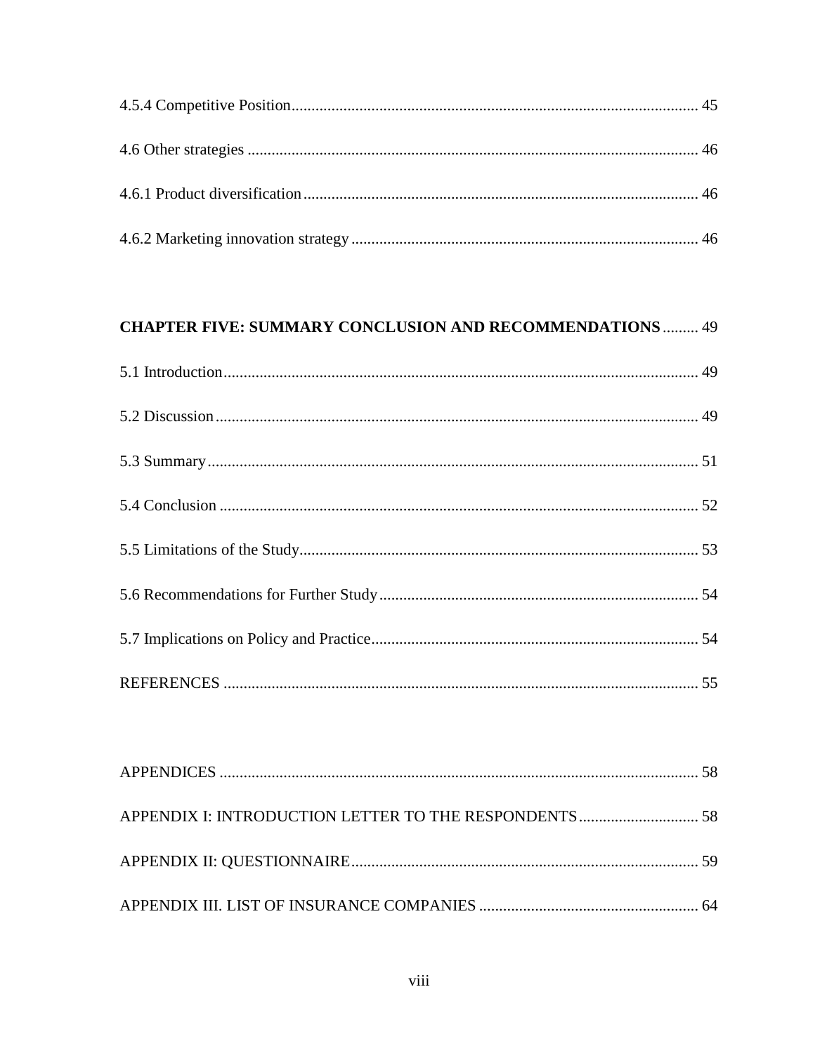4.5.4 Competitive Position ..... 45

4.6 Other strategies ..... 46

4.6.1 Product diversification ..... 46

4.6.2 Marketing innovation strategy ..... 46

**CHAPTER FIVE: SUMMARY CONCLUSION AND RECOMMENDATIONS** ..... 49

5.1 Introduction ..... 49

5.2 Discussion ..... 49

5.3 Summary ..... 51

5.4 Conclusion ..... 52

5.5 Limitations of the Study ..... 53

5.6 Recommendations for Further Study ..... 54

5.7 Implications on Policy and Practice ..... 54

REFERENCES ..... 55

APPENDICES ..... 58

APPENDIX I: INTRODUCTION LETTER TO THE RESPONDENTS ..... 58

APPENDIX II: QUESTIONNAIRE ..... 59

APPENDIX III. LIST OF INSURANCE COMPANIES ..... 64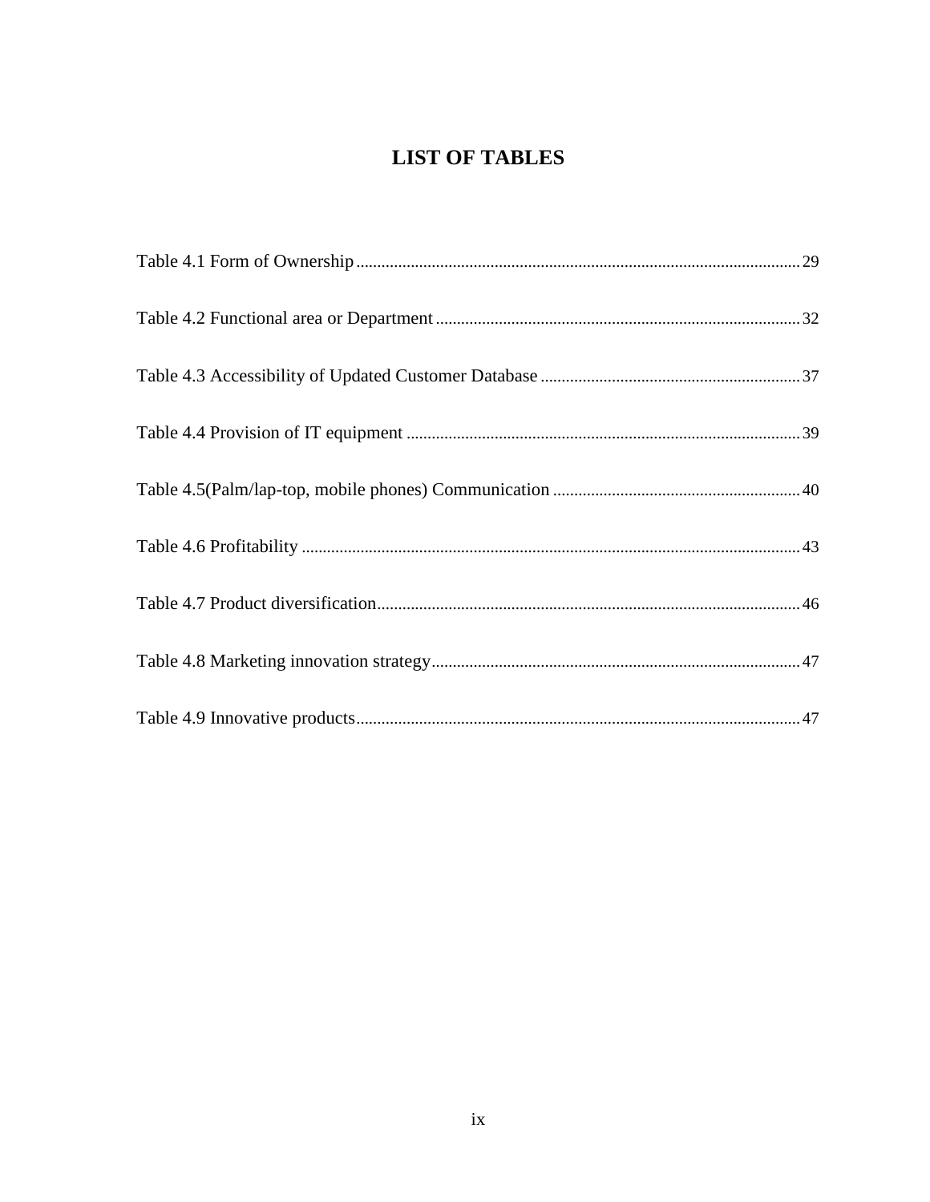# LIST OF TABLES

Table 4.1 Form of Ownership ........................................................................................................ 29

Table 4.2 Functional area or Department ...................................................................................... 32

Table 4.3 Accessibility of Updated Customer Database ............................................................. 37

Table 4.4 Provision of IT equipment ............................................................................................ 39

Table 4.5(Palm/lap-top, mobile phones) Communication .......................................................... 40

Table 4.6 Profitability ..................................................................................................................... 43

Table 4.7 Product diversification ................................................................................................... 46

Table 4.8 Marketing innovation strategy ....................................................................................... 47

Table 4.9 Innovative products ........................................................................................................ 47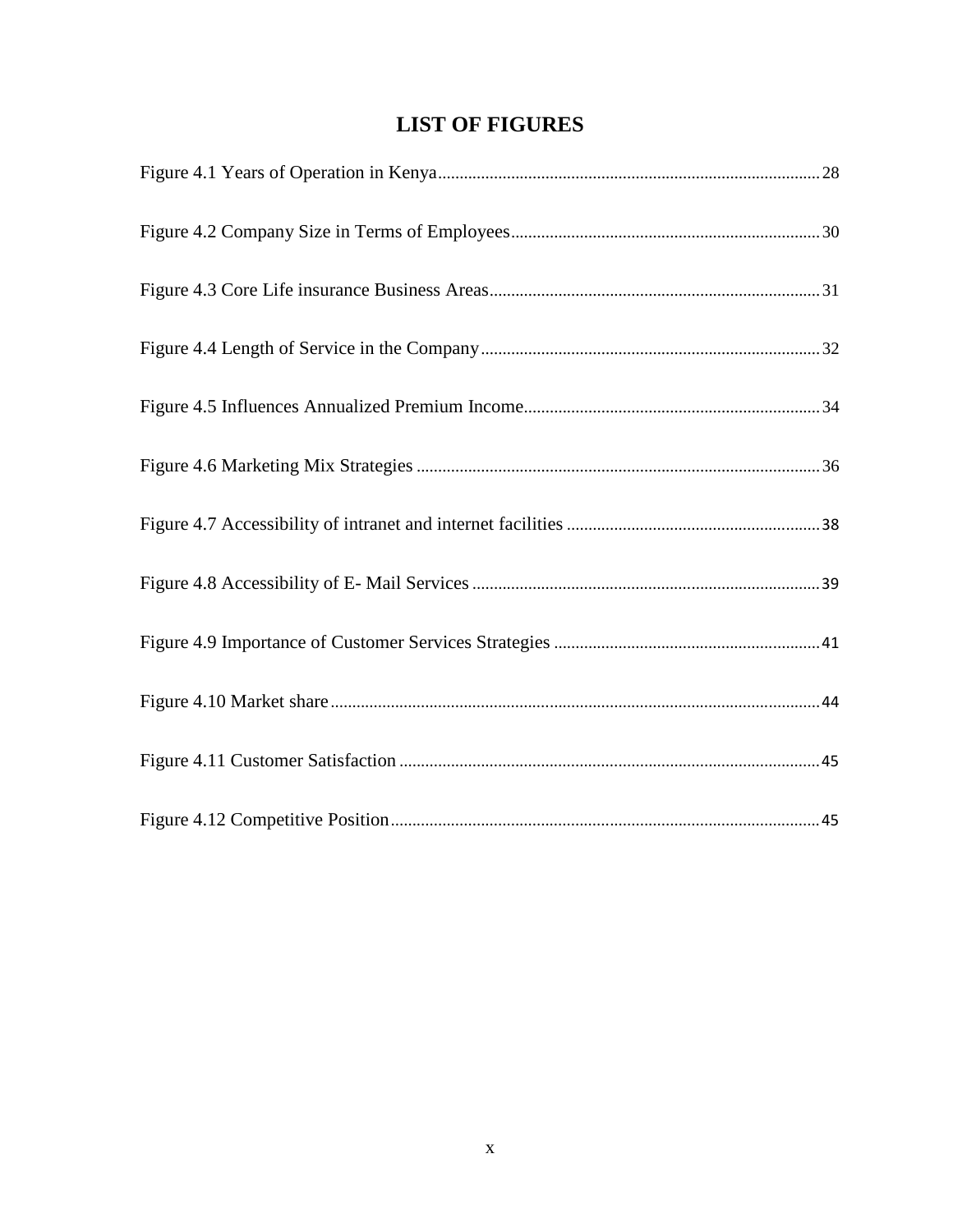# LIST OF FIGURES

Figure 4.1 Years of Operation in Kenya........................................................................................ 28

Figure 4.2 Company Size in Terms of Employees....................................................................... 30

Figure 4.3 Core Life insurance Business Areas............................................................................ 31

Figure 4.4 Length of Service in the Company.............................................................................. 32

Figure 4.5 Influences Annualized Premium Income.................................................................... 34

Figure 4.6 Marketing Mix Strategies ............................................................................................ 36

Figure 4.7 Accessibility of intranet and internet facilities .......................................................... 38

Figure 4.8 Accessibility of E- Mail Services ................................................................................ 39

Figure 4.9 Importance of Customer Services Strategies ............................................................. 41

Figure 4.10 Market share................................................................................................................ 44

Figure 4.11 Customer Satisfaction ................................................................................................ 45

Figure 4.12 Competitive Position................................................................................................... 45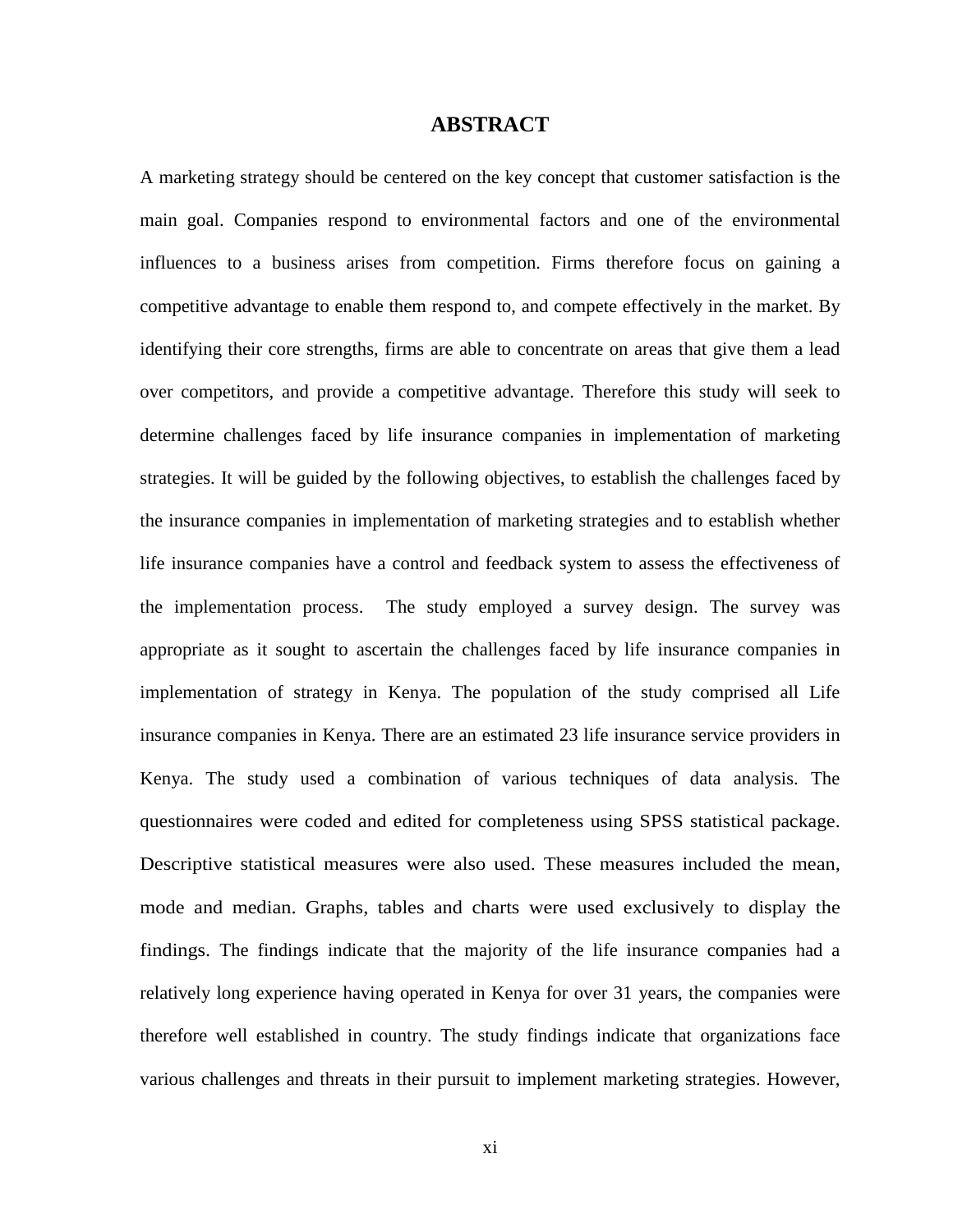# ABSTRACT

A marketing strategy should be centered on the key concept that customer satisfaction is the main goal. Companies respond to environmental factors and one of the environmental influences to a business arises from competition. Firms therefore focus on gaining a competitive advantage to enable them respond to, and compete effectively in the market. By identifying their core strengths, firms are able to concentrate on areas that give them a lead over competitors, and provide a competitive advantage. Therefore this study will seek to determine challenges faced by life insurance companies in implementation of marketing strategies. It will be guided by the following objectives, to establish the challenges faced by the insurance companies in implementation of marketing strategies and to establish whether life insurance companies have a control and feedback system to assess the effectiveness of the implementation process. The study employed a survey design. The survey was appropriate as it sought to ascertain the challenges faced by life insurance companies in implementation of strategy in Kenya. The population of the study comprised all Life insurance companies in Kenya. There are an estimated 23 life insurance service providers in Kenya. The study used a combination of various techniques of data analysis. The questionnaires were coded and edited for completeness using SPSS statistical package. Descriptive statistical measures were also used. These measures included the mean, mode and median. Graphs, tables and charts were used exclusively to display the findings. The findings indicate that the majority of the life insurance companies had a relatively long experience having operated in Kenya for over 31 years, the companies were therefore well established in country. The study findings indicate that organizations face various challenges and threats in their pursuit to implement marketing strategies. However,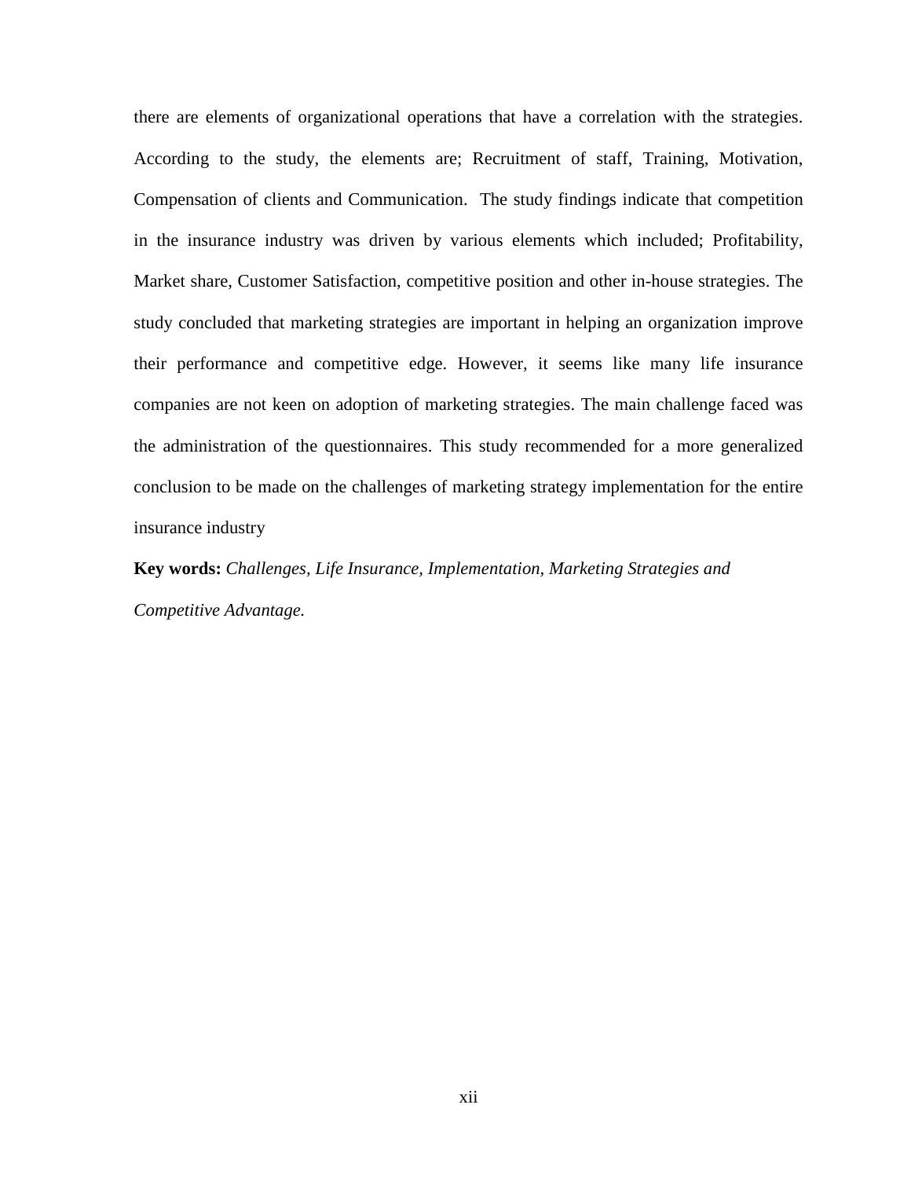there are elements of organizational operations that have a correlation with the strategies. According to the study, the elements are; Recruitment of staff, Training, Motivation, Compensation of clients and Communication. The study findings indicate that competition in the insurance industry was driven by various elements which included; Profitability, Market share, Customer Satisfaction, competitive position and other in-house strategies. The study concluded that marketing strategies are important in helping an organization improve their performance and competitive edge. However, it seems like many life insurance companies are not keen on adoption of marketing strategies. The main challenge faced was the administration of the questionnaires. This study recommended for a more generalized conclusion to be made on the challenges of marketing strategy implementation for the entire insurance industry

**Key words:** *Challenges, Life Insurance, Implementation, Marketing Strategies and Competitive Advantage.*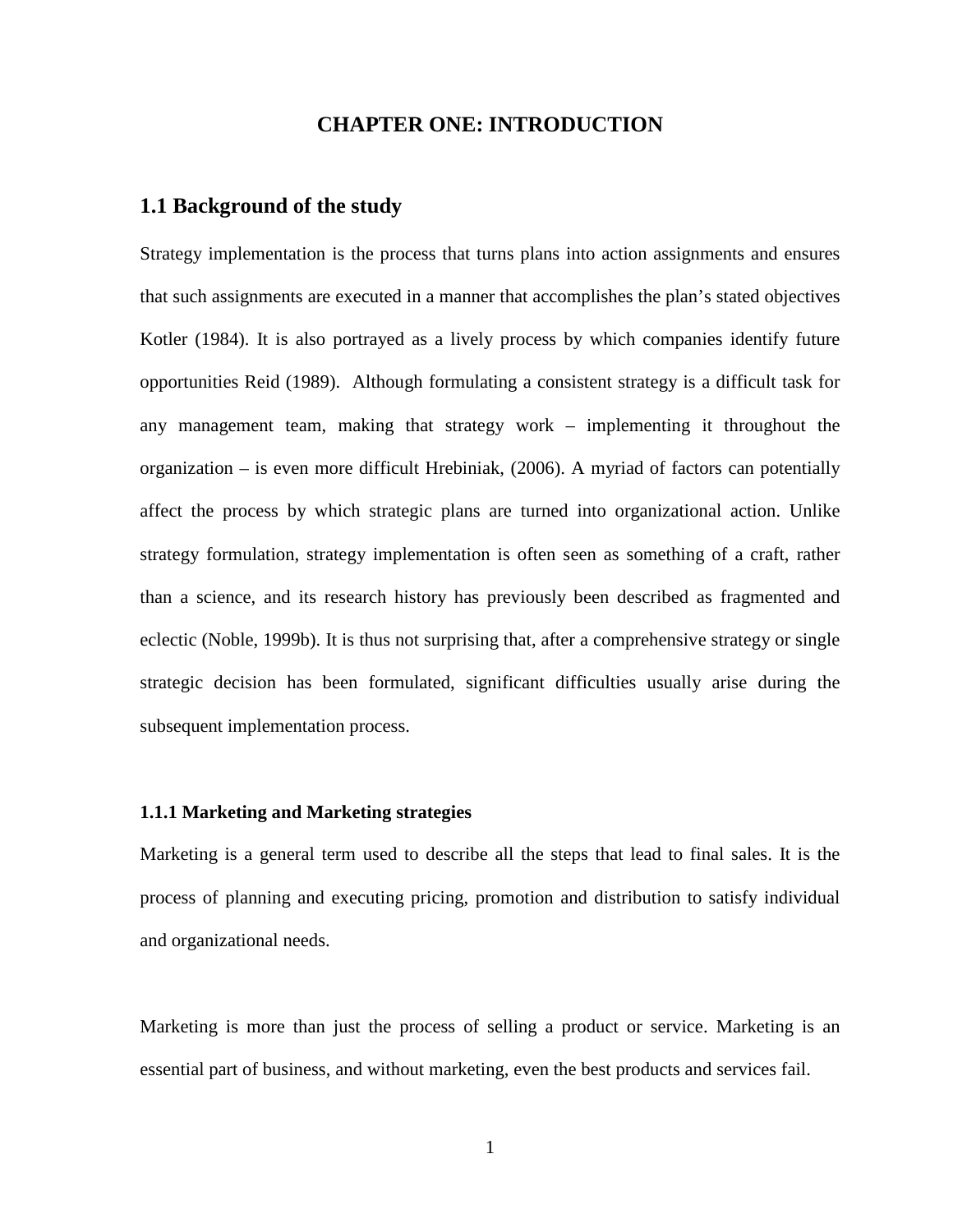# CHAPTER ONE: INTRODUCTION

## 1.1 Background of the study

Strategy implementation is the process that turns plans into action assignments and ensures that such assignments are executed in a manner that accomplishes the plan's stated objectives Kotler (1984). It is also portrayed as a lively process by which companies identify future opportunities Reid (1989). Although formulating a consistent strategy is a difficult task for any management team, making that strategy work – implementing it throughout the organization – is even more difficult Hrebiniak, (2006). A myriad of factors can potentially affect the process by which strategic plans are turned into organizational action. Unlike strategy formulation, strategy implementation is often seen as something of a craft, rather than a science, and its research history has previously been described as fragmented and eclectic (Noble, 1999b). It is thus not surprising that, after a comprehensive strategy or single strategic decision has been formulated, significant difficulties usually arise during the subsequent implementation process.

### 1.1.1 Marketing and Marketing strategies

Marketing is a general term used to describe all the steps that lead to final sales. It is the process of planning and executing pricing, promotion and distribution to satisfy individual and organizational needs.

Marketing is more than just the process of selling a product or service. Marketing is an essential part of business, and without marketing, even the best products and services fail.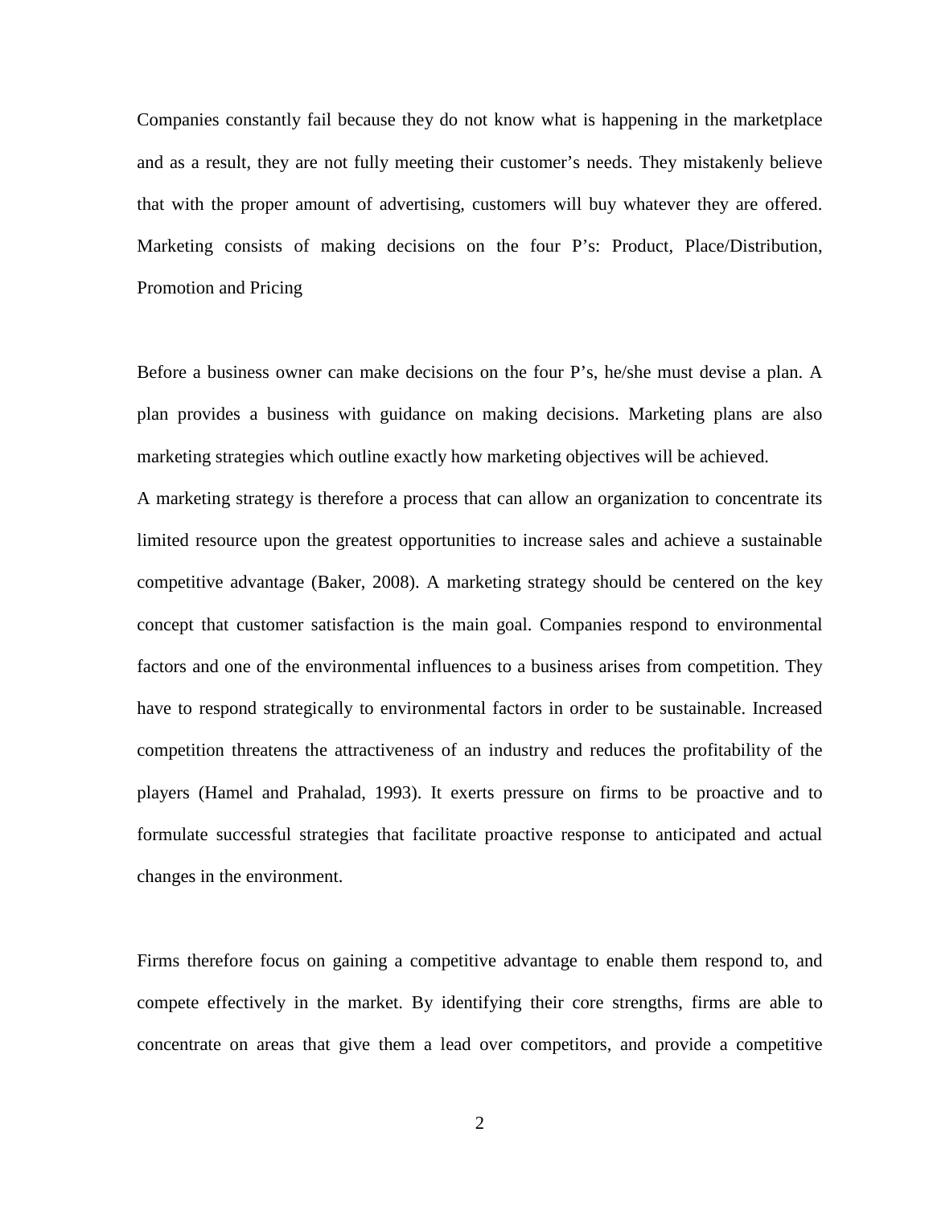Companies constantly fail because they do not know what is happening in the marketplace and as a result, they are not fully meeting their customer's needs. They mistakenly believe that with the proper amount of advertising, customers will buy whatever they are offered. Marketing consists of making decisions on the four P's: Product, Place/Distribution, Promotion and Pricing

Before a business owner can make decisions on the four P's, he/she must devise a plan. A plan provides a business with guidance on making decisions. Marketing plans are also marketing strategies which outline exactly how marketing objectives will be achieved.
A marketing strategy is therefore a process that can allow an organization to concentrate its limited resource upon the greatest opportunities to increase sales and achieve a sustainable competitive advantage (Baker, 2008). A marketing strategy should be centered on the key concept that customer satisfaction is the main goal. Companies respond to environmental factors and one of the environmental influences to a business arises from competition. They have to respond strategically to environmental factors in order to be sustainable. Increased competition threatens the attractiveness of an industry and reduces the profitability of the players (Hamel and Prahalad, 1993). It exerts pressure on firms to be proactive and to formulate successful strategies that facilitate proactive response to anticipated and actual changes in the environment.

Firms therefore focus on gaining a competitive advantage to enable them respond to, and compete effectively in the market. By identifying their core strengths, firms are able to concentrate on areas that give them a lead over competitors, and provide a competitive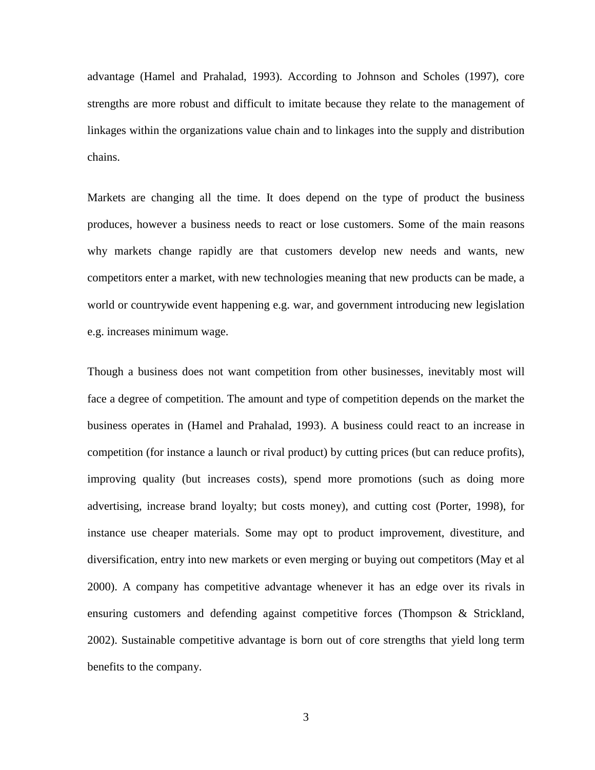advantage (Hamel and Prahalad, 1993). According to Johnson and Scholes (1997), core strengths are more robust and difficult to imitate because they relate to the management of linkages within the organizations value chain and to linkages into the supply and distribution chains.

Markets are changing all the time. It does depend on the type of product the business produces, however a business needs to react or lose customers. Some of the main reasons why markets change rapidly are that customers develop new needs and wants, new competitors enter a market, with new technologies meaning that new products can be made, a world or countrywide event happening e.g. war, and government introducing new legislation e.g. increases minimum wage.

Though a business does not want competition from other businesses, inevitably most will face a degree of competition. The amount and type of competition depends on the market the business operates in (Hamel and Prahalad, 1993). A business could react to an increase in competition (for instance a launch or rival product) by cutting prices (but can reduce profits), improving quality (but increases costs), spend more promotions (such as doing more advertising, increase brand loyalty; but costs money), and cutting cost (Porter, 1998), for instance use cheaper materials. Some may opt to product improvement, divestiture, and diversification, entry into new markets or even merging or buying out competitors (May et al 2000). A company has competitive advantage whenever it has an edge over its rivals in ensuring customers and defending against competitive forces (Thompson & Strickland, 2002). Sustainable competitive advantage is born out of core strengths that yield long term benefits to the company.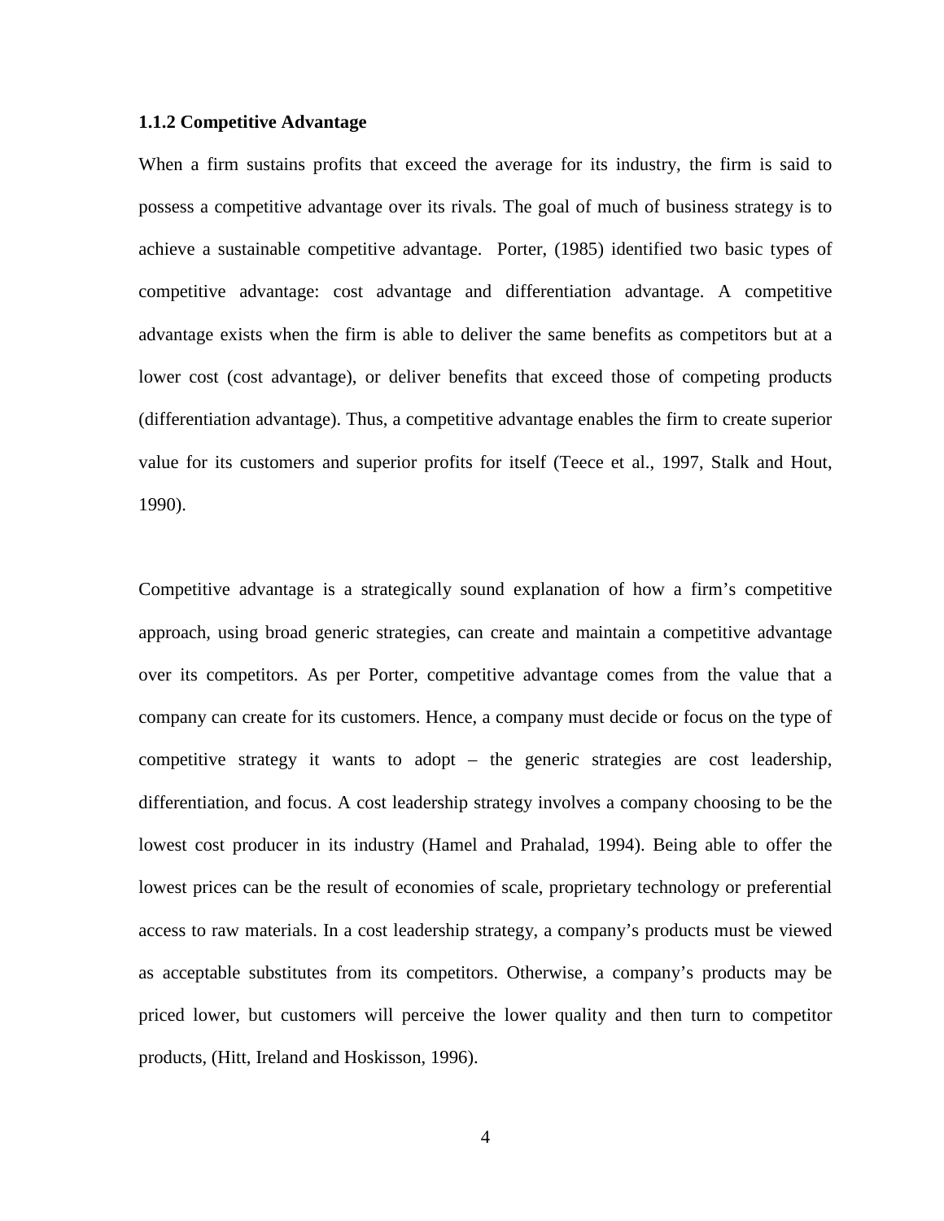### 1.1.2 Competitive Advantage

When a firm sustains profits that exceed the average for its industry, the firm is said to possess a competitive advantage over its rivals. The goal of much of business strategy is to achieve a sustainable competitive advantage. Porter, (1985) identified two basic types of competitive advantage: cost advantage and differentiation advantage. A competitive advantage exists when the firm is able to deliver the same benefits as competitors but at a lower cost (cost advantage), or deliver benefits that exceed those of competing products (differentiation advantage). Thus, a competitive advantage enables the firm to create superior value for its customers and superior profits for itself (Teece et al., 1997, Stalk and Hout, 1990).

Competitive advantage is a strategically sound explanation of how a firm's competitive approach, using broad generic strategies, can create and maintain a competitive advantage over its competitors. As per Porter, competitive advantage comes from the value that a company can create for its customers. Hence, a company must decide or focus on the type of competitive strategy it wants to adopt – the generic strategies are cost leadership, differentiation, and focus. A cost leadership strategy involves a company choosing to be the lowest cost producer in its industry (Hamel and Prahalad, 1994). Being able to offer the lowest prices can be the result of economies of scale, proprietary technology or preferential access to raw materials. In a cost leadership strategy, a company's products must be viewed as acceptable substitutes from its competitors. Otherwise, a company's products may be priced lower, but customers will perceive the lower quality and then turn to competitor products, (Hitt, Ireland and Hoskisson, 1996).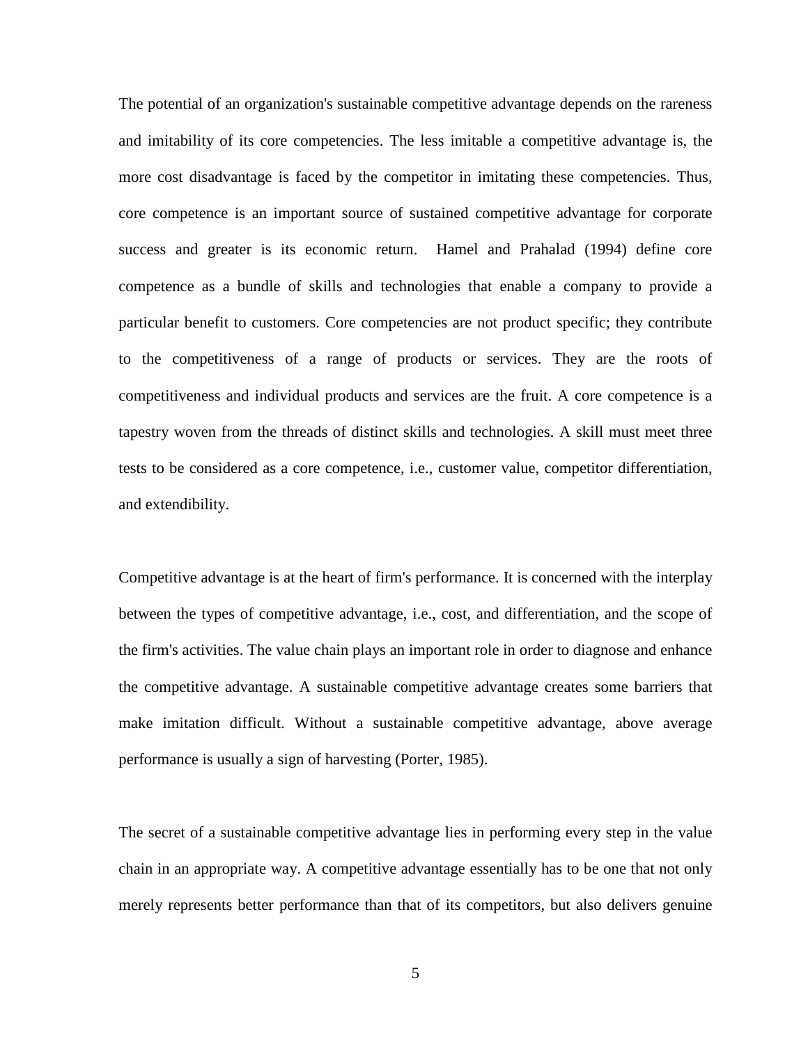The potential of an organization's sustainable competitive advantage depends on the rareness and imitability of its core competencies. The less imitable a competitive advantage is, the more cost disadvantage is faced by the competitor in imitating these competencies. Thus, core competence is an important source of sustained competitive advantage for corporate success and greater is its economic return. Hamel and Prahalad (1994) define core competence as a bundle of skills and technologies that enable a company to provide a particular benefit to customers. Core competencies are not product specific; they contribute to the competitiveness of a range of products or services. They are the roots of competitiveness and individual products and services are the fruit. A core competence is a tapestry woven from the threads of distinct skills and technologies. A skill must meet three tests to be considered as a core competence, i.e., customer value, competitor differentiation, and extendibility.

Competitive advantage is at the heart of firm's performance. It is concerned with the interplay between the types of competitive advantage, i.e., cost, and differentiation, and the scope of the firm's activities. The value chain plays an important role in order to diagnose and enhance the competitive advantage. A sustainable competitive advantage creates some barriers that make imitation difficult. Without a sustainable competitive advantage, above average performance is usually a sign of harvesting (Porter, 1985).

The secret of a sustainable competitive advantage lies in performing every step in the value chain in an appropriate way. A competitive advantage essentially has to be one that not only merely represents better performance than that of its competitors, but also delivers genuine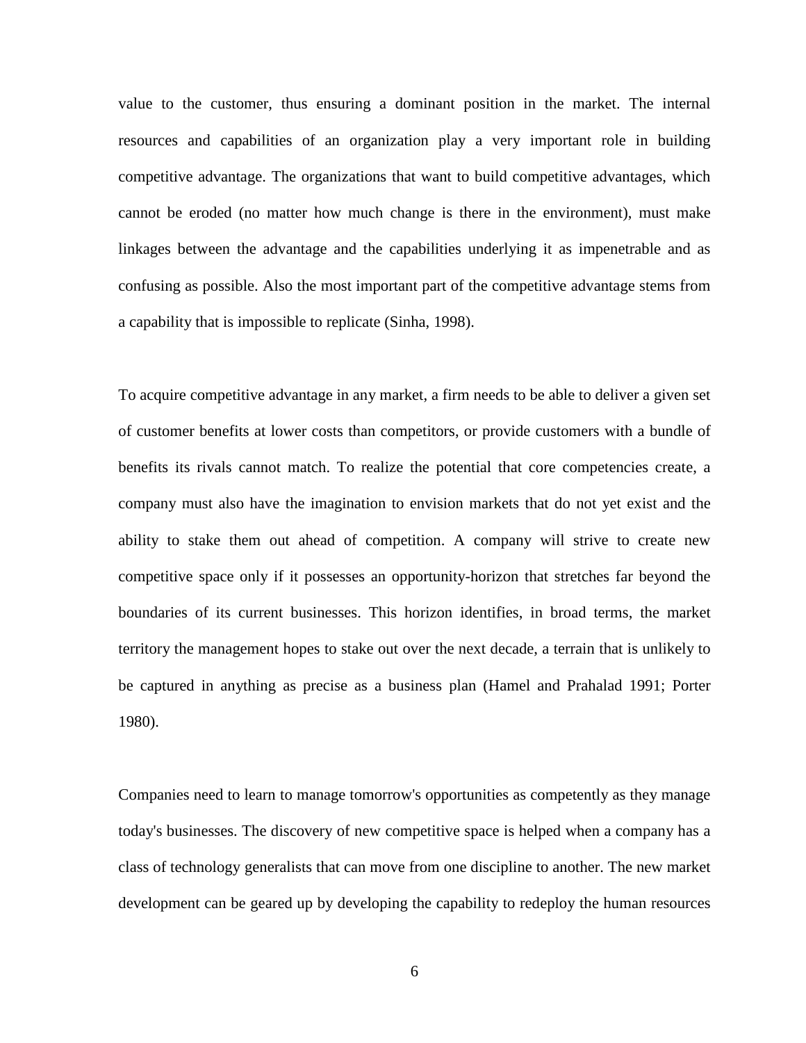value to the customer, thus ensuring a dominant position in the market. The internal resources and capabilities of an organization play a very important role in building competitive advantage. The organizations that want to build competitive advantages, which cannot be eroded (no matter how much change is there in the environment), must make linkages between the advantage and the capabilities underlying it as impenetrable and as confusing as possible. Also the most important part of the competitive advantage stems from a capability that is impossible to replicate (Sinha, 1998).

To acquire competitive advantage in any market, a firm needs to be able to deliver a given set of customer benefits at lower costs than competitors, or provide customers with a bundle of benefits its rivals cannot match. To realize the potential that core competencies create, a company must also have the imagination to envision markets that do not yet exist and the ability to stake them out ahead of competition. A company will strive to create new competitive space only if it possesses an opportunity-horizon that stretches far beyond the boundaries of its current businesses. This horizon identifies, in broad terms, the market territory the management hopes to stake out over the next decade, a terrain that is unlikely to be captured in anything as precise as a business plan (Hamel and Prahalad 1991; Porter 1980).

Companies need to learn to manage tomorrow's opportunities as competently as they manage today's businesses. The discovery of new competitive space is helped when a company has a class of technology generalists that can move from one discipline to another. The new market development can be geared up by developing the capability to redeploy the human resources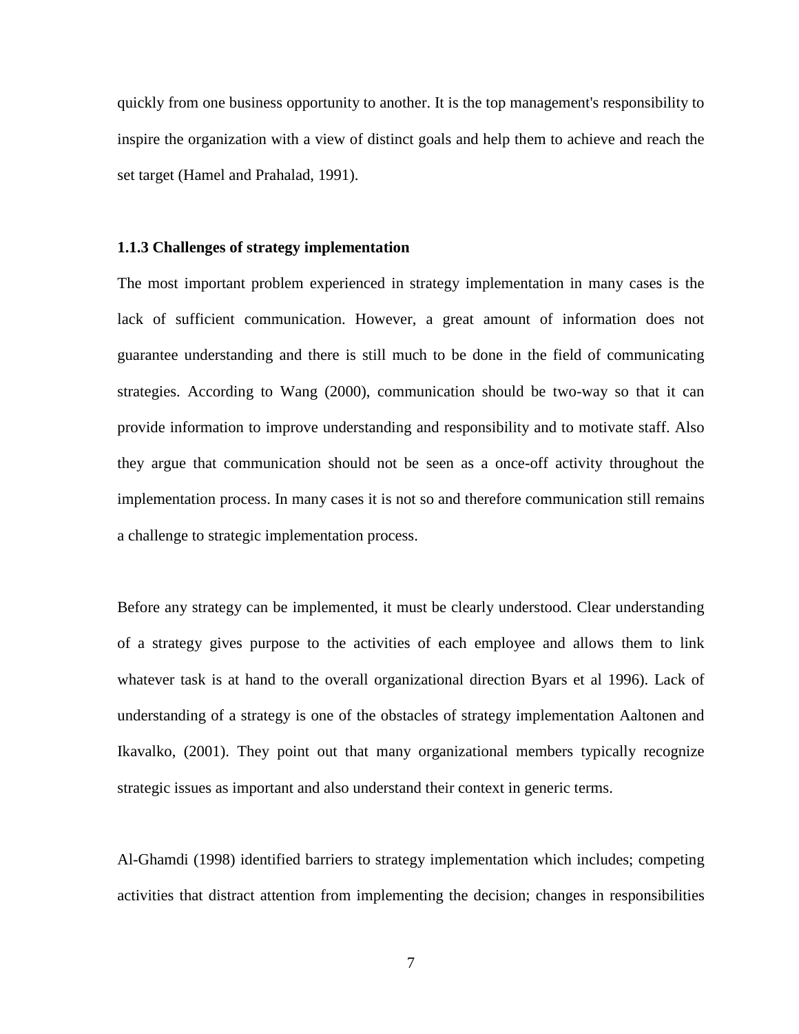quickly from one business opportunity to another. It is the top management's responsibility to inspire the organization with a view of distinct goals and help them to achieve and reach the set target (Hamel and Prahalad, 1991).

### 1.1.3 Challenges of strategy implementation

The most important problem experienced in strategy implementation in many cases is the lack of sufficient communication. However, a great amount of information does not guarantee understanding and there is still much to be done in the field of communicating strategies. According to Wang (2000), communication should be two-way so that it can provide information to improve understanding and responsibility and to motivate staff. Also they argue that communication should not be seen as a once-off activity throughout the implementation process. In many cases it is not so and therefore communication still remains a challenge to strategic implementation process.

Before any strategy can be implemented, it must be clearly understood. Clear understanding of a strategy gives purpose to the activities of each employee and allows them to link whatever task is at hand to the overall organizational direction Byars et al 1996). Lack of understanding of a strategy is one of the obstacles of strategy implementation Aaltonen and Ikavalko, (2001). They point out that many organizational members typically recognize strategic issues as important and also understand their context in generic terms.

Al-Ghamdi (1998) identified barriers to strategy implementation which includes; competing activities that distract attention from implementing the decision; changes in responsibilities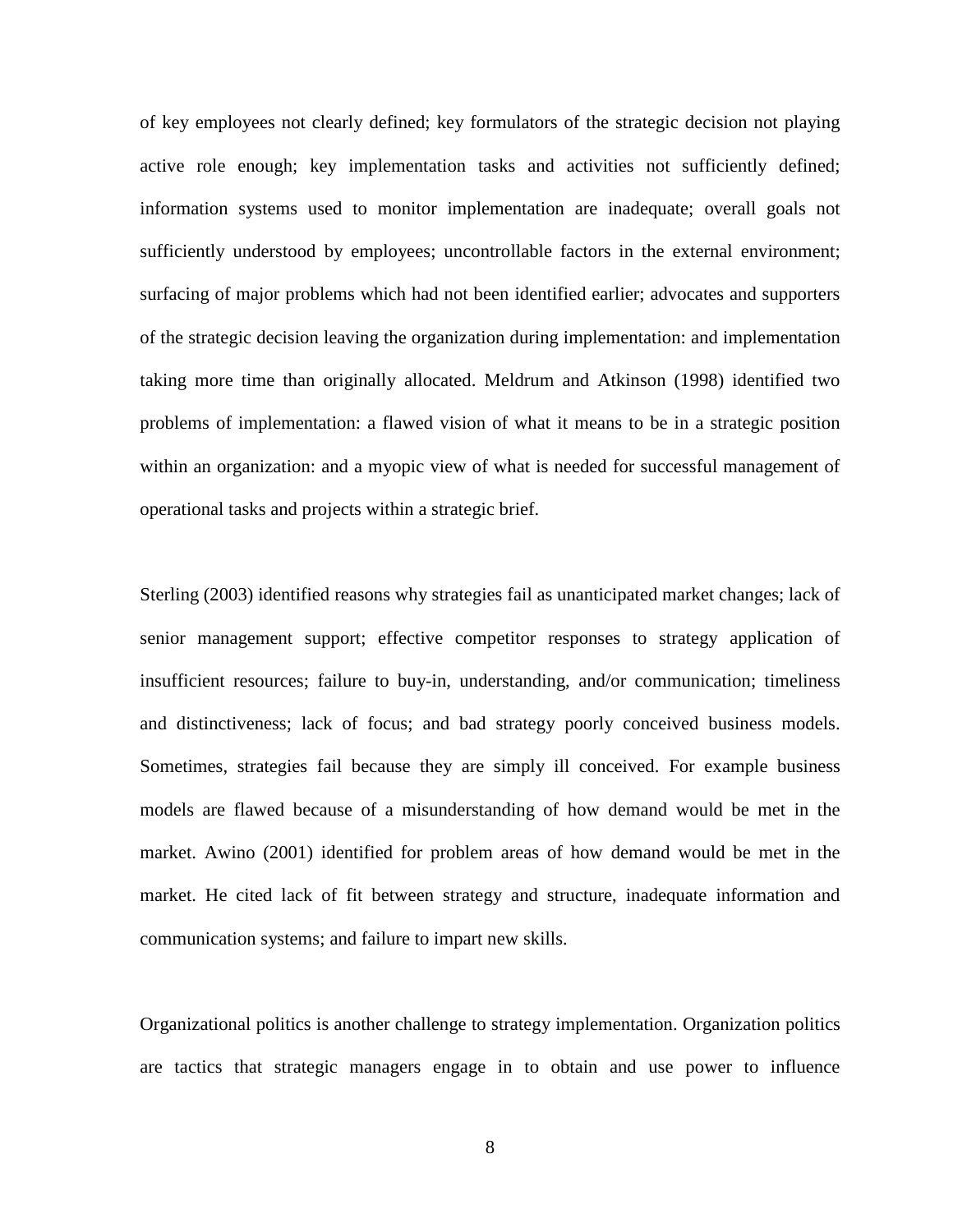of key employees not clearly defined; key formulators of the strategic decision not playing active role enough; key implementation tasks and activities not sufficiently defined; information systems used to monitor implementation are inadequate; overall goals not sufficiently understood by employees; uncontrollable factors in the external environment; surfacing of major problems which had not been identified earlier; advocates and supporters of the strategic decision leaving the organization during implementation: and implementation taking more time than originally allocated. Meldrum and Atkinson (1998) identified two problems of implementation: a flawed vision of what it means to be in a strategic position within an organization: and a myopic view of what is needed for successful management of operational tasks and projects within a strategic brief.

Sterling (2003) identified reasons why strategies fail as unanticipated market changes; lack of senior management support; effective competitor responses to strategy application of insufficient resources; failure to buy-in, understanding, and/or communication; timeliness and distinctiveness; lack of focus; and bad strategy poorly conceived business models. Sometimes, strategies fail because they are simply ill conceived. For example business models are flawed because of a misunderstanding of how demand would be met in the market. Awino (2001) identified for problem areas of how demand would be met in the market. He cited lack of fit between strategy and structure, inadequate information and communication systems; and failure to impart new skills.

Organizational politics is another challenge to strategy implementation. Organization politics are tactics that strategic managers engage in to obtain and use power to influence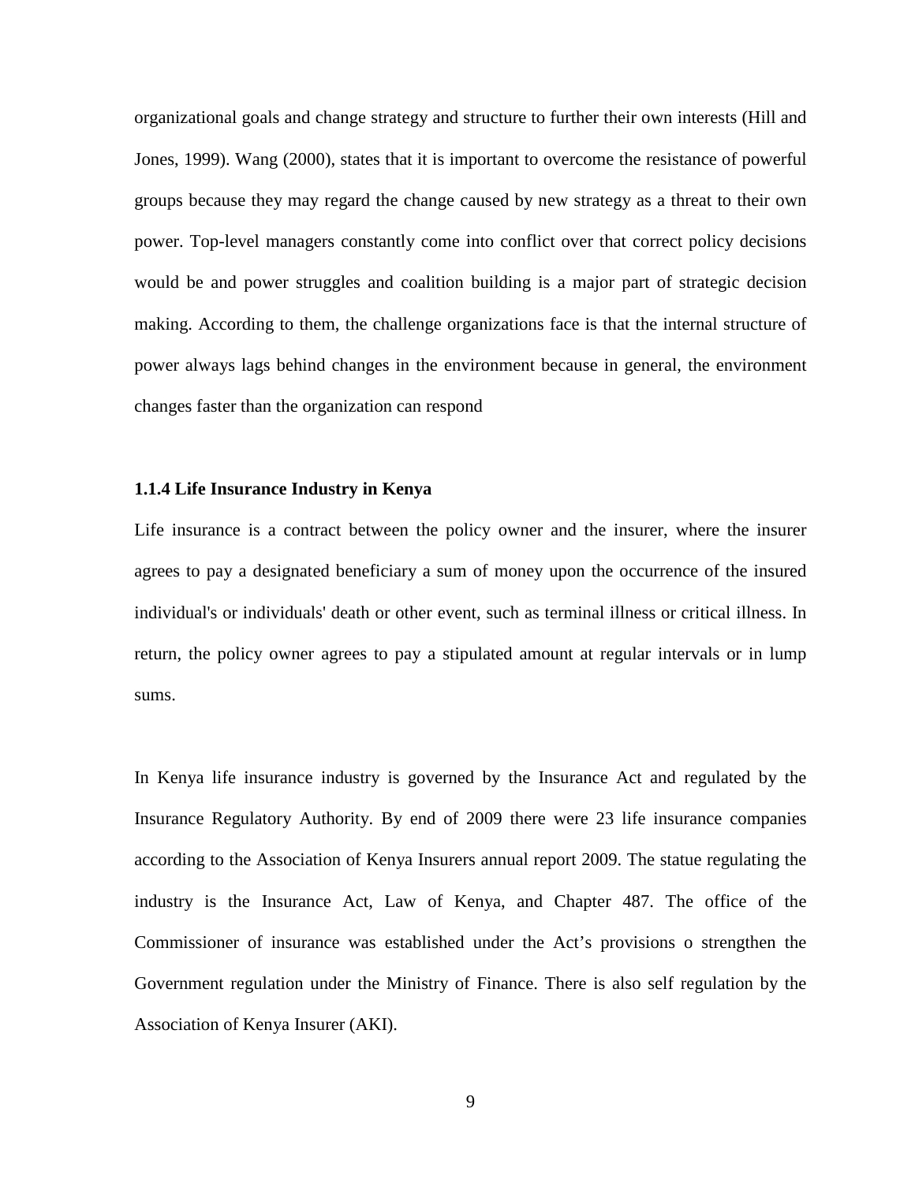organizational goals and change strategy and structure to further their own interests (Hill and Jones, 1999). Wang (2000), states that it is important to overcome the resistance of powerful groups because they may regard the change caused by new strategy as a threat to their own power. Top-level managers constantly come into conflict over that correct policy decisions would be and power struggles and coalition building is a major part of strategic decision making. According to them, the challenge organizations face is that the internal structure of power always lags behind changes in the environment because in general, the environment changes faster than the organization can respond

### 1.1.4 Life Insurance Industry in Kenya

Life insurance is a contract between the policy owner and the insurer, where the insurer agrees to pay a designated beneficiary a sum of money upon the occurrence of the insured individual's or individuals' death or other event, such as terminal illness or critical illness. In return, the policy owner agrees to pay a stipulated amount at regular intervals or in lump sums.

In Kenya life insurance industry is governed by the Insurance Act and regulated by the Insurance Regulatory Authority. By end of 2009 there were 23 life insurance companies according to the Association of Kenya Insurers annual report 2009. The statue regulating the industry is the Insurance Act, Law of Kenya, and Chapter 487. The office of the Commissioner of insurance was established under the Act’s provisions o strengthen the Government regulation under the Ministry of Finance. There is also self regulation by the Association of Kenya Insurer (AKI).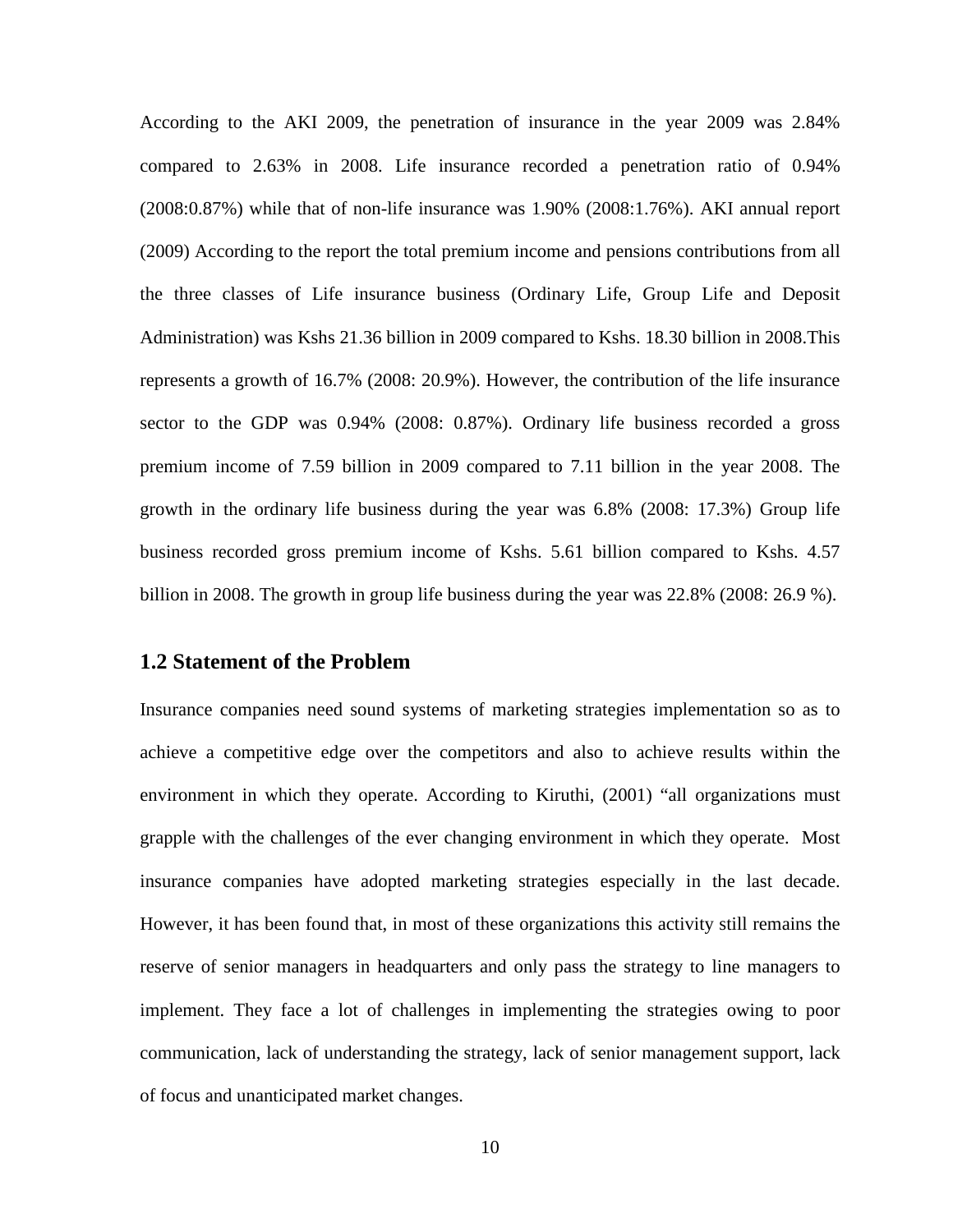According to the AKI 2009, the penetration of insurance in the year 2009 was 2.84% compared to 2.63% in 2008. Life insurance recorded a penetration ratio of 0.94% (2008:0.87%) while that of non-life insurance was 1.90% (2008:1.76%). AKI annual report (2009) According to the report the total premium income and pensions contributions from all the three classes of Life insurance business (Ordinary Life, Group Life and Deposit Administration) was Kshs 21.36 billion in 2009 compared to Kshs. 18.30 billion in 2008.This represents a growth of 16.7% (2008: 20.9%). However, the contribution of the life insurance sector to the GDP was 0.94% (2008: 0.87%). Ordinary life business recorded a gross premium income of 7.59 billion in 2009 compared to 7.11 billion in the year 2008. The growth in the ordinary life business during the year was 6.8% (2008: 17.3%) Group life business recorded gross premium income of Kshs. 5.61 billion compared to Kshs. 4.57 billion in 2008. The growth in group life business during the year was 22.8% (2008: 26.9 %).

## 1.2 Statement of the Problem

Insurance companies need sound systems of marketing strategies implementation so as to achieve a competitive edge over the competitors and also to achieve results within the environment in which they operate. According to Kiruthi, (2001) "all organizations must grapple with the challenges of the ever changing environment in which they operate. Most insurance companies have adopted marketing strategies especially in the last decade. However, it has been found that, in most of these organizations this activity still remains the reserve of senior managers in headquarters and only pass the strategy to line managers to implement. They face a lot of challenges in implementing the strategies owing to poor communication, lack of understanding the strategy, lack of senior management support, lack of focus and unanticipated market changes.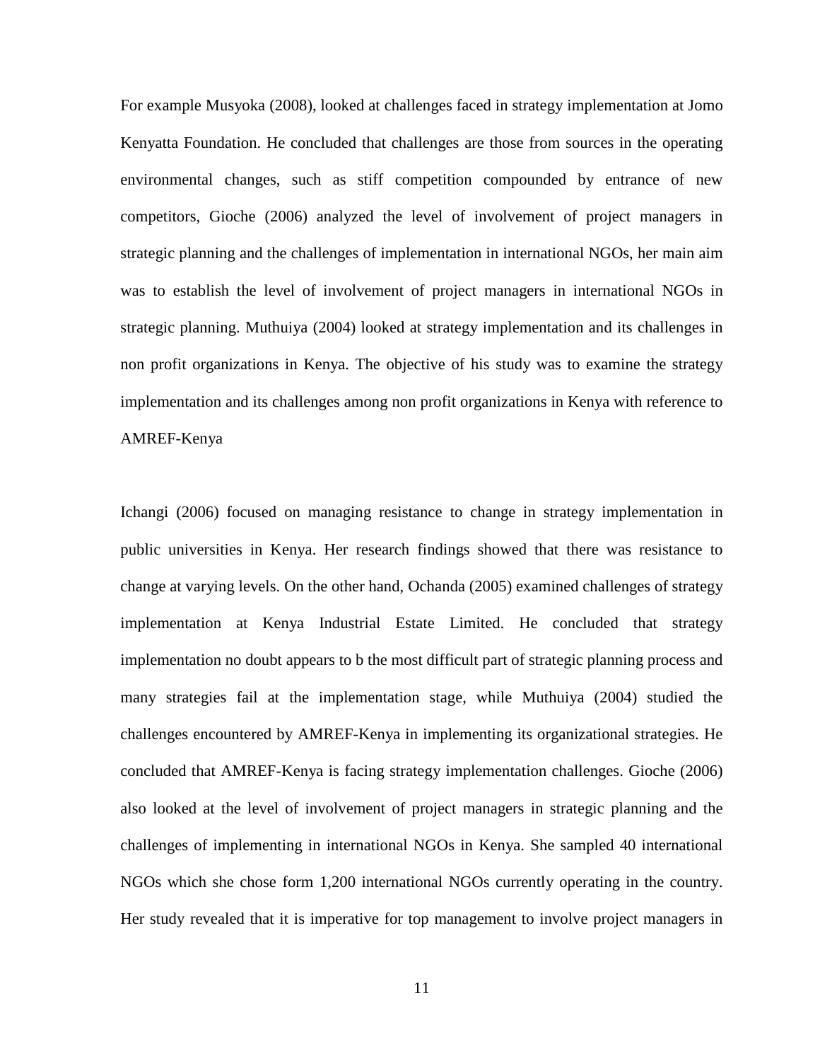For example Musyoka (2008), looked at challenges faced in strategy implementation at Jomo Kenyatta Foundation. He concluded that challenges are those from sources in the operating environmental changes, such as stiff competition compounded by entrance of new competitors, Gioche (2006) analyzed the level of involvement of project managers in strategic planning and the challenges of implementation in international NGOs, her main aim was to establish the level of involvement of project managers in international NGOs in strategic planning. Muthuiya (2004) looked at strategy implementation and its challenges in non profit organizations in Kenya. The objective of his study was to examine the strategy implementation and its challenges among non profit organizations in Kenya with reference to AMREF-Kenya

Ichangi (2006) focused on managing resistance to change in strategy implementation in public universities in Kenya. Her research findings showed that there was resistance to change at varying levels. On the other hand, Ochanda (2005) examined challenges of strategy implementation at Kenya Industrial Estate Limited. He concluded that strategy implementation no doubt appears to b the most difficult part of strategic planning process and many strategies fail at the implementation stage, while Muthuiya (2004) studied the challenges encountered by AMREF-Kenya in implementing its organizational strategies. He concluded that AMREF-Kenya is facing strategy implementation challenges. Gioche (2006) also looked at the level of involvement of project managers in strategic planning and the challenges of implementing in international NGOs in Kenya. She sampled 40 international NGOs which she chose form 1,200 international NGOs currently operating in the country. Her study revealed that it is imperative for top management to involve project managers in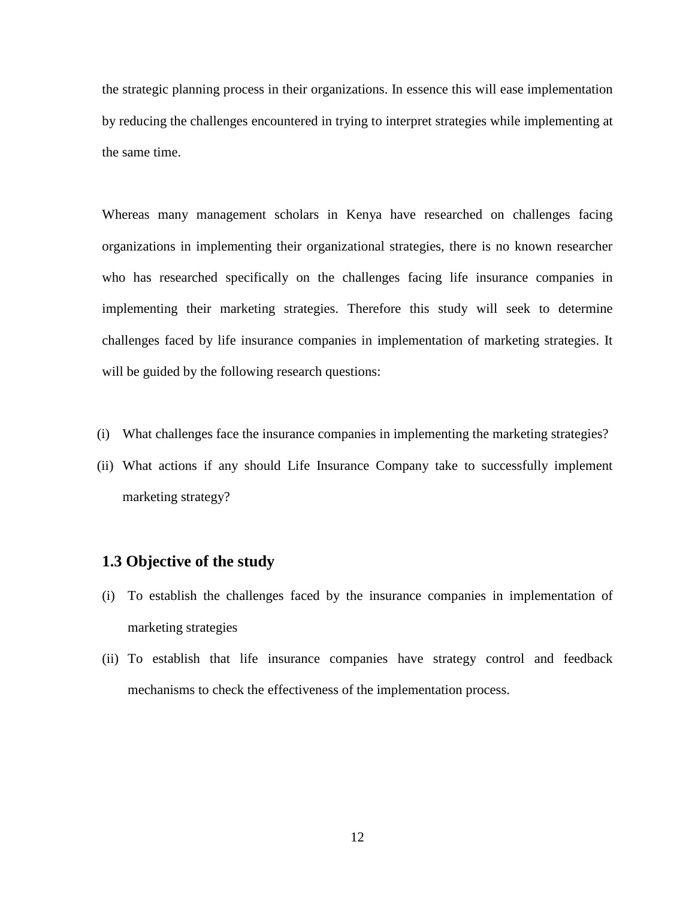the strategic planning process in their organizations. In essence this will ease implementation by reducing the challenges encountered in trying to interpret strategies while implementing at the same time.

Whereas many management scholars in Kenya have researched on challenges facing organizations in implementing their organizational strategies, there is no known researcher who has researched specifically on the challenges facing life insurance companies in implementing their marketing strategies. Therefore this study will seek to determine challenges faced by life insurance companies in implementation of marketing strategies. It will be guided by the following research questions:

(i) What challenges face the insurance companies in implementing the marketing strategies?

(ii) What actions if any should Life Insurance Company take to successfully implement marketing strategy?

## 1.3 Objective of the study

(i) To establish the challenges faced by the insurance companies in implementation of marketing strategies

(ii) To establish that life insurance companies have strategy control and feedback mechanisms to check the effectiveness of the implementation process.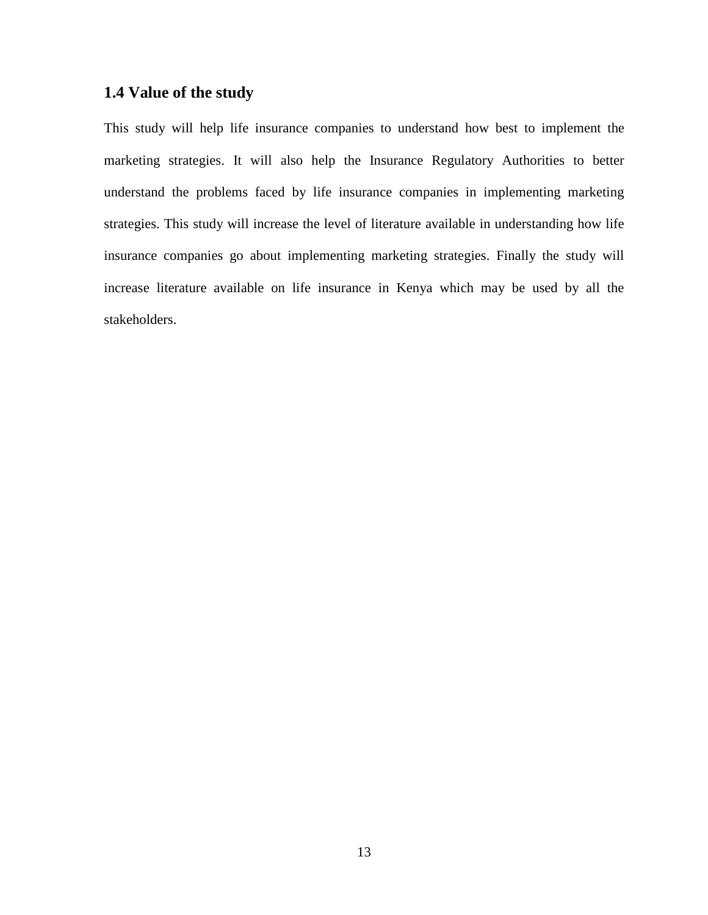## 1.4 Value of the study

This study will help life insurance companies to understand how best to implement the marketing strategies. It will also help the Insurance Regulatory Authorities to better understand the problems faced by life insurance companies in implementing marketing strategies. This study will increase the level of literature available in understanding how life insurance companies go about implementing marketing strategies. Finally the study will increase literature available on life insurance in Kenya which may be used by all the stakeholders.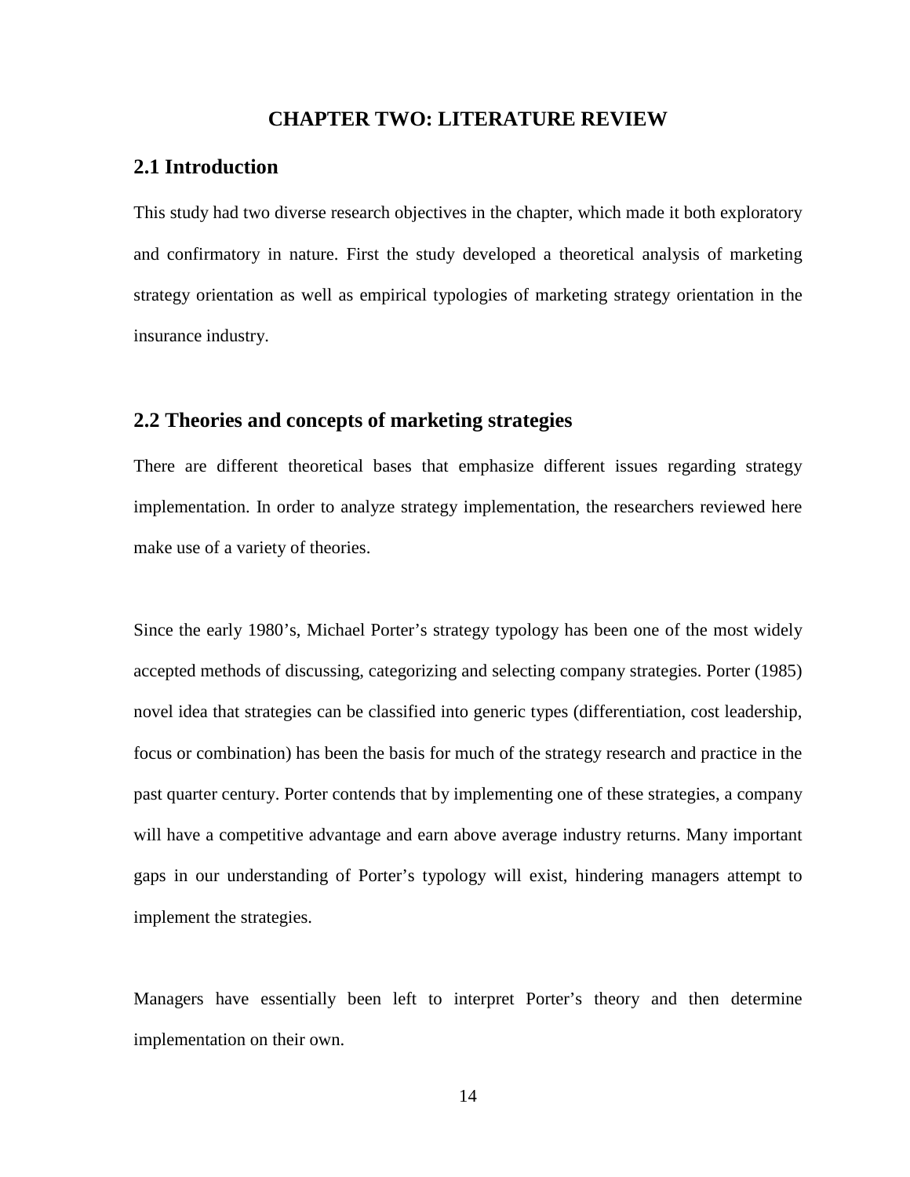# CHAPTER TWO: LITERATURE REVIEW

## 2.1 Introduction

This study had two diverse research objectives in the chapter, which made it both exploratory and confirmatory in nature. First the study developed a theoretical analysis of marketing strategy orientation as well as empirical typologies of marketing strategy orientation in the insurance industry.

## 2.2 Theories and concepts of marketing strategies

There are different theoretical bases that emphasize different issues regarding strategy implementation. In order to analyze strategy implementation, the researchers reviewed here make use of a variety of theories.

Since the early 1980's, Michael Porter's strategy typology has been one of the most widely accepted methods of discussing, categorizing and selecting company strategies. Porter (1985) novel idea that strategies can be classified into generic types (differentiation, cost leadership, focus or combination) has been the basis for much of the strategy research and practice in the past quarter century. Porter contends that by implementing one of these strategies, a company will have a competitive advantage and earn above average industry returns. Many important gaps in our understanding of Porter's typology will exist, hindering managers attempt to implement the strategies.

Managers have essentially been left to interpret Porter's theory and then determine implementation on their own.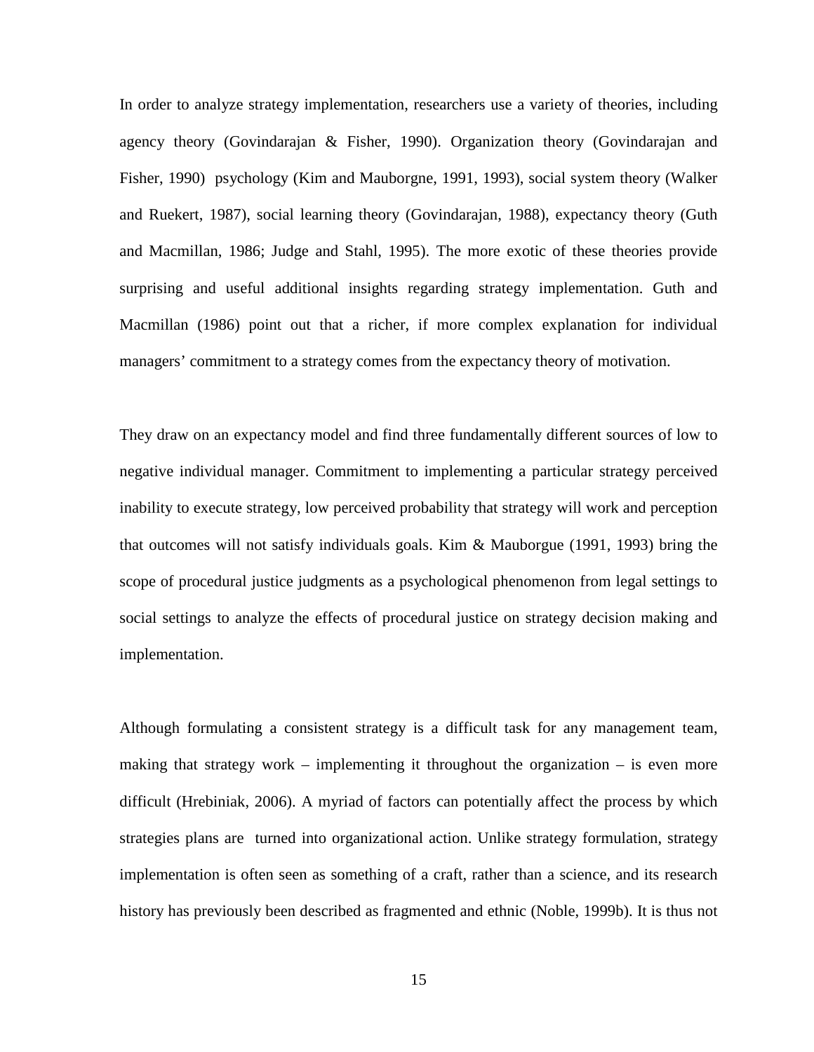In order to analyze strategy implementation, researchers use a variety of theories, including agency theory (Govindarajan & Fisher, 1990). Organization theory (Govindarajan and Fisher, 1990) psychology (Kim and Mauborgne, 1991, 1993), social system theory (Walker and Ruekert, 1987), social learning theory (Govindarajan, 1988), expectancy theory (Guth and Macmillan, 1986; Judge and Stahl, 1995). The more exotic of these theories provide surprising and useful additional insights regarding strategy implementation. Guth and Macmillan (1986) point out that a richer, if more complex explanation for individual managers' commitment to a strategy comes from the expectancy theory of motivation.

They draw on an expectancy model and find three fundamentally different sources of low to negative individual manager. Commitment to implementing a particular strategy perceived inability to execute strategy, low perceived probability that strategy will work and perception that outcomes will not satisfy individuals goals. Kim & Mauborgue (1991, 1993) bring the scope of procedural justice judgments as a psychological phenomenon from legal settings to social settings to analyze the effects of procedural justice on strategy decision making and implementation.

Although formulating a consistent strategy is a difficult task for any management team, making that strategy work – implementing it throughout the organization – is even more difficult (Hrebiniak, 2006). A myriad of factors can potentially affect the process by which strategies plans are turned into organizational action. Unlike strategy formulation, strategy implementation is often seen as something of a craft, rather than a science, and its research history has previously been described as fragmented and ethnic (Noble, 1999b). It is thus not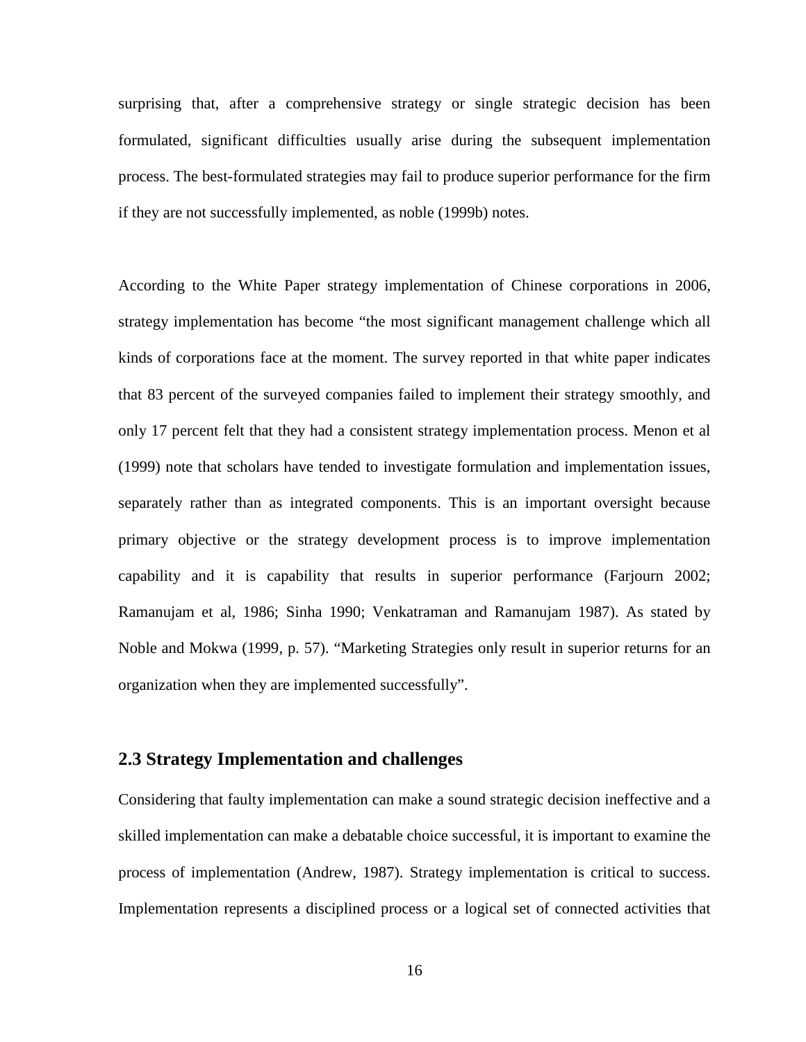surprising that, after a comprehensive strategy or single strategic decision has been formulated, significant difficulties usually arise during the subsequent implementation process. The best-formulated strategies may fail to produce superior performance for the firm if they are not successfully implemented, as noble (1999b) notes.

According to the White Paper strategy implementation of Chinese corporations in 2006, strategy implementation has become "the most significant management challenge which all kinds of corporations face at the moment. The survey reported in that white paper indicates that 83 percent of the surveyed companies failed to implement their strategy smoothly, and only 17 percent felt that they had a consistent strategy implementation process. Menon et al (1999) note that scholars have tended to investigate formulation and implementation issues, separately rather than as integrated components. This is an important oversight because primary objective or the strategy development process is to improve implementation capability and it is capability that results in superior performance (Farjourn 2002; Ramanujam et al, 1986; Sinha 1990; Venkatraman and Ramanujam 1987). As stated by Noble and Mokwa (1999, p. 57). "Marketing Strategies only result in superior returns for an organization when they are implemented successfully".

## 2.3 Strategy Implementation and challenges

Considering that faulty implementation can make a sound strategic decision ineffective and a skilled implementation can make a debatable choice successful, it is important to examine the process of implementation (Andrew, 1987). Strategy implementation is critical to success. Implementation represents a disciplined process or a logical set of connected activities that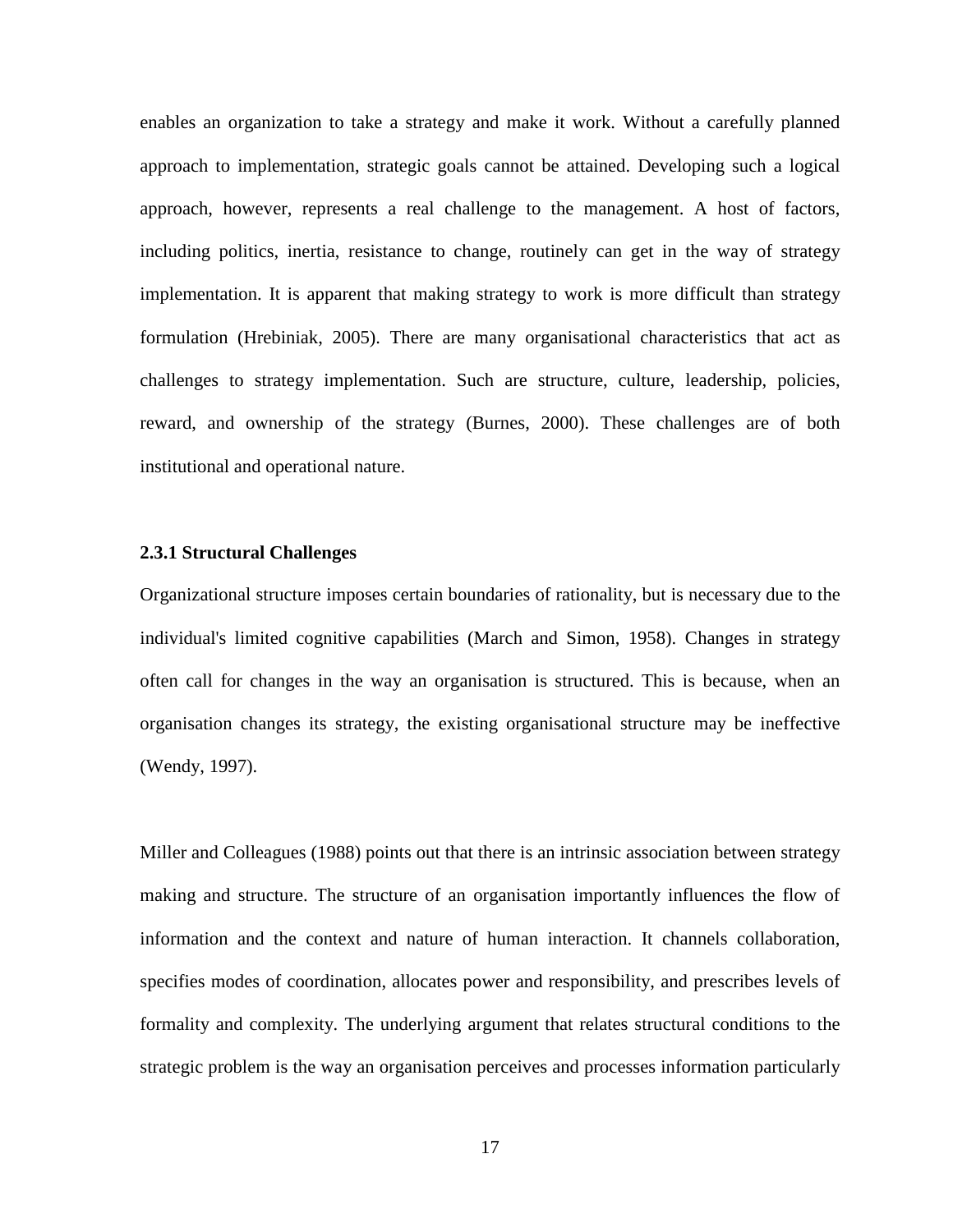enables an organization to take a strategy and make it work. Without a carefully planned approach to implementation, strategic goals cannot be attained. Developing such a logical approach, however, represents a real challenge to the management. A host of factors, including politics, inertia, resistance to change, routinely can get in the way of strategy implementation. It is apparent that making strategy to work is more difficult than strategy formulation (Hrebiniak, 2005). There are many organisational characteristics that act as challenges to strategy implementation. Such are structure, culture, leadership, policies, reward, and ownership of the strategy (Burnes, 2000). These challenges are of both institutional and operational nature.

### 2.3.1 Structural Challenges

Organizational structure imposes certain boundaries of rationality, but is necessary due to the individual's limited cognitive capabilities (March and Simon, 1958). Changes in strategy often call for changes in the way an organisation is structured. This is because, when an organisation changes its strategy, the existing organisational structure may be ineffective (Wendy, 1997).

Miller and Colleagues (1988) points out that there is an intrinsic association between strategy making and structure. The structure of an organisation importantly influences the flow of information and the context and nature of human interaction. It channels collaboration, specifies modes of coordination, allocates power and responsibility, and prescribes levels of formality and complexity. The underlying argument that relates structural conditions to the strategic problem is the way an organisation perceives and processes information particularly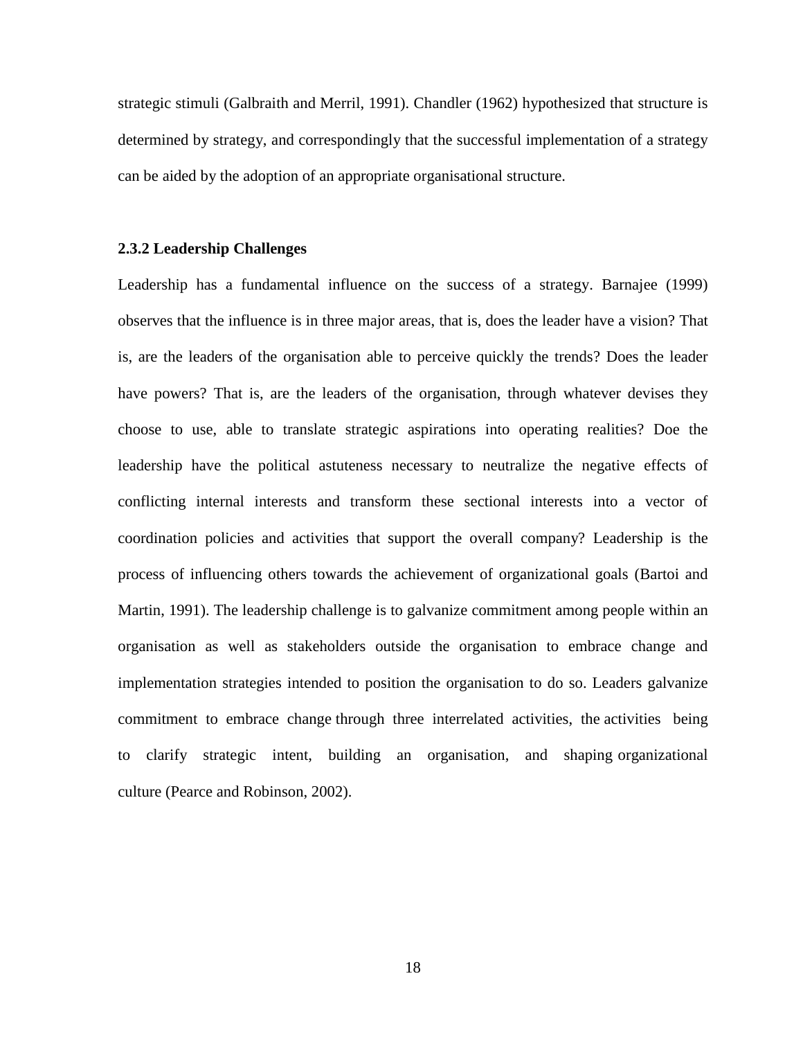strategic stimuli (Galbraith and Merril, 1991). Chandler (1962) hypothesized that structure is determined by strategy, and correspondingly that the successful implementation of a strategy can be aided by the adoption of an appropriate organisational structure.

### 2.3.2 Leadership Challenges

Leadership has a fundamental influence on the success of a strategy. Barnajee (1999) observes that the influence is in three major areas, that is, does the leader have a vision? That is, are the leaders of the organisation able to perceive quickly the trends? Does the leader have powers? That is, are the leaders of the organisation, through whatever devises they choose to use, able to translate strategic aspirations into operating realities? Doe the leadership have the political astuteness necessary to neutralize the negative effects of conflicting internal interests and transform these sectional interests into a vector of coordination policies and activities that support the overall company? Leadership is the process of influencing others towards the achievement of organizational goals (Bartoi and Martin, 1991). The leadership challenge is to galvanize commitment among people within an organisation as well as stakeholders outside the organisation to embrace change and implementation strategies intended to position the organisation to do so. Leaders galvanize commitment to embrace change through three interrelated activities, the activities being to clarify strategic intent, building an organisation, and shaping organizational culture (Pearce and Robinson, 2002).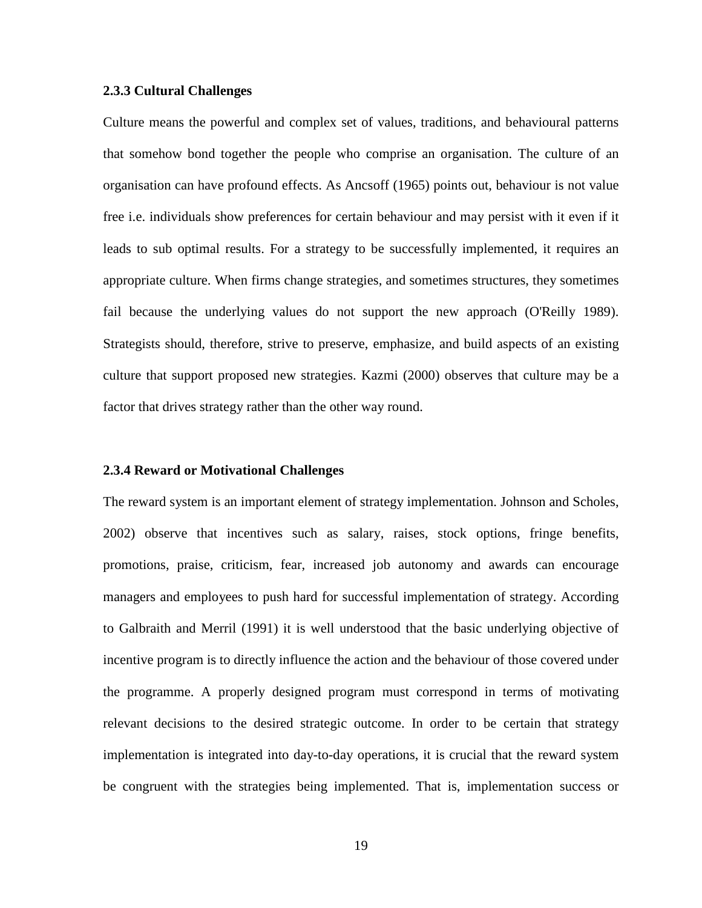### 2.3.3 Cultural Challenges

Culture means the powerful and complex set of values, traditions, and behavioural patterns that somehow bond together the people who comprise an organisation. The culture of an organisation can have profound effects. As Ancsoff (1965) points out, behaviour is not value free i.e. individuals show preferences for certain behaviour and may persist with it even if it leads to sub optimal results. For a strategy to be successfully implemented, it requires an appropriate culture. When firms change strategies, and sometimes structures, they sometimes fail because the underlying values do not support the new approach (O'Reilly 1989). Strategists should, therefore, strive to preserve, emphasize, and build aspects of an existing culture that support proposed new strategies. Kazmi (2000) observes that culture may be a factor that drives strategy rather than the other way round.

### 2.3.4 Reward or Motivational Challenges

The reward system is an important element of strategy implementation. Johnson and Scholes, 2002) observe that incentives such as salary, raises, stock options, fringe benefits, promotions, praise, criticism, fear, increased job autonomy and awards can encourage managers and employees to push hard for successful implementation of strategy. According to Galbraith and Merril (1991) it is well understood that the basic underlying objective of incentive program is to directly influence the action and the behaviour of those covered under the programme. A properly designed program must correspond in terms of motivating relevant decisions to the desired strategic outcome. In order to be certain that strategy implementation is integrated into day-to-day operations, it is crucial that the reward system be congruent with the strategies being implemented. That is, implementation success or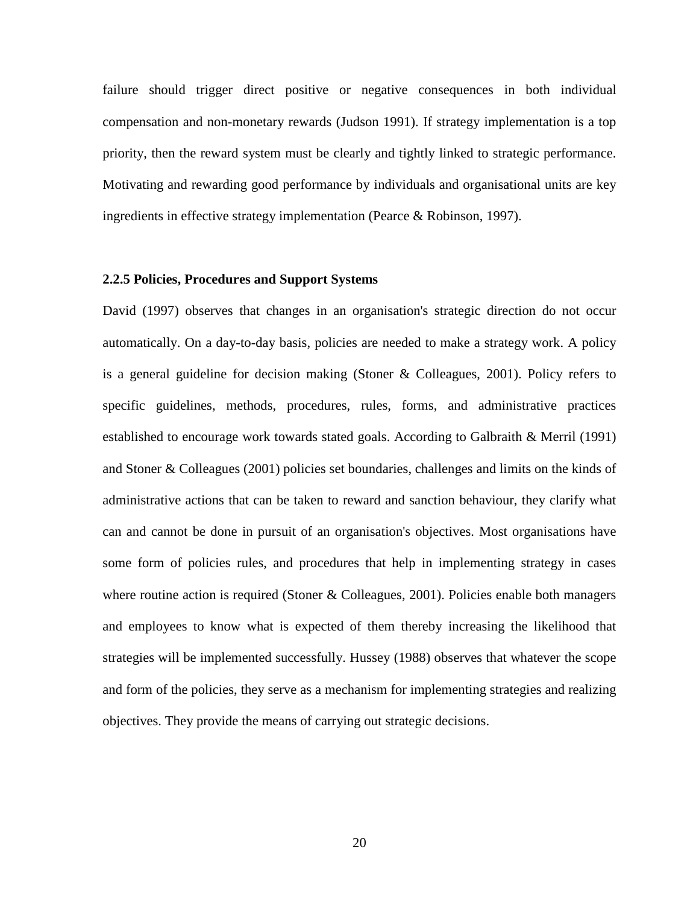failure should trigger direct positive or negative consequences in both individual compensation and non-monetary rewards (Judson 1991). If strategy implementation is a top priority, then the reward system must be clearly and tightly linked to strategic performance. Motivating and rewarding good performance by individuals and organisational units are key ingredients in effective strategy implementation (Pearce & Robinson, 1997).

### 2.2.5 Policies, Procedures and Support Systems

David (1997) observes that changes in an organisation's strategic direction do not occur automatically. On a day-to-day basis, policies are needed to make a strategy work. A policy is a general guideline for decision making (Stoner & Colleagues, 2001). Policy refers to specific guidelines, methods, procedures, rules, forms, and administrative practices established to encourage work towards stated goals. According to Galbraith & Merril (1991) and Stoner & Colleagues (2001) policies set boundaries, challenges and limits on the kinds of administrative actions that can be taken to reward and sanction behaviour, they clarify what can and cannot be done in pursuit of an organisation's objectives. Most organisations have some form of policies rules, and procedures that help in implementing strategy in cases where routine action is required (Stoner & Colleagues, 2001). Policies enable both managers and employees to know what is expected of them thereby increasing the likelihood that strategies will be implemented successfully. Hussey (1988) observes that whatever the scope and form of the policies, they serve as a mechanism for implementing strategies and realizing objectives. They provide the means of carrying out strategic decisions.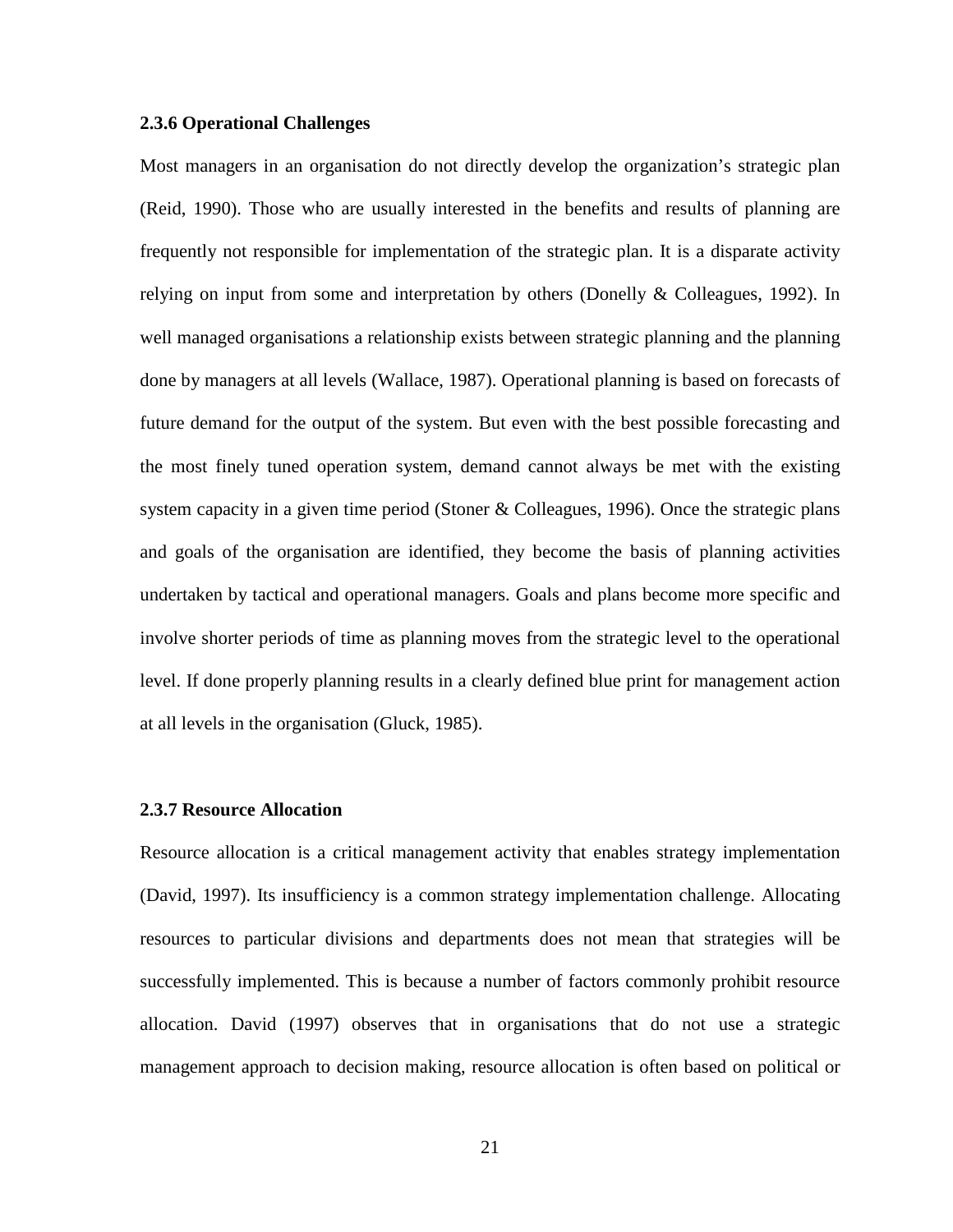### 2.3.6 Operational Challenges

Most managers in an organisation do not directly develop the organization's strategic plan (Reid, 1990). Those who are usually interested in the benefits and results of planning are frequently not responsible for implementation of the strategic plan. It is a disparate activity relying on input from some and interpretation by others (Donelly & Colleagues, 1992). In well managed organisations a relationship exists between strategic planning and the planning done by managers at all levels (Wallace, 1987). Operational planning is based on forecasts of future demand for the output of the system. But even with the best possible forecasting and the most finely tuned operation system, demand cannot always be met with the existing system capacity in a given time period (Stoner & Colleagues, 1996). Once the strategic plans and goals of the organisation are identified, they become the basis of planning activities undertaken by tactical and operational managers. Goals and plans become more specific and involve shorter periods of time as planning moves from the strategic level to the operational level. If done properly planning results in a clearly defined blue print for management action at all levels in the organisation (Gluck, 1985).

### 2.3.7 Resource Allocation

Resource allocation is a critical management activity that enables strategy implementation (David, 1997). Its insufficiency is a common strategy implementation challenge. Allocating resources to particular divisions and departments does not mean that strategies will be successfully implemented. This is because a number of factors commonly prohibit resource allocation. David (1997) observes that in organisations that do not use a strategic management approach to decision making, resource allocation is often based on political or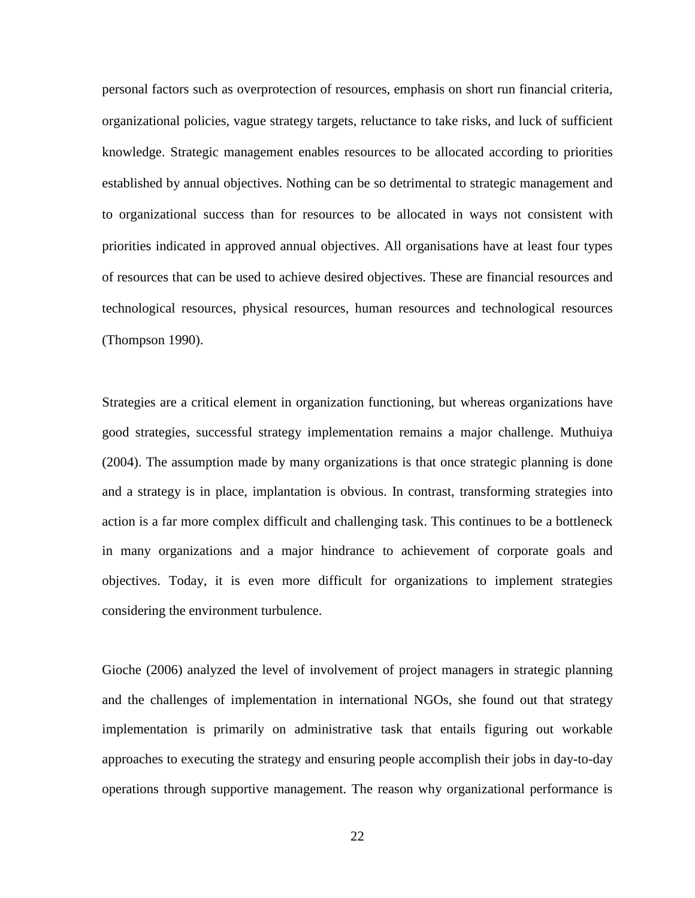personal factors such as overprotection of resources, emphasis on short run financial criteria, organizational policies, vague strategy targets, reluctance to take risks, and luck of sufficient knowledge. Strategic management enables resources to be allocated according to priorities established by annual objectives. Nothing can be so detrimental to strategic management and to organizational success than for resources to be allocated in ways not consistent with priorities indicated in approved annual objectives. All organisations have at least four types of resources that can be used to achieve desired objectives. These are financial resources and technological resources, physical resources, human resources and technological resources (Thompson 1990).

Strategies are a critical element in organization functioning, but whereas organizations have good strategies, successful strategy implementation remains a major challenge. Muthuiya (2004). The assumption made by many organizations is that once strategic planning is done and a strategy is in place, implantation is obvious. In contrast, transforming strategies into action is a far more complex difficult and challenging task. This continues to be a bottleneck in many organizations and a major hindrance to achievement of corporate goals and objectives. Today, it is even more difficult for organizations to implement strategies considering the environment turbulence.

Gioche (2006) analyzed the level of involvement of project managers in strategic planning and the challenges of implementation in international NGOs, she found out that strategy implementation is primarily on administrative task that entails figuring out workable approaches to executing the strategy and ensuring people accomplish their jobs in day-to-day operations through supportive management. The reason why organizational performance is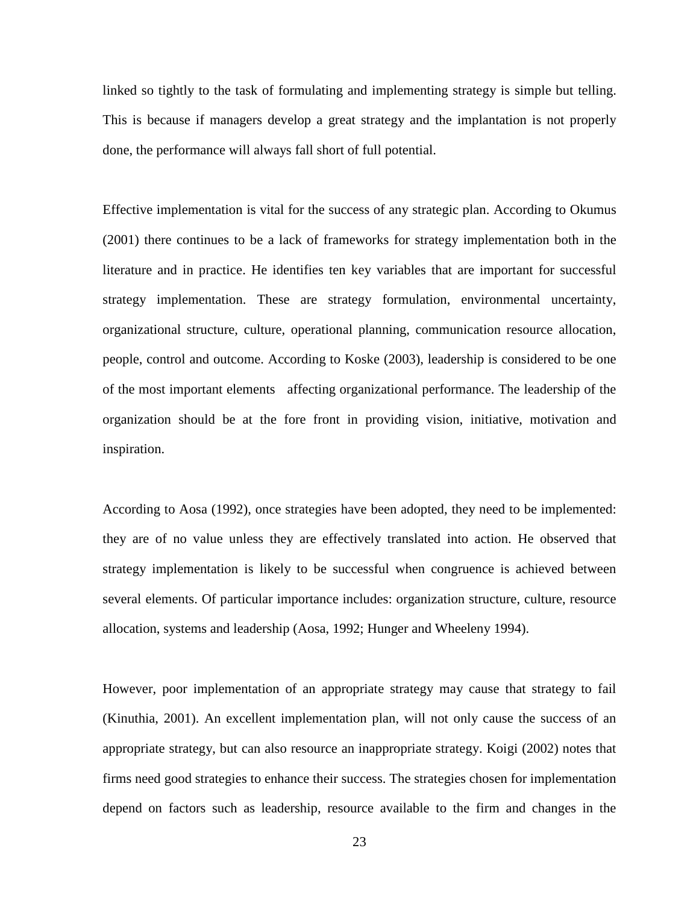linked so tightly to the task of formulating and implementing strategy is simple but telling. This is because if managers develop a great strategy and the implantation is not properly done, the performance will always fall short of full potential.

Effective implementation is vital for the success of any strategic plan. According to Okumus (2001) there continues to be a lack of frameworks for strategy implementation both in the literature and in practice. He identifies ten key variables that are important for successful strategy implementation. These are strategy formulation, environmental uncertainty, organizational structure, culture, operational planning, communication resource allocation, people, control and outcome. According to Koske (2003), leadership is considered to be one of the most important elements affecting organizational performance. The leadership of the organization should be at the fore front in providing vision, initiative, motivation and inspiration.

According to Aosa (1992), once strategies have been adopted, they need to be implemented: they are of no value unless they are effectively translated into action. He observed that strategy implementation is likely to be successful when congruence is achieved between several elements. Of particular importance includes: organization structure, culture, resource allocation, systems and leadership (Aosa, 1992; Hunger and Wheeleny 1994).

However, poor implementation of an appropriate strategy may cause that strategy to fail (Kinuthia, 2001). An excellent implementation plan, will not only cause the success of an appropriate strategy, but can also resource an inappropriate strategy. Koigi (2002) notes that firms need good strategies to enhance their success. The strategies chosen for implementation depend on factors such as leadership, resource available to the firm and changes in the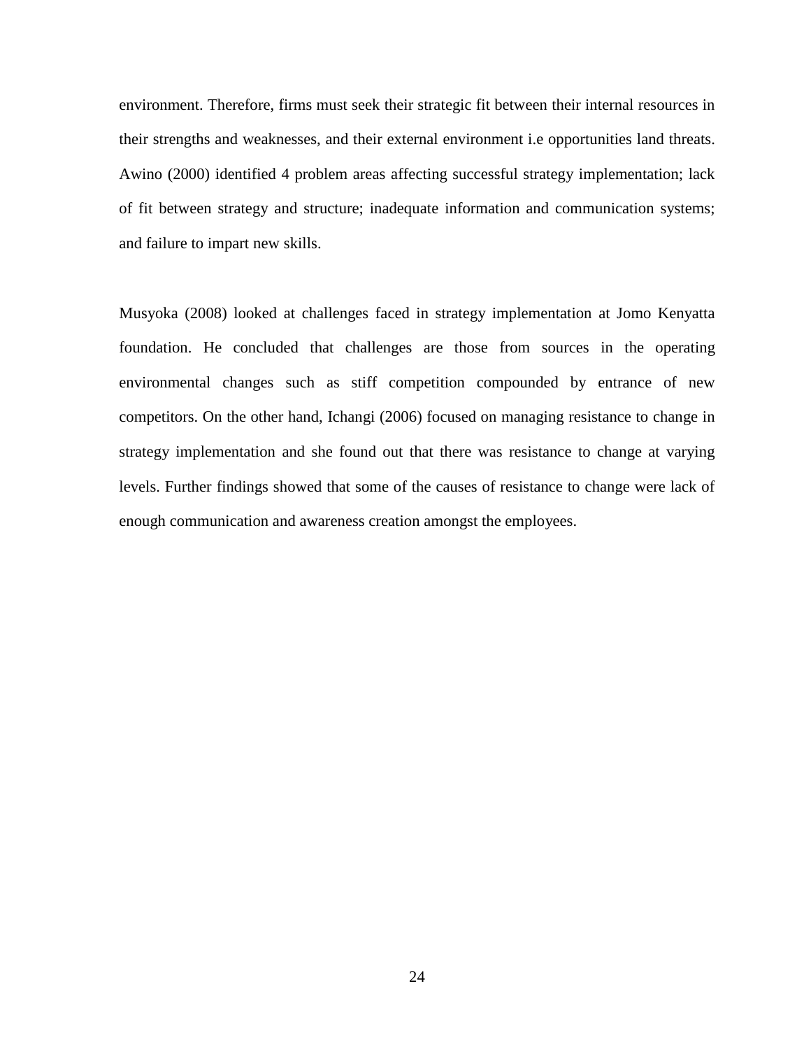environment. Therefore, firms must seek their strategic fit between their internal resources in their strengths and weaknesses, and their external environment i.e opportunities land threats. Awino (2000) identified 4 problem areas affecting successful strategy implementation; lack of fit between strategy and structure; inadequate information and communication systems; and failure to impart new skills.

Musyoka (2008) looked at challenges faced in strategy implementation at Jomo Kenyatta foundation. He concluded that challenges are those from sources in the operating environmental changes such as stiff competition compounded by entrance of new competitors. On the other hand, Ichangi (2006) focused on managing resistance to change in strategy implementation and she found out that there was resistance to change at varying levels. Further findings showed that some of the causes of resistance to change were lack of enough communication and awareness creation amongst the employees.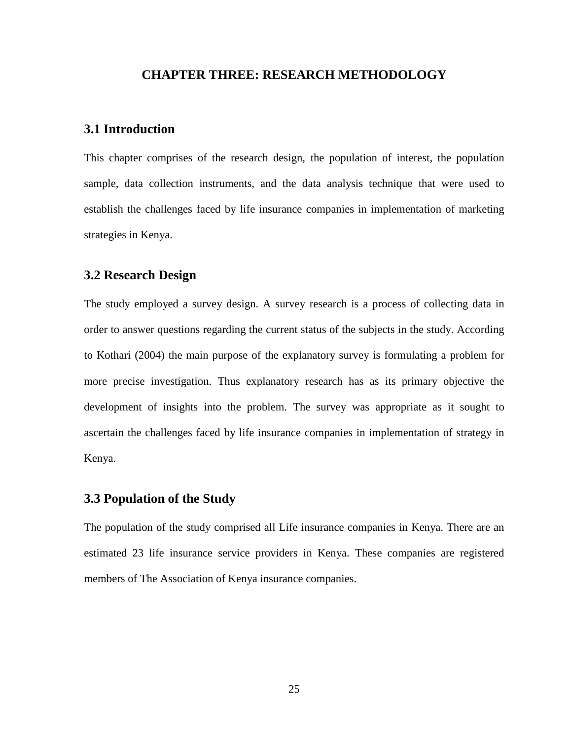# CHAPTER THREE: RESEARCH METHODOLOGY

## 3.1 Introduction

This chapter comprises of the research design, the population of interest, the population sample, data collection instruments, and the data analysis technique that were used to establish the challenges faced by life insurance companies in implementation of marketing strategies in Kenya.

## 3.2 Research Design

The study employed a survey design. A survey research is a process of collecting data in order to answer questions regarding the current status of the subjects in the study. According to Kothari (2004) the main purpose of the explanatory survey is formulating a problem for more precise investigation. Thus explanatory research has as its primary objective the development of insights into the problem. The survey was appropriate as it sought to ascertain the challenges faced by life insurance companies in implementation of strategy in Kenya.

## 3.3 Population of the Study

The population of the study comprised all Life insurance companies in Kenya. There are an estimated 23 life insurance service providers in Kenya. These companies are registered members of The Association of Kenya insurance companies.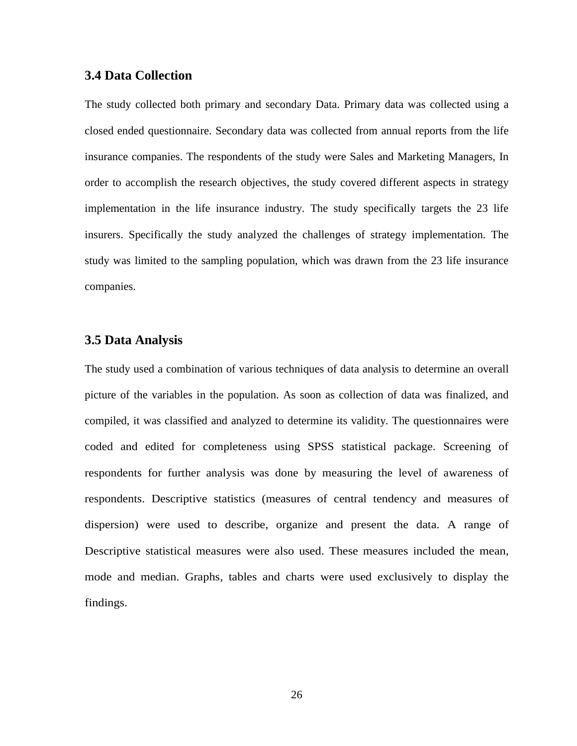### 3.4 Data Collection

The study collected both primary and secondary Data. Primary data was collected using a closed ended questionnaire. Secondary data was collected from annual reports from the life insurance companies. The respondents of the study were Sales and Marketing Managers, In order to accomplish the research objectives, the study covered different aspects in strategy implementation in the life insurance industry. The study specifically targets the 23 life insurers. Specifically the study analyzed the challenges of strategy implementation. The study was limited to the sampling population, which was drawn from the 23 life insurance companies.

### 3.5 Data Analysis

The study used a combination of various techniques of data analysis to determine an overall picture of the variables in the population. As soon as collection of data was finalized, and compiled, it was classified and analyzed to determine its validity. The questionnaires were coded and edited for completeness using SPSS statistical package. Screening of respondents for further analysis was done by measuring the level of awareness of respondents. Descriptive statistics (measures of central tendency and measures of dispersion) were used to describe, organize and present the data. A range of Descriptive statistical measures were also used. These measures included the mean, mode and median. Graphs, tables and charts were used exclusively to display the findings.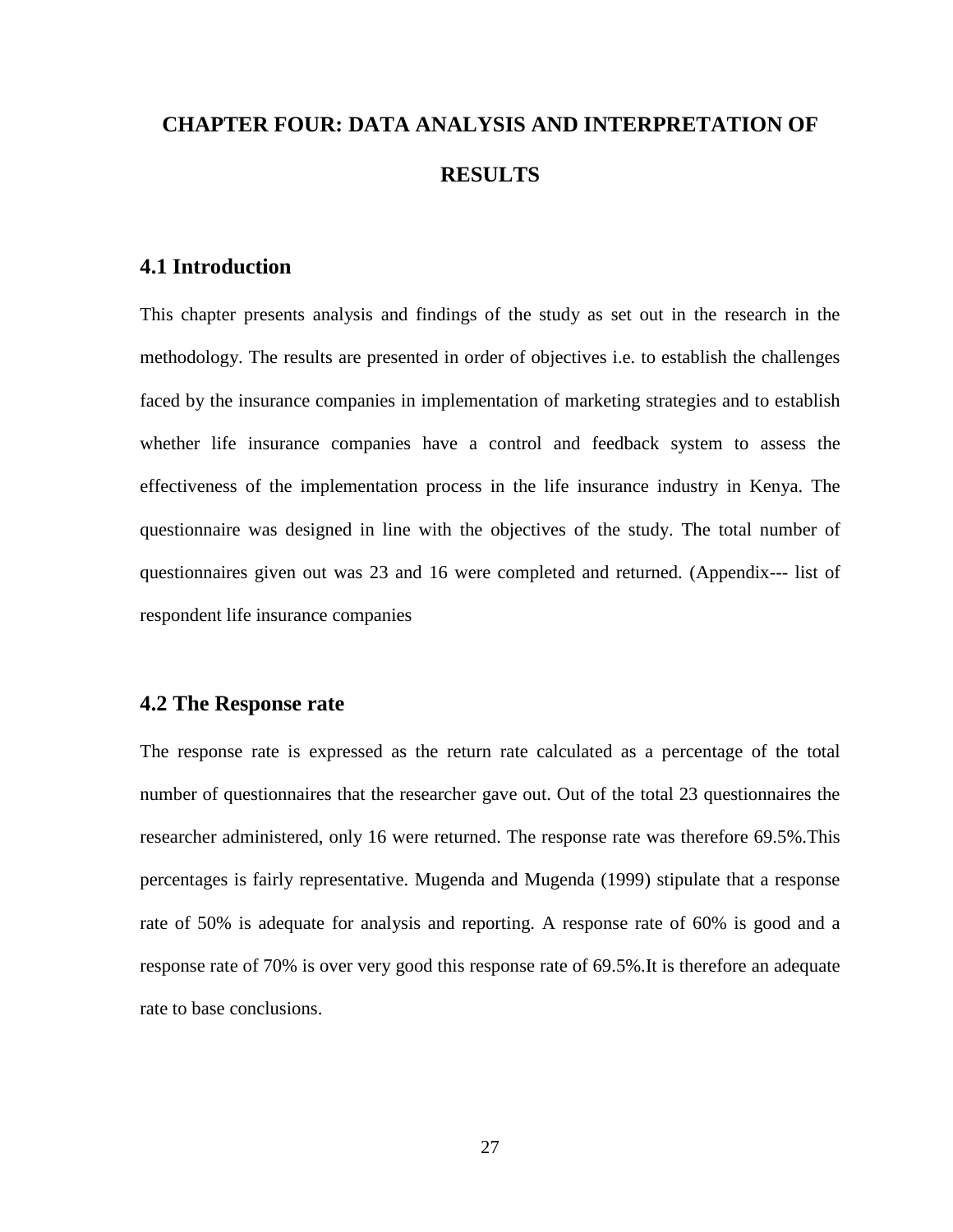# CHAPTER FOUR: DATA ANALYSIS AND INTERPRETATION OF RESULTS

## 4.1 Introduction

This chapter presents analysis and findings of the study as set out in the research in the methodology. The results are presented in order of objectives i.e. to establish the challenges faced by the insurance companies in implementation of marketing strategies and to establish whether life insurance companies have a control and feedback system to assess the effectiveness of the implementation process in the life insurance industry in Kenya. The questionnaire was designed in line with the objectives of the study. The total number of questionnaires given out was 23 and 16 were completed and returned. (Appendix--- list of respondent life insurance companies

## 4.2 The Response rate

The response rate is expressed as the return rate calculated as a percentage of the total number of questionnaires that the researcher gave out. Out of the total 23 questionnaires the researcher administered, only 16 were returned. The response rate was therefore 69.5%.This percentages is fairly representative. Mugenda and Mugenda (1999) stipulate that a response rate of 50% is adequate for analysis and reporting. A response rate of 60% is good and a response rate of 70% is over very good this response rate of 69.5%.It is therefore an adequate rate to base conclusions.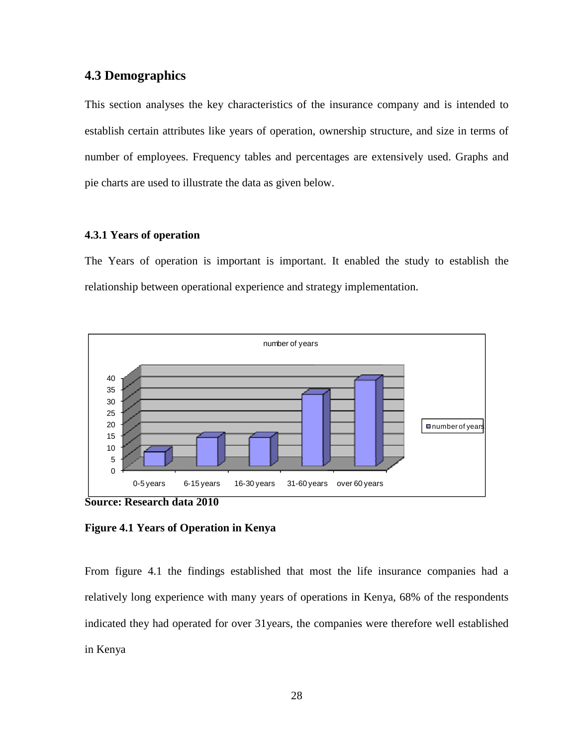## 4.3 Demographics

This section analyses the key characteristics of the insurance company and is intended to establish certain attributes like years of operation, ownership structure, and size in terms of number of employees. Frequency tables and percentages are extensively used. Graphs and pie charts are used to illustrate the data as given below.

### 4.3.1 Years of operation

The Years of operation is important is important. It enabled the study to establish the relationship between operational experience and strategy implementation.

**Source: Research data 2010**

**Figure 4.1 Years of Operation in Kenya**

From figure 4.1 the findings established that most the life insurance companies had a relatively long experience with many years of operations in Kenya, 68% of the respondents indicated they had operated for over 31years, the companies were therefore well established in Kenya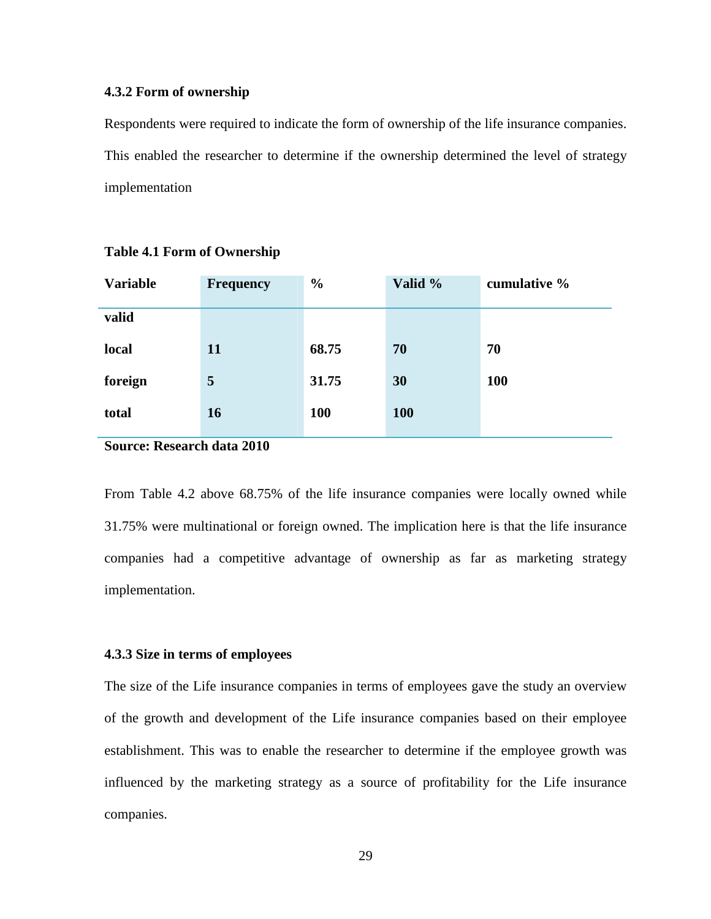### 4.3.2 Form of ownership

Respondents were required to indicate the form of ownership of the life insurance companies. This enabled the researcher to determine if the ownership determined the level of strategy implementation

**Table 4.1 Form of Ownership**

| Variable | Frequency | % | Valid % | cumulative % |
|---|---|---|---|---|
| **valid** | | | | |
| **local** | **11** | **68.75** | **70** | **70** |
| **foreign** | **5** | **31.75** | **30** | **100** |
| **total** | **16** | **100** | **100** | |

**Source: Research data 2010**

From Table 4.2 above 68.75% of the life insurance companies were locally owned while 31.75% were multinational or foreign owned. The implication here is that the life insurance companies had a competitive advantage of ownership as far as marketing strategy implementation.

### 4.3.3 Size in terms of employees

The size of the Life insurance companies in terms of employees gave the study an overview of the growth and development of the Life insurance companies based on their employee establishment. This was to enable the researcher to determine if the employee growth was influenced by the marketing strategy as a source of profitability for the Life insurance companies.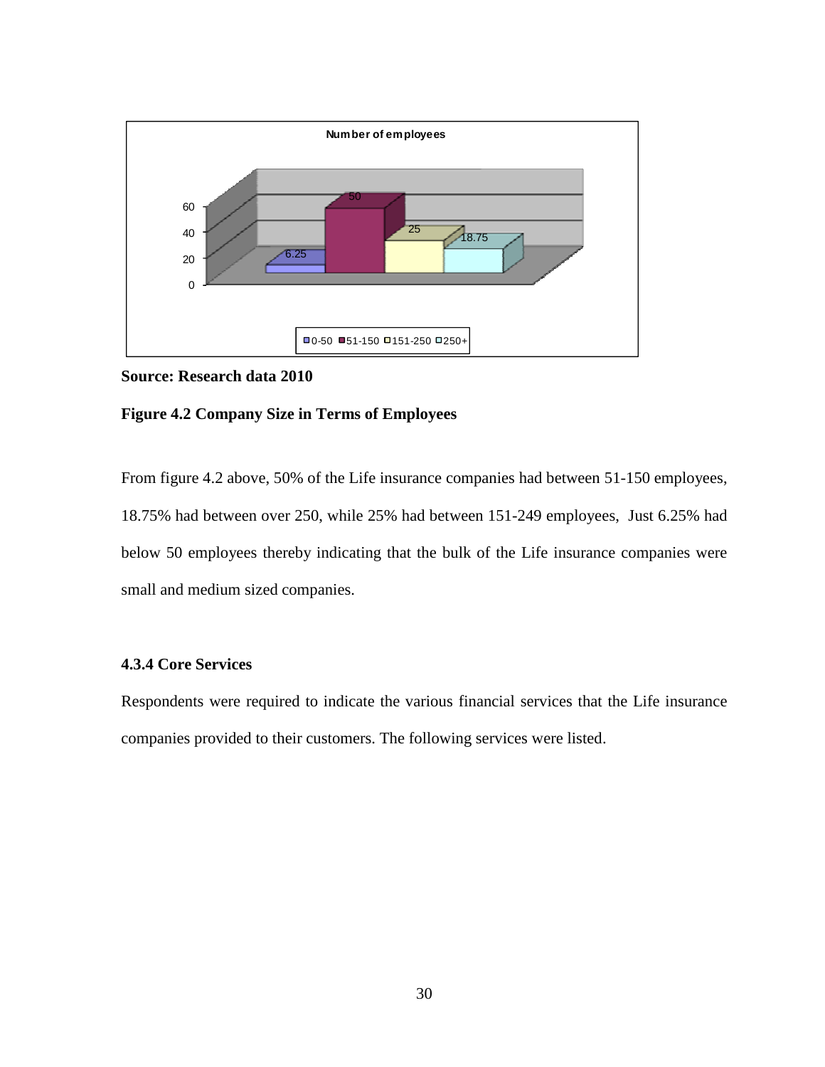**Source: Research data 2010**

**Figure 4.2 Company Size in Terms of Employees**

From figure 4.2 above, 50% of the Life insurance companies had between 51-150 employees, 18.75% had between over 250, while 25% had between 151-249 employees, Just 6.25% had below 50 employees thereby indicating that the bulk of the Life insurance companies were small and medium sized companies.

### 4.3.4 Core Services

Respondents were required to indicate the various financial services that the Life insurance companies provided to their customers. The following services were listed.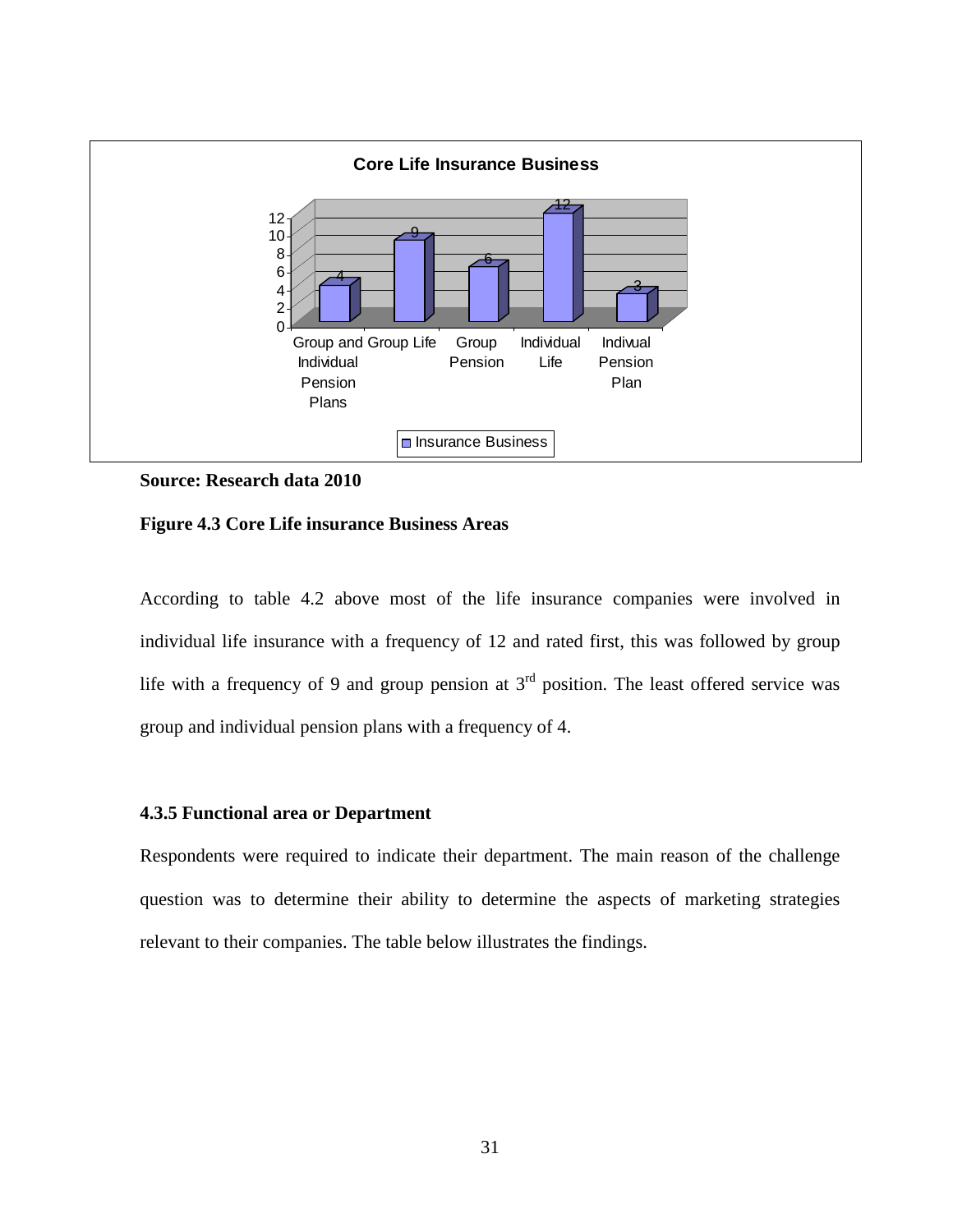**Source: Research data 2010**

**Figure 4.3 Core Life insurance Business Areas**

According to table 4.2 above most of the life insurance companies were involved in individual life insurance with a frequency of 12 and rated first, this was followed by group life with a frequency of 9 and group pension at 3rd position. The least offered service was group and individual pension plans with a frequency of 4.

### 4.3.5 Functional area or Department

Respondents were required to indicate their department. The main reason of the challenge question was to determine their ability to determine the aspects of marketing strategies relevant to their companies. The table below illustrates the findings.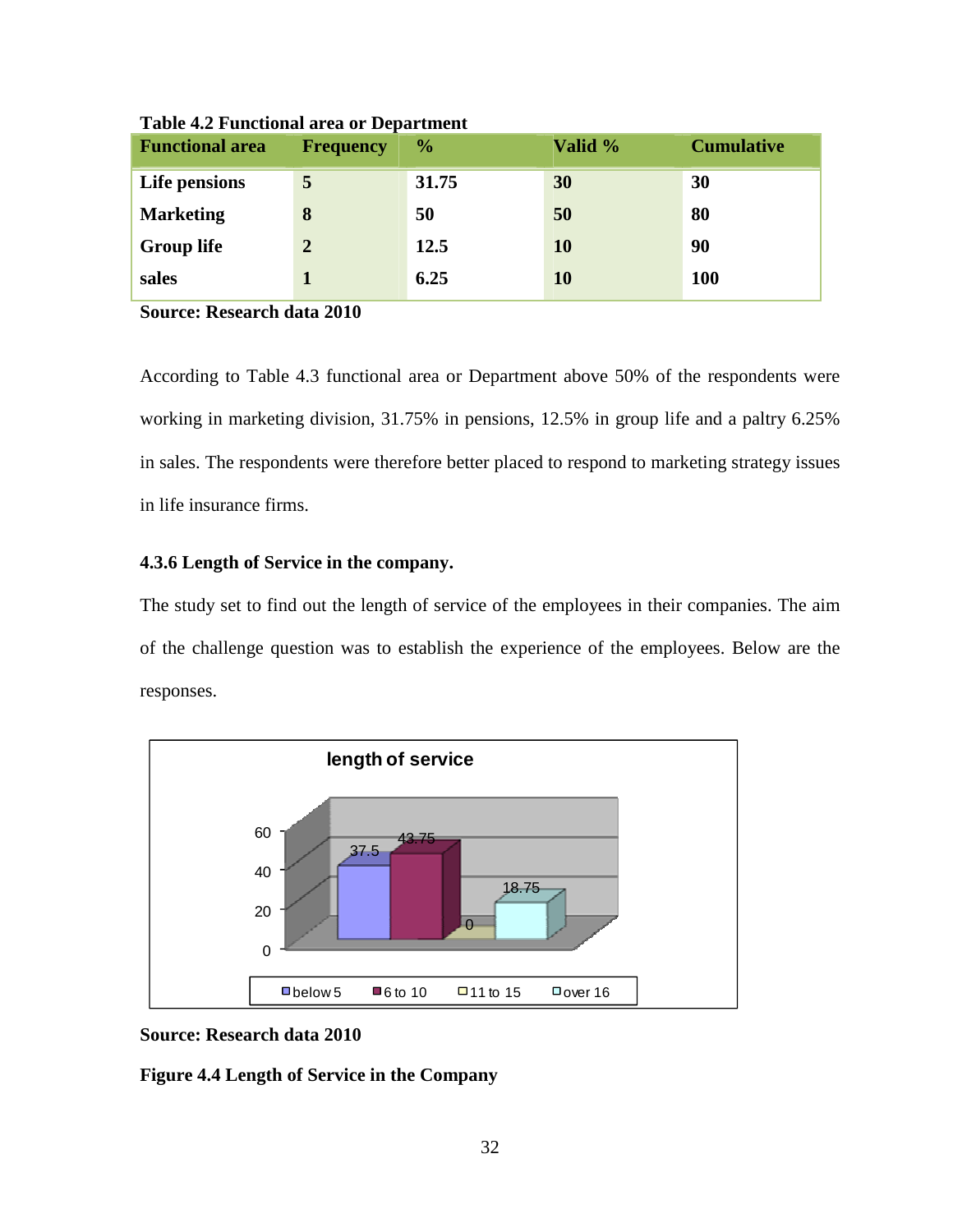**Table 4.2 Functional area or Department**

| Functional area | Frequency | % | Valid % | Cumulative |
|---|---|---|---|---|
| Life pensions | 5 | 31.75 | 30 | 30 |
| Marketing | 8 | 50 | 50 | 80 |
| Group life | 2 | 12.5 | 10 | 90 |
| sales | 1 | 6.25 | 10 | 100 |

**Source: Research data 2010**

According to Table 4.3 functional area or Department above 50% of the respondents were working in marketing division, 31.75% in pensions, 12.5% in group life and a paltry 6.25% in sales. The respondents were therefore better placed to respond to marketing strategy issues in life insurance firms.

### 4.3.6 Length of Service in the company.

The study set to find out the length of service of the employees in their companies. The aim of the challenge question was to establish the experience of the employees. Below are the responses.

length of service

| | below 5 | 6 to 10 | 11 to 15 | over 16 |
|---|---|---|---|---|
| Value | 37.5 | 43.75 | 0 | 18.75 |

**Source: Research data 2010**

**Figure 4.4 Length of Service in the Company**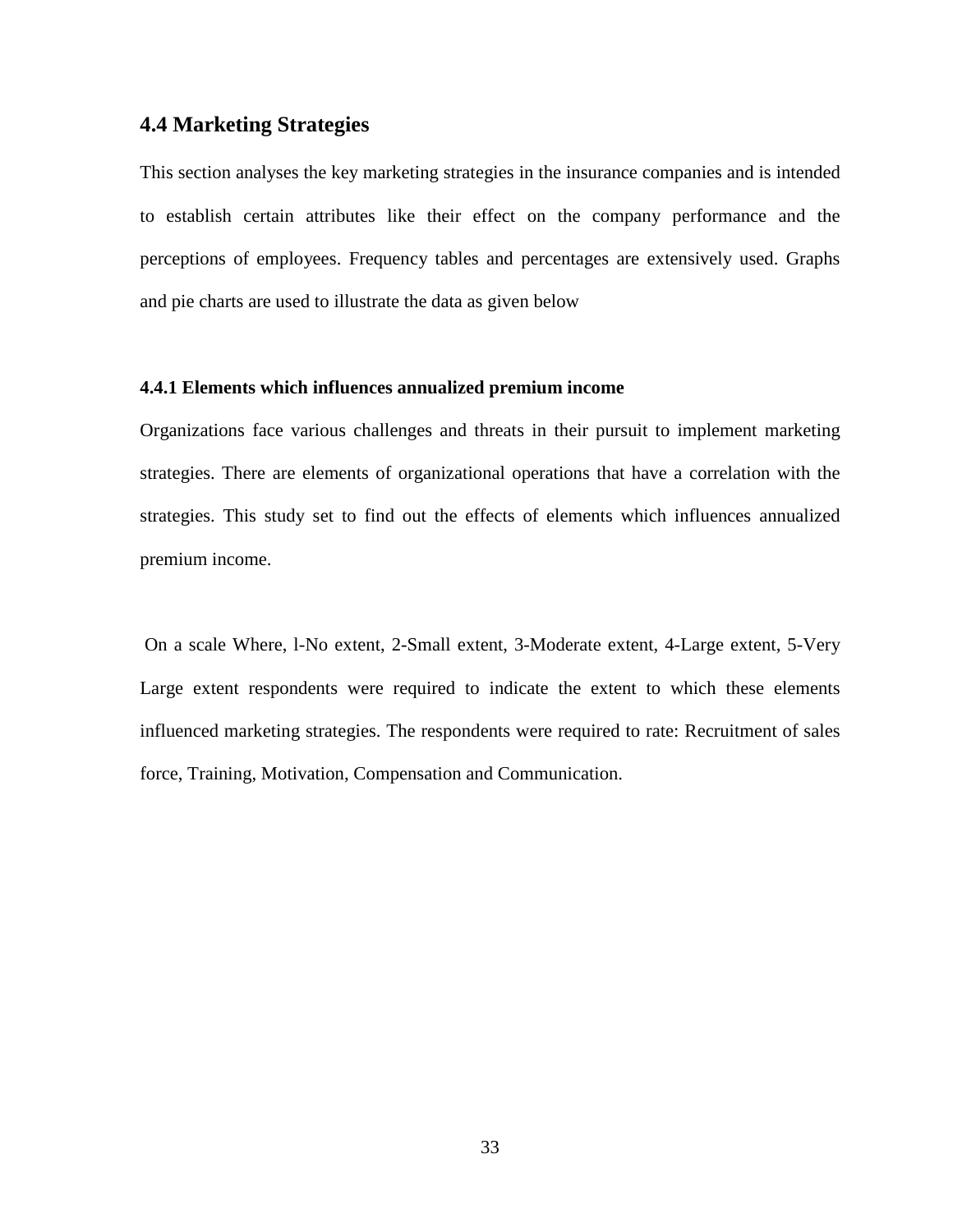## 4.4 Marketing Strategies

This section analyses the key marketing strategies in the insurance companies and is intended to establish certain attributes like their effect on the company performance and the perceptions of employees. Frequency tables and percentages are extensively used. Graphs and pie charts are used to illustrate the data as given below

### 4.4.1 Elements which influences annualized premium income

Organizations face various challenges and threats in their pursuit to implement marketing strategies. There are elements of organizational operations that have a correlation with the strategies. This study set to find out the effects of elements which influences annualized premium income.

On a scale Where, l-No extent, 2-Small extent, 3-Moderate extent, 4-Large extent, 5-Very Large extent respondents were required to indicate the extent to which these elements influenced marketing strategies. The respondents were required to rate: Recruitment of sales force, Training, Motivation, Compensation and Communication.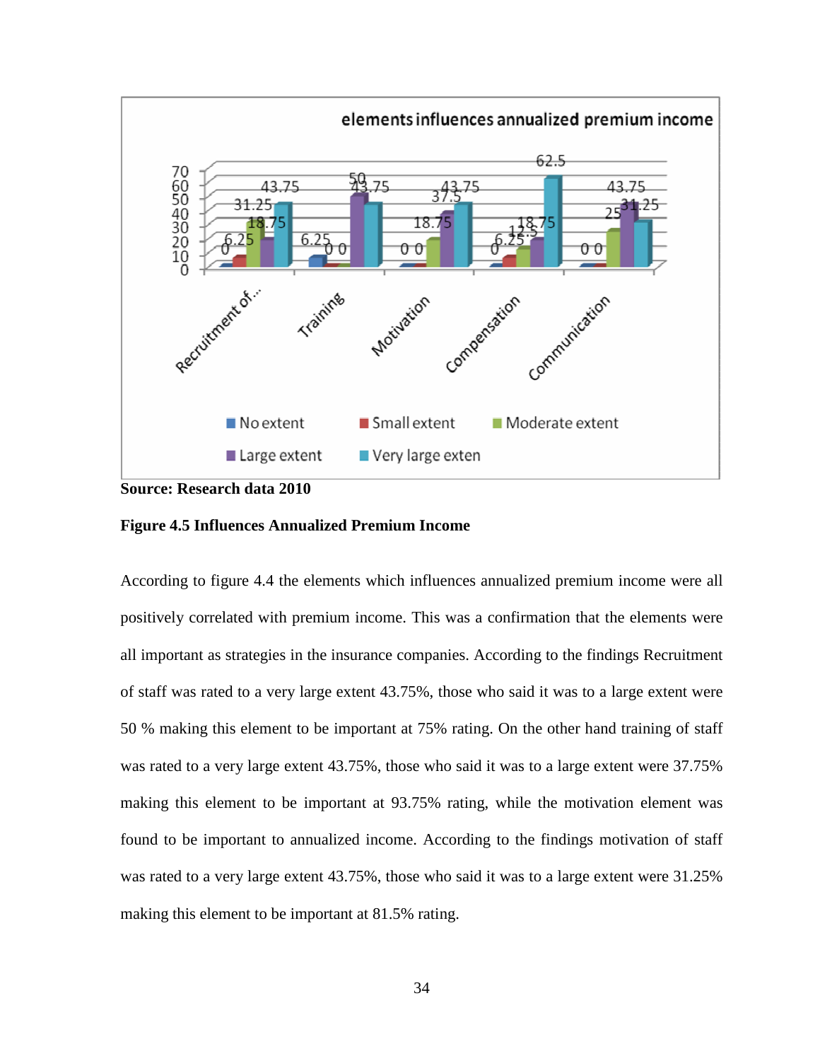**elements influences annualized premium income**

| | No extent | Small extent | Moderate extent | Large extent | Very large exten |
|---|---|---|---|---|---|
| Recruitment of... | 0 | 6.25 | 31.25 | 18.75 | 43.75 |
| Training | 6.25 | 0 | 0 | 50 | 43.75 |
| Motivation | 0 | 0 | 18.75 | 37.5 | 43.75 |
| Compensation | 0 | 6.25 | 12.5 | 18.75 | 62.5 |
| Communication | 0 | 0 | 25 | 43.75 | 31.25 |

**Source: Research data 2010**

**Figure 4.5 Influences Annualized Premium Income**

According to figure 4.4 the elements which influences annualized premium income were all positively correlated with premium income. This was a confirmation that the elements were all important as strategies in the insurance companies. According to the findings Recruitment of staff was rated to a very large extent 43.75%, those who said it was to a large extent were 50 % making this element to be important at 75% rating. On the other hand training of staff was rated to a very large extent 43.75%, those who said it was to a large extent were 37.75% making this element to be important at 93.75% rating, while the motivation element was found to be important to annualized income. According to the findings motivation of staff was rated to a very large extent 43.75%, those who said it was to a large extent were 31.25% making this element to be important at 81.5% rating.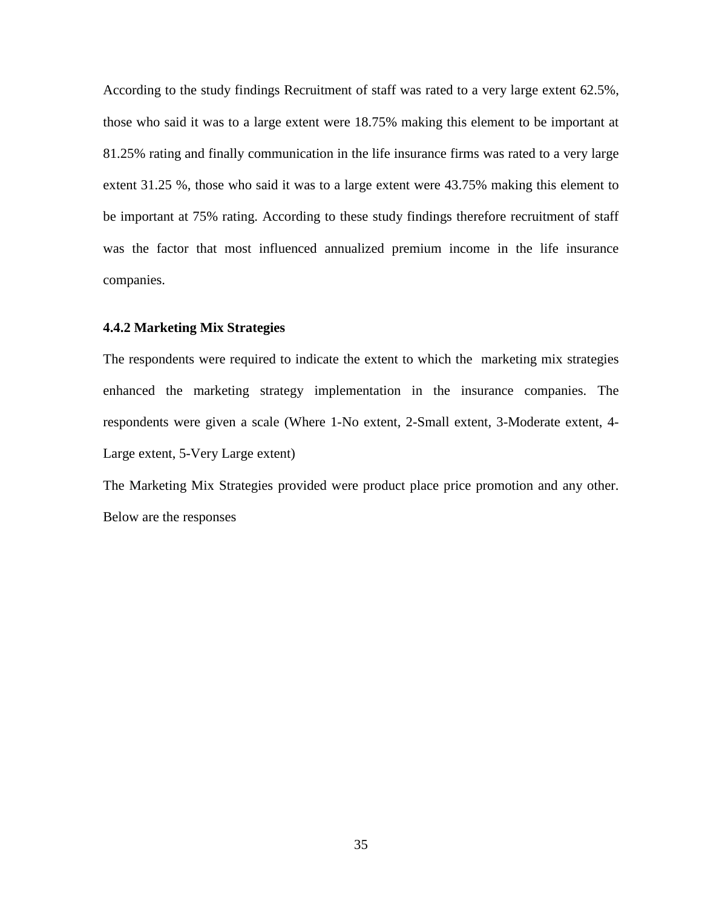According to the study findings Recruitment of staff was rated to a very large extent 62.5%, those who said it was to a large extent were 18.75% making this element to be important at 81.25% rating and finally communication in the life insurance firms was rated to a very large extent 31.25 %, those who said it was to a large extent were 43.75% making this element to be important at 75% rating. According to these study findings therefore recruitment of staff was the factor that most influenced annualized premium income in the life insurance companies.

#### 4.4.2 Marketing Mix Strategies

The respondents were required to indicate the extent to which the marketing mix strategies enhanced the marketing strategy implementation in the insurance companies. The respondents were given a scale (Where 1-No extent, 2-Small extent, 3-Moderate extent, 4-Large extent, 5-Very Large extent)

The Marketing Mix Strategies provided were product place price promotion and any other. Below are the responses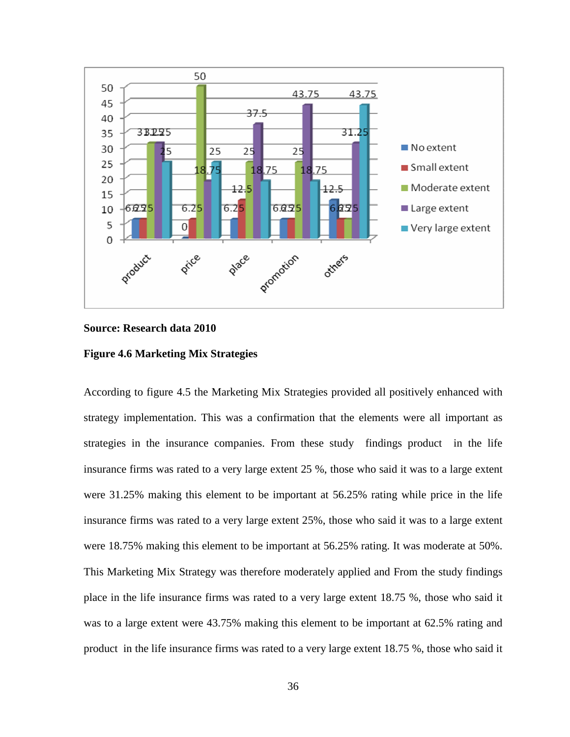**Source: Research data 2010**

**Figure 4.6 Marketing Mix Strategies**

According to figure 4.5 the Marketing Mix Strategies provided all positively enhanced with strategy implementation. This was a confirmation that the elements were all important as strategies in the insurance companies. From these study findings product in the life insurance firms was rated to a very large extent 25 %, those who said it was to a large extent were 31.25% making this element to be important at 56.25% rating while price in the life insurance firms was rated to a very large extent 25%, those who said it was to a large extent were 18.75% making this element to be important at 56.25% rating. It was moderate at 50%. This Marketing Mix Strategy was therefore moderately applied and From the study findings place in the life insurance firms was rated to a very large extent 18.75 %, those who said it was to a large extent were 43.75% making this element to be important at 62.5% rating and product in the life insurance firms was rated to a very large extent 18.75 %, those who said it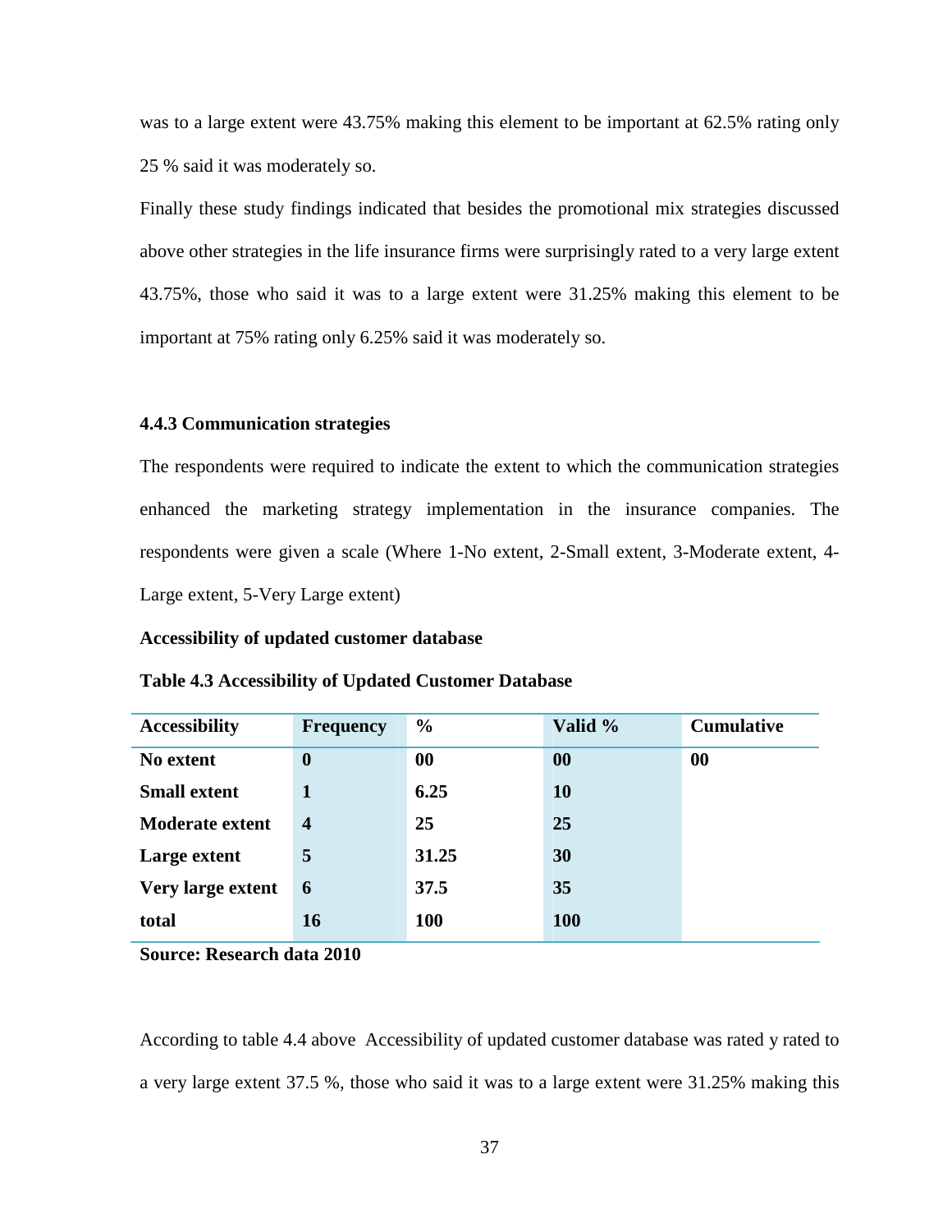was to a large extent were 43.75% making this element to be important at 62.5% rating only 25 % said it was moderately so.

Finally these study findings indicated that besides the promotional mix strategies discussed above other strategies in the life insurance firms were surprisingly rated to a very large extent 43.75%, those who said it was to a large extent were 31.25% making this element to be important at 75% rating only 6.25% said it was moderately so.

### 4.4.3 Communication strategies

The respondents were required to indicate the extent to which the communication strategies enhanced the marketing strategy implementation in the insurance companies. The respondents were given a scale (Where 1-No extent, 2-Small extent, 3-Moderate extent, 4-Large extent, 5-Very Large extent)

**Accessibility of updated customer database**

**Table 4.3 Accessibility of Updated Customer Database**

| Accessibility | Frequency | % | Valid % | Cumulative |
|---|---|---|---|---|
| **No extent** | **0** | **00** | **00** | **00** |
| **Small extent** | **1** | **6.25** | **10** | |
| **Moderate extent** | **4** | **25** | **25** | |
| **Large extent** | **5** | **31.25** | **30** | |
| **Very large extent** | **6** | **37.5** | **35** | |
| **total** | **16** | **100** | **100** | |

**Source: Research data 2010**

According to table 4.4 above Accessibility of updated customer database was rated y rated to a very large extent 37.5 %, those who said it was to a large extent were 31.25% making this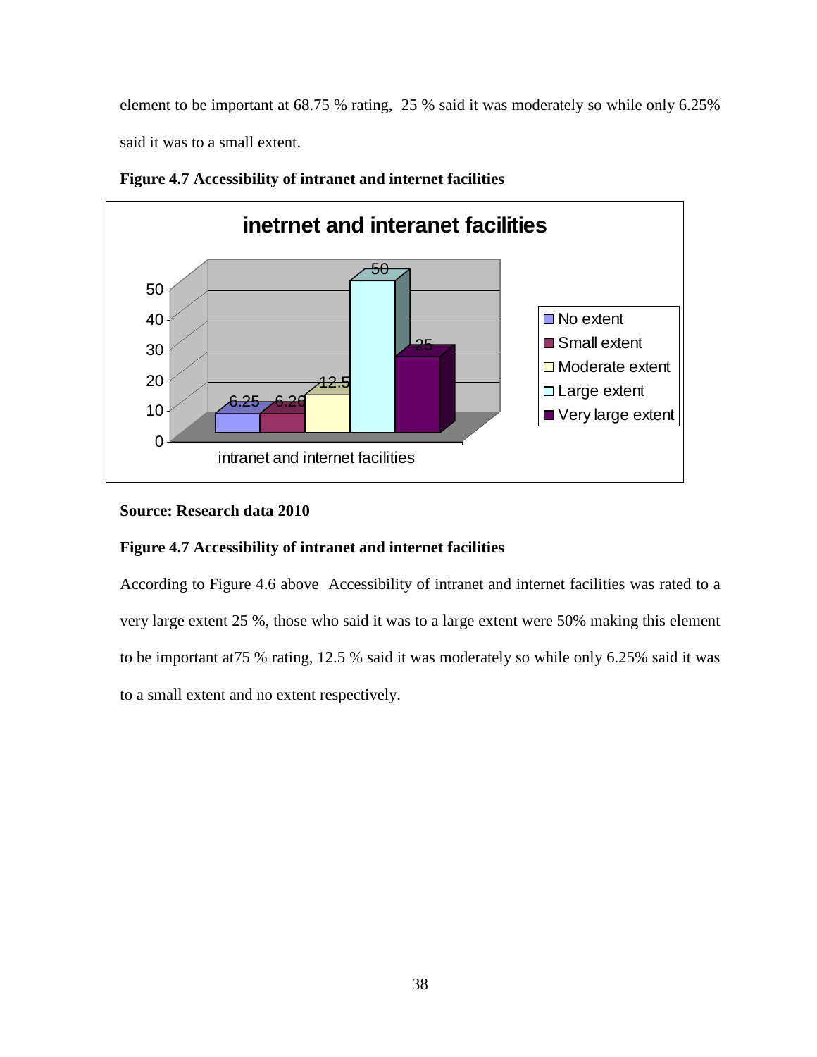element to be important at 68.75 % rating, 25 % said it was moderately so while only 6.25% said it was to a small extent.

**Figure 4.7 Accessibility of intranet and internet facilities**

**Source: Research data 2010**

**Figure 4.7 Accessibility of intranet and internet facilities**

According to Figure 4.6 above Accessibility of intranet and internet facilities was rated to a very large extent 25 %, those who said it was to a large extent were 50% making this element to be important at75 % rating, 12.5 % said it was moderately so while only 6.25% said it was to a small extent and no extent respectively.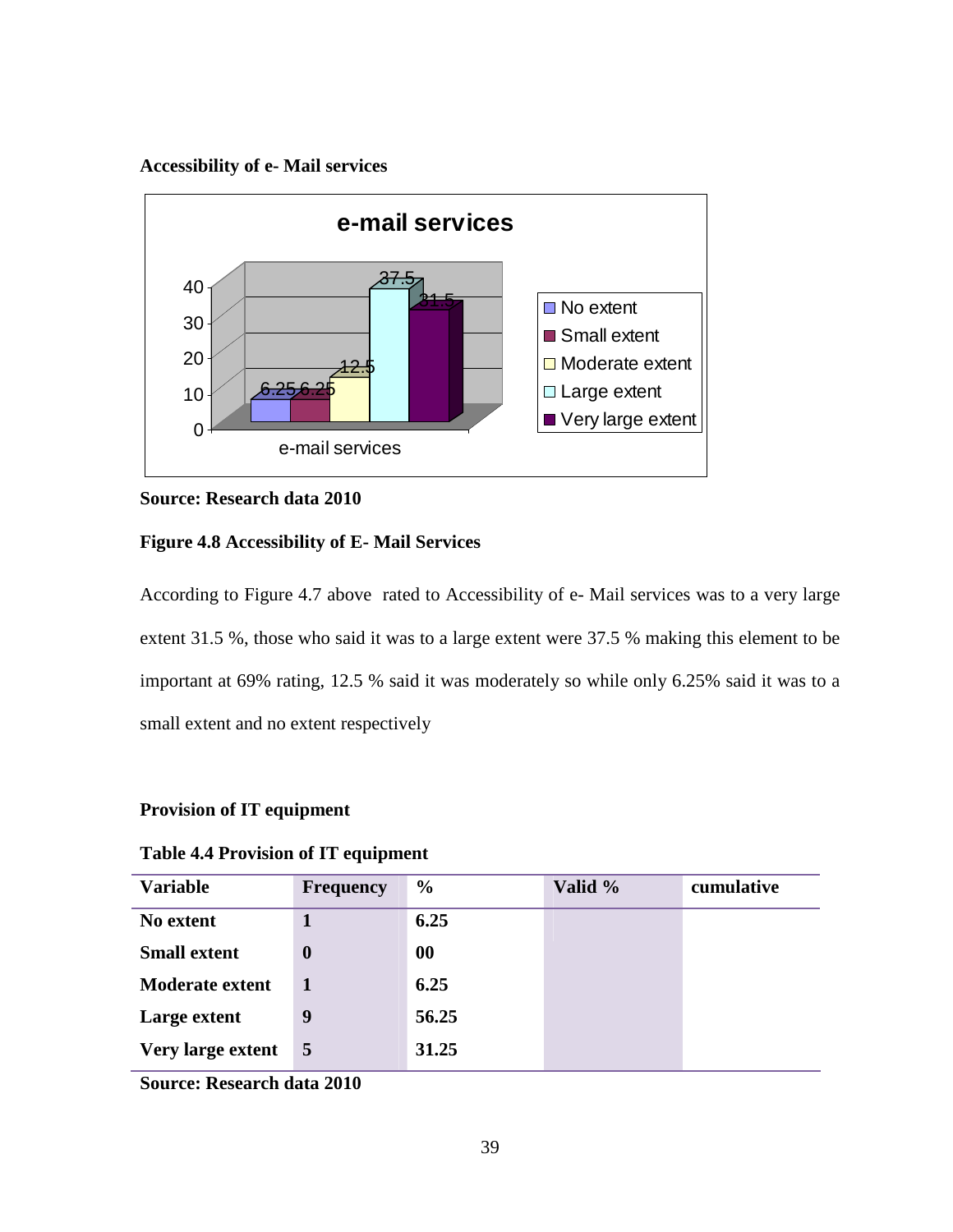**Accessibility of e- Mail services**

**Source: Research data 2010**

**Figure 4.8 Accessibility of E- Mail Services**

According to Figure 4.7 above rated to Accessibility of e- Mail services was to a very large extent 31.5 %, those who said it was to a large extent were 37.5 % making this element to be important at 69% rating, 12.5 % said it was moderately so while only 6.25% said it was to a small extent and no extent respectively

**Provision of IT equipment**

**Table 4.4 Provision of IT equipment**

| Variable | Frequency | % | Valid % | cumulative |
|---|---|---|---|---|
| **No extent** | **1** | **6.25** | | |
| **Small extent** | **0** | **00** | | |
| **Moderate extent** | **1** | **6.25** | | |
| **Large extent** | **9** | **56.25** | | |
| **Very large extent** | **5** | **31.25** | | |

**Source: Research data 2010**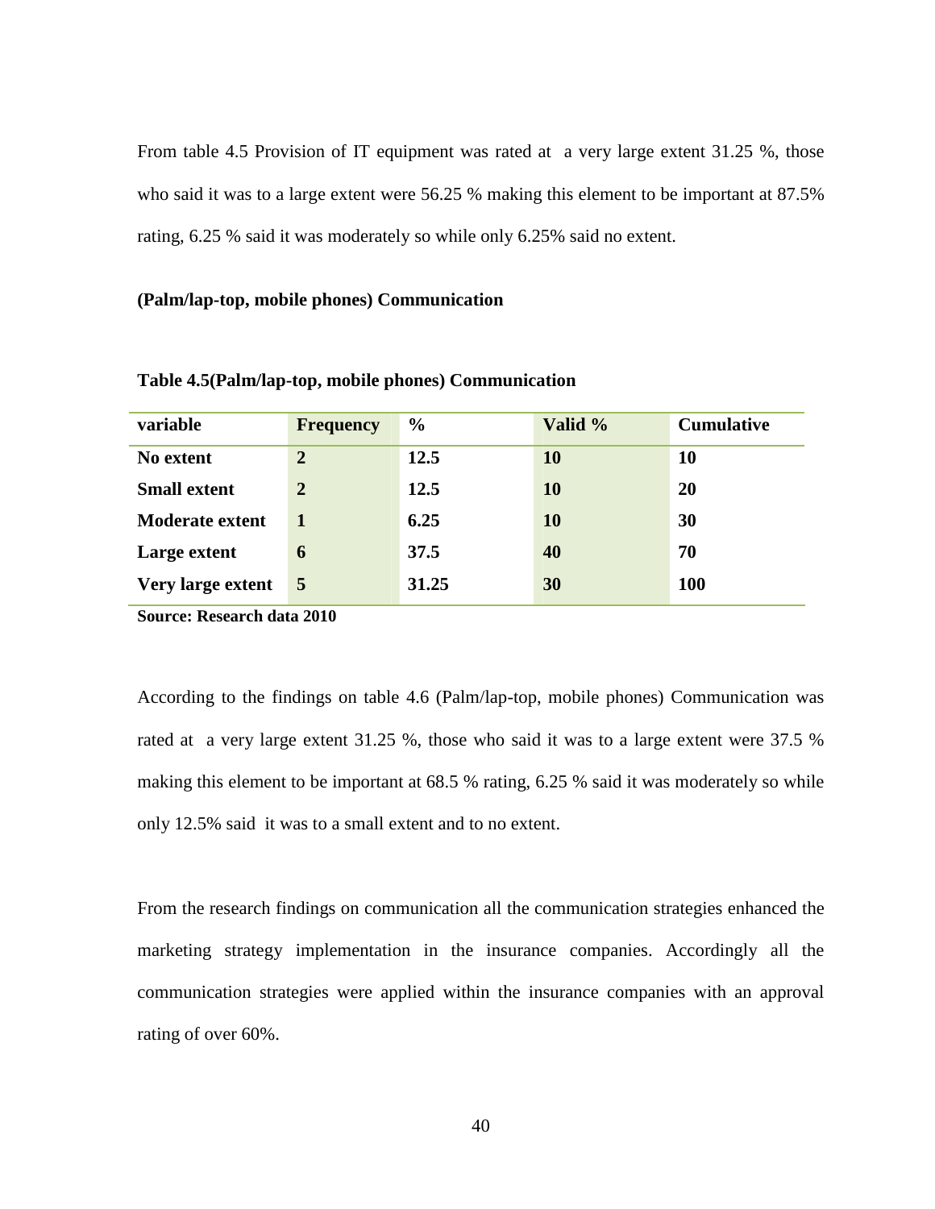From table 4.5 Provision of IT equipment was rated at a very large extent 31.25 %, those who said it was to a large extent were 56.25 % making this element to be important at 87.5% rating, 6.25 % said it was moderately so while only 6.25% said no extent.

**(Palm/lap-top, mobile phones) Communication**

**Table 4.5(Palm/lap-top, mobile phones) Communication**

| variable | Frequency | % | Valid % | Cumulative |
|---|---|---|---|---|
| No extent | 2 | 12.5 | 10 | 10 |
| Small extent | 2 | 12.5 | 10 | 20 |
| Moderate extent | 1 | 6.25 | 10 | 30 |
| Large extent | 6 | 37.5 | 40 | 70 |
| Very large extent | 5 | 31.25 | 30 | 100 |

**Source: Research data 2010**

According to the findings on table 4.6 (Palm/lap-top, mobile phones) Communication was rated at a very large extent 31.25 %, those who said it was to a large extent were 37.5 % making this element to be important at 68.5 % rating, 6.25 % said it was moderately so while only 12.5% said it was to a small extent and to no extent.

From the research findings on communication all the communication strategies enhanced the marketing strategy implementation in the insurance companies. Accordingly all the communication strategies were applied within the insurance companies with an approval rating of over 60%.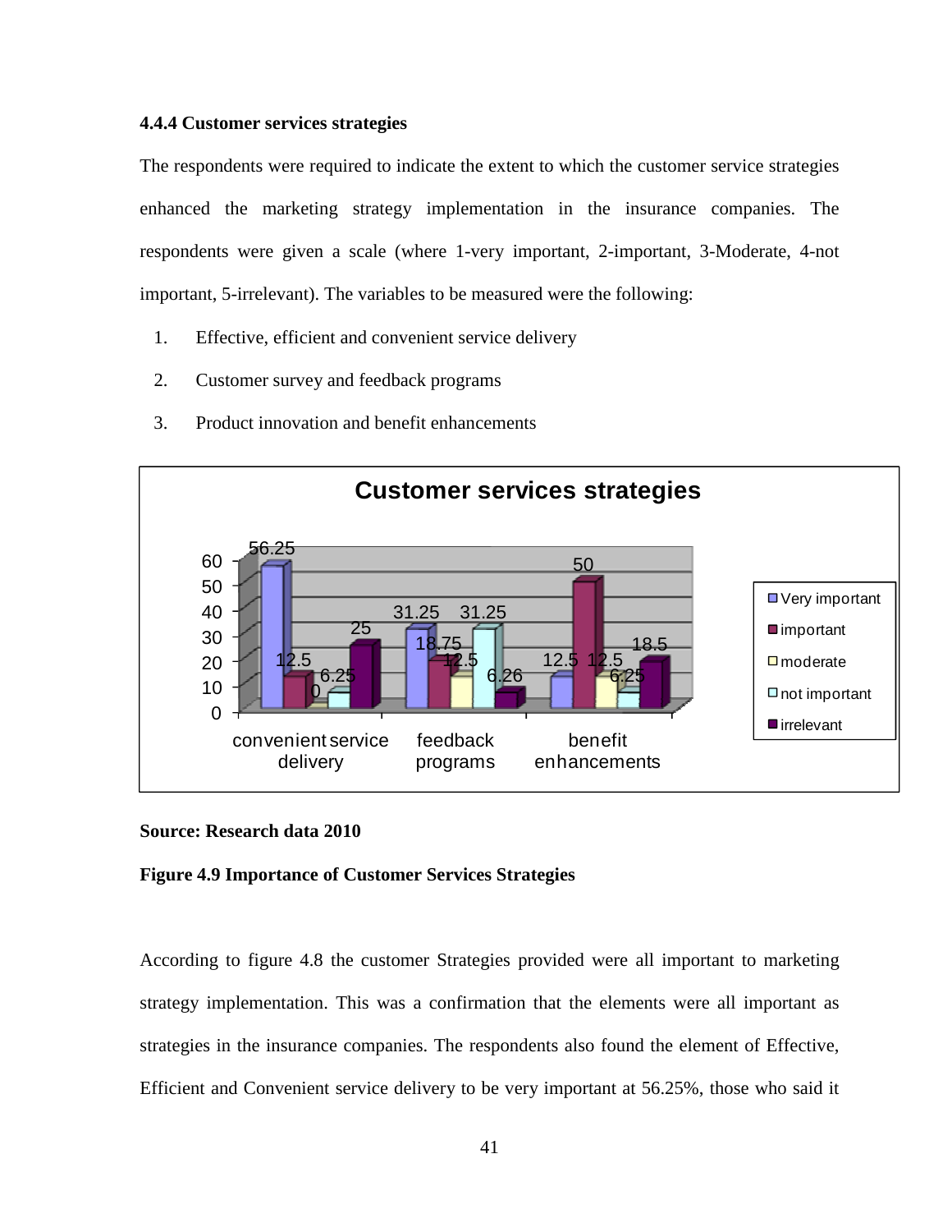### 4.4.4 Customer services strategies

The respondents were required to indicate the extent to which the customer service strategies enhanced the marketing strategy implementation in the insurance companies. The respondents were given a scale (where 1-very important, 2-important, 3-Moderate, 4-not important, 5-irrelevant). The variables to be measured were the following:

1. Effective, efficient and convenient service delivery
2. Customer survey and feedback programs
3. Product innovation and benefit enhancements

**Customer services strategies**

| | Very important | important | moderate | not important | irrelevant |
|---|---|---|---|---|---|
| convenient service delivery | 56.25 | 12.5 | 0 | 6.25 | 25 |
| feedback programs | 31.25 | 18.75 | 12.5 | 31.25 | 6.26 |
| benefit enhancements | 12.5 | 50 | 12.5 | 6.25 | 18.5 |

**Source: Research data 2010**

**Figure 4.9 Importance of Customer Services Strategies**

According to figure 4.8 the customer Strategies provided were all important to marketing strategy implementation. This was a confirmation that the elements were all important as strategies in the insurance companies. The respondents also found the element of Effective, Efficient and Convenient service delivery to be very important at 56.25%, those who said it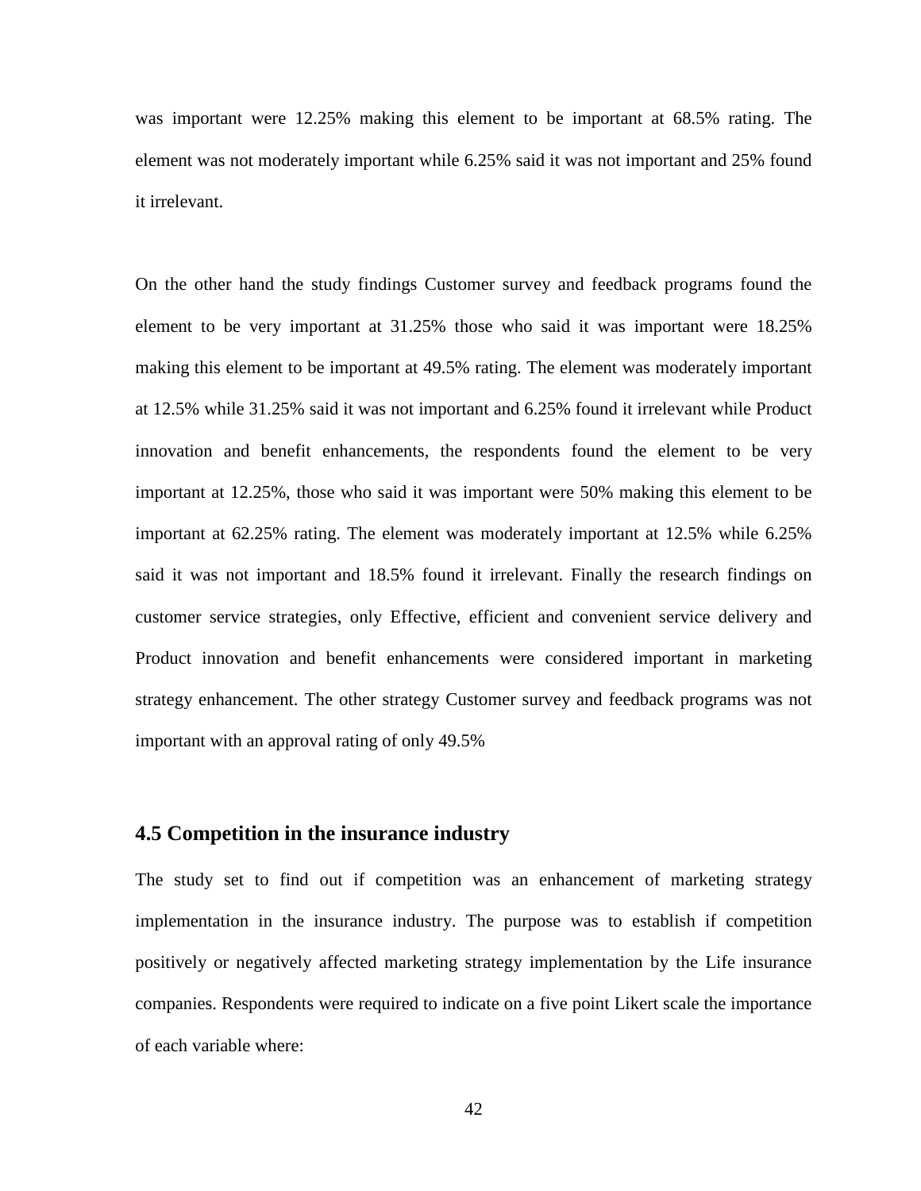was important were 12.25% making this element to be important at 68.5% rating. The element was not moderately important while 6.25% said it was not important and 25% found it irrelevant.

On the other hand the study findings Customer survey and feedback programs found the element to be very important at 31.25% those who said it was important were 18.25% making this element to be important at 49.5% rating. The element was moderately important at 12.5% while 31.25% said it was not important and 6.25% found it irrelevant while Product innovation and benefit enhancements, the respondents found the element to be very important at 12.25%, those who said it was important were 50% making this element to be important at 62.25% rating. The element was moderately important at 12.5% while 6.25% said it was not important and 18.5% found it irrelevant. Finally the research findings on customer service strategies, only Effective, efficient and convenient service delivery and Product innovation and benefit enhancements were considered important in marketing strategy enhancement. The other strategy Customer survey and feedback programs was not important with an approval rating of only 49.5%

## 4.5 Competition in the insurance industry

The study set to find out if competition was an enhancement of marketing strategy implementation in the insurance industry. The purpose was to establish if competition positively or negatively affected marketing strategy implementation by the Life insurance companies. Respondents were required to indicate on a five point Likert scale the importance of each variable where: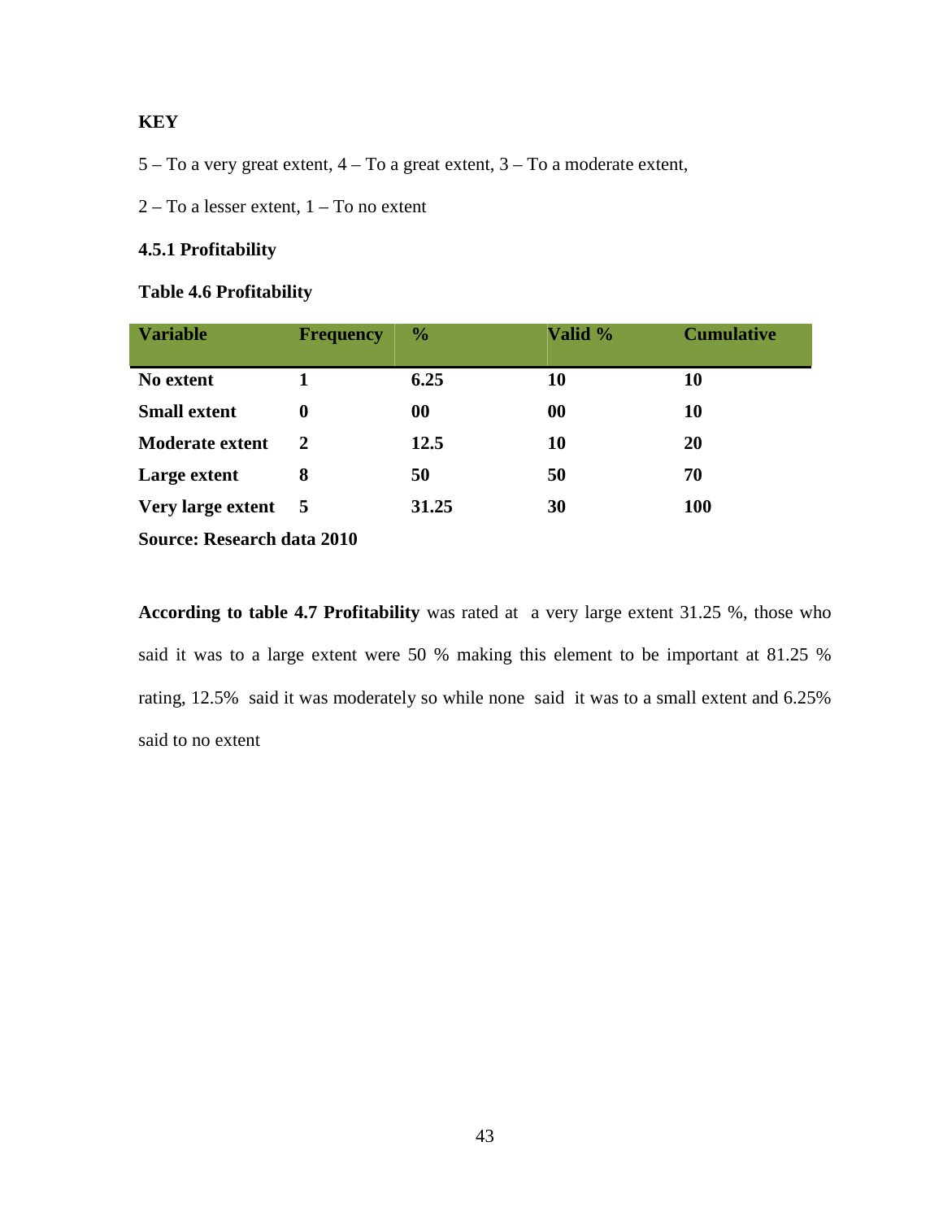**KEY**

5 – To a very great extent, 4 – To a great extent, 3 – To a moderate extent,

2 – To a lesser extent, 1 – To no extent

### 4.5.1 Profitability

**Table 4.6 Profitability**

| Variable | Frequency | % | Valid % | Cumulative |
|---|---|---|---|---|
| **No extent** | **1** | **6.25** | **10** | **10** |
| **Small extent** | **0** | **00** | **00** | **10** |
| **Moderate extent** | **2** | **12.5** | **10** | **20** |
| **Large extent** | **8** | **50** | **50** | **70** |
| **Very large extent** | **5** | **31.25** | **30** | **100** |

**Source: Research data 2010**

**According to table 4.7 Profitability** was rated at a very large extent 31.25 %, those who said it was to a large extent were 50 % making this element to be important at 81.25 % rating, 12.5% said it was moderately so while none said it was to a small extent and 6.25% said to no extent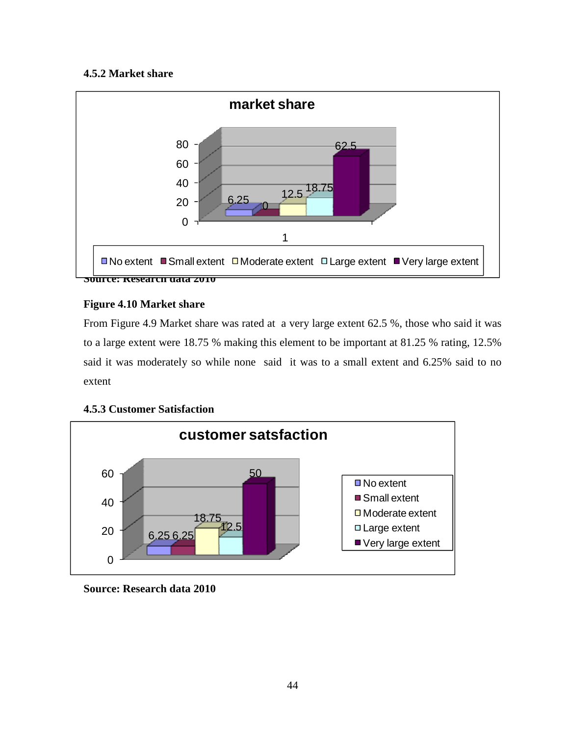### 4.5.2 Market share

| | No extent | Small extent | Moderate extent | Large extent | Very large extent |
|---|---|---|---|---|---|
| 1 | 6.25 | 0 | 12.5 | 18.75 | 62.5 |

**Source: Research data 2010**

**Figure 4.10 Market share**

From Figure 4.9 Market share was rated at a very large extent 62.5 %, those who said it was to a large extent were 18.75 % making this element to be important at 81.25 % rating, 12.5% said it was moderately so while none said it was to a small extent and 6.25% said to no extent

### 4.5.3 Customer Satisfaction

| No extent | Small extent | Moderate extent | Large extent | Very large extent |
|---|---|---|---|---|
| 6.25 | 6.25 | 18.75 | 12.5 | 50 |

**Source: Research data 2010**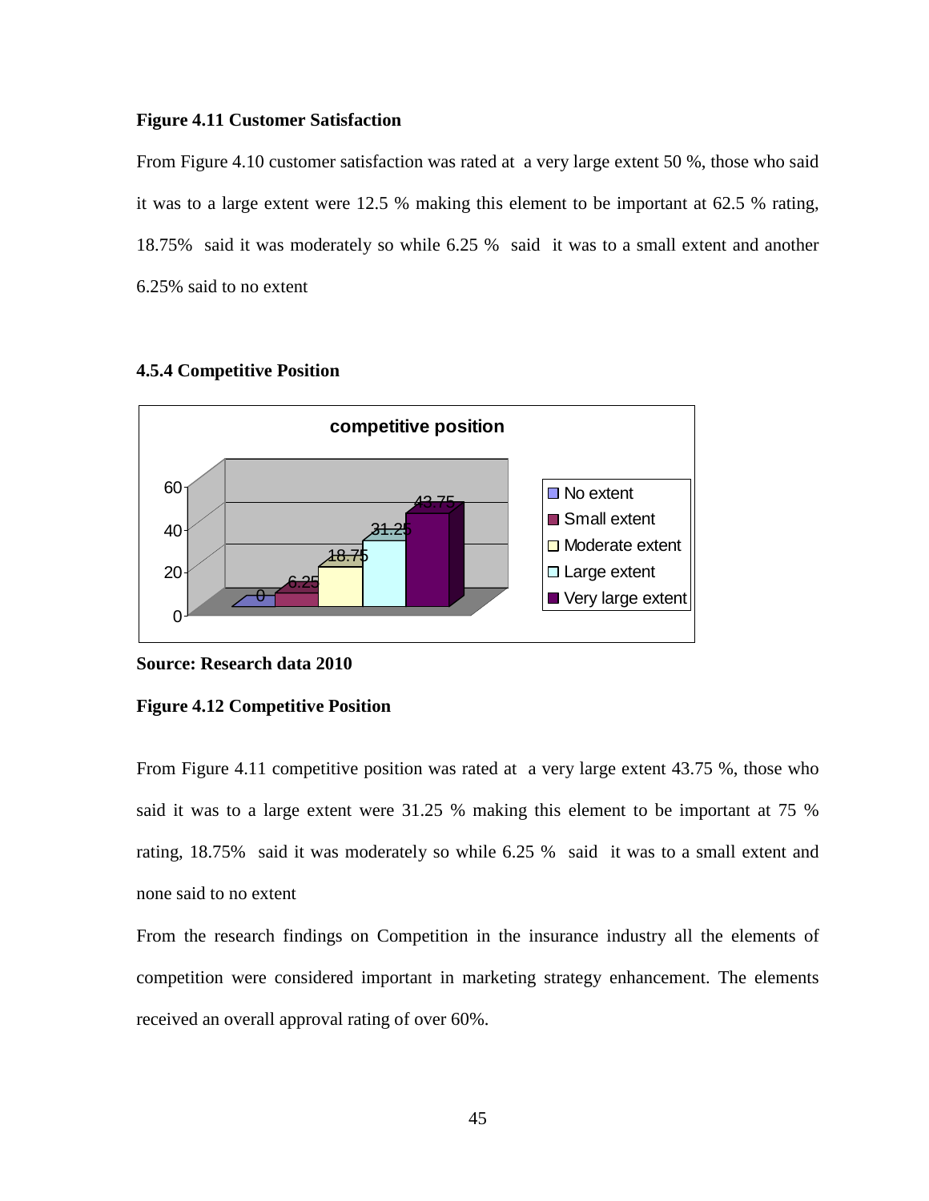**Figure 4.11 Customer Satisfaction**

From Figure 4.10 customer satisfaction was rated at a very large extent 50 %, those who said it was to a large extent were 12.5 % making this element to be important at 62.5 % rating, 18.75% said it was moderately so while 6.25 % said it was to a small extent and another 6.25% said to no extent

### 4.5.4 Competitive Position

**Source: Research data 2010**

**Figure 4.12 Competitive Position**

From Figure 4.11 competitive position was rated at a very large extent 43.75 %, those who said it was to a large extent were 31.25 % making this element to be important at 75 % rating, 18.75% said it was moderately so while 6.25 % said it was to a small extent and none said to no extent

From the research findings on Competition in the insurance industry all the elements of competition were considered important in marketing strategy enhancement. The elements received an overall approval rating of over 60%.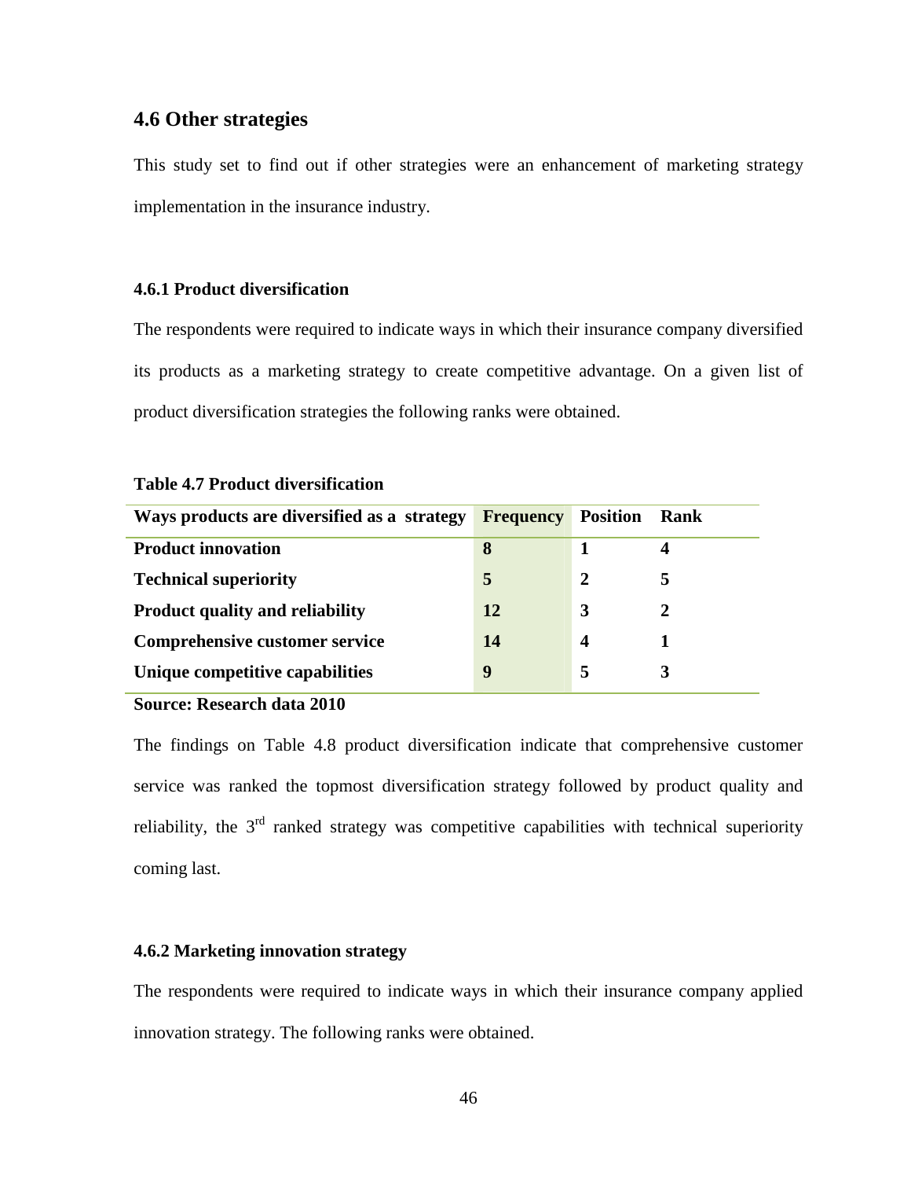## 4.6 Other strategies

This study set to find out if other strategies were an enhancement of marketing strategy implementation in the insurance industry.

### 4.6.1 Product diversification

The respondents were required to indicate ways in which their insurance company diversified its products as a marketing strategy to create competitive advantage. On a given list of product diversification strategies the following ranks were obtained.

**Table 4.7 Product diversification**

| Ways products are diversified as a strategy | Frequency | Position | Rank |
|---|---|---|---|
| **Product innovation** | **8** | **1** | **4** |
| **Technical superiority** | **5** | **2** | **5** |
| **Product quality and reliability** | **12** | **3** | **2** |
| **Comprehensive customer service** | **14** | **4** | **1** |
| **Unique competitive capabilities** | **9** | **5** | **3** |

**Source: Research data 2010**

The findings on Table 4.8 product diversification indicate that comprehensive customer service was ranked the topmost diversification strategy followed by product quality and reliability, the 3rd ranked strategy was competitive capabilities with technical superiority coming last.

### 4.6.2 Marketing innovation strategy

The respondents were required to indicate ways in which their insurance company applied innovation strategy. The following ranks were obtained.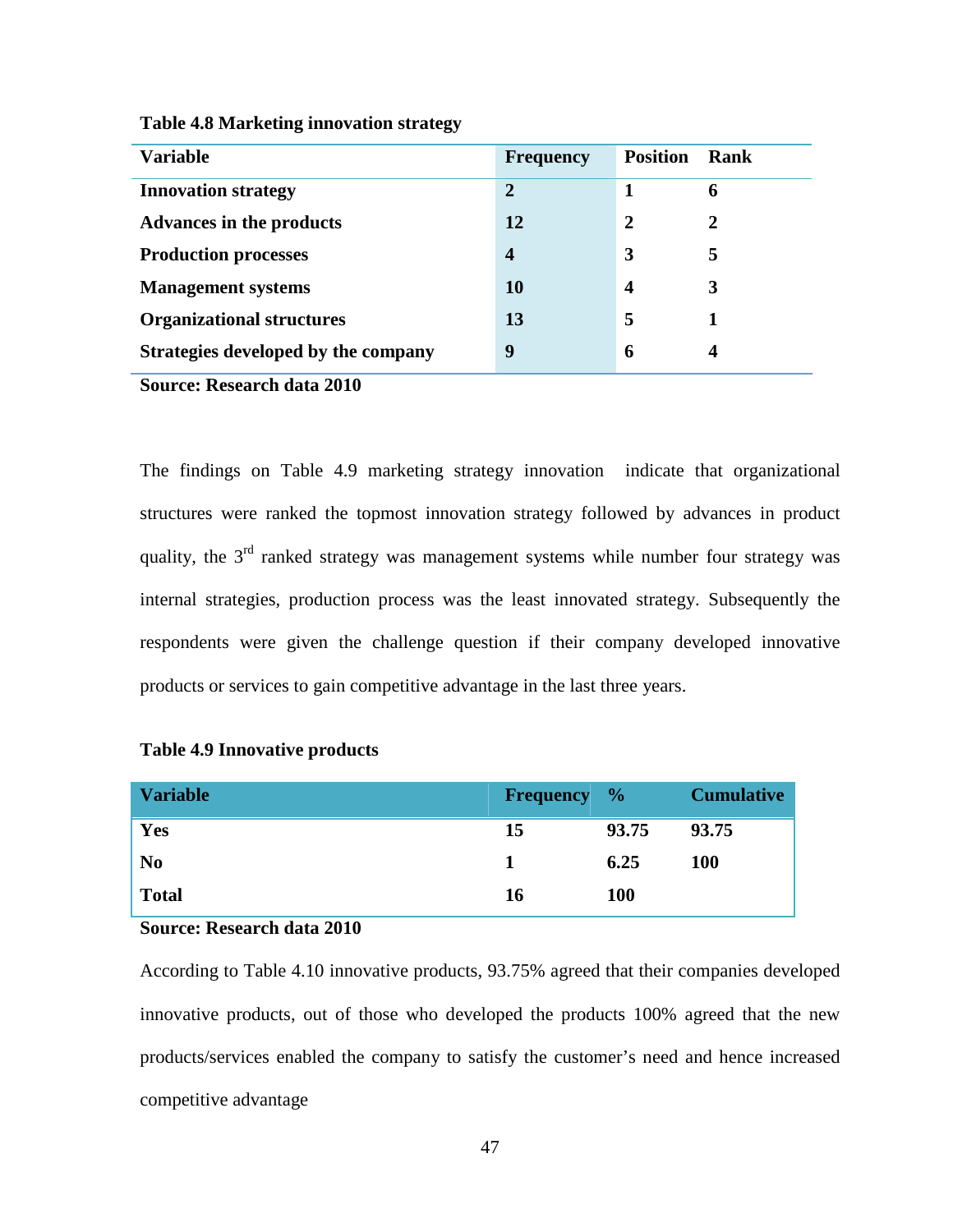**Table 4.8 Marketing innovation strategy**

| Variable | Frequency | Position | Rank |
|---|---|---|---|
| **Innovation strategy** | **2** | **1** | **6** |
| **Advances in the products** | **12** | **2** | **2** |
| **Production processes** | **4** | **3** | **5** |
| **Management systems** | **10** | **4** | **3** |
| **Organizational structures** | **13** | **5** | **1** |
| **Strategies developed by the company** | **9** | **6** | **4** |

**Source: Research data 2010**

The findings on Table 4.9 marketing strategy innovation indicate that organizational structures were ranked the topmost innovation strategy followed by advances in product quality, the 3rd ranked strategy was management systems while number four strategy was internal strategies, production process was the least innovated strategy. Subsequently the respondents were given the challenge question if their company developed innovative products or services to gain competitive advantage in the last three years.

**Table 4.9 Innovative products**

| Variable | Frequency | % | Cumulative |
|---|---|---|---|
| **Yes** | **15** | **93.75** | **93.75** |
| **No** | **1** | **6.25** | **100** |
| **Total** | **16** | **100** | |

**Source: Research data 2010**

According to Table 4.10 innovative products, 93.75% agreed that their companies developed innovative products, out of those who developed the products 100% agreed that the new products/services enabled the company to satisfy the customer's need and hence increased competitive advantage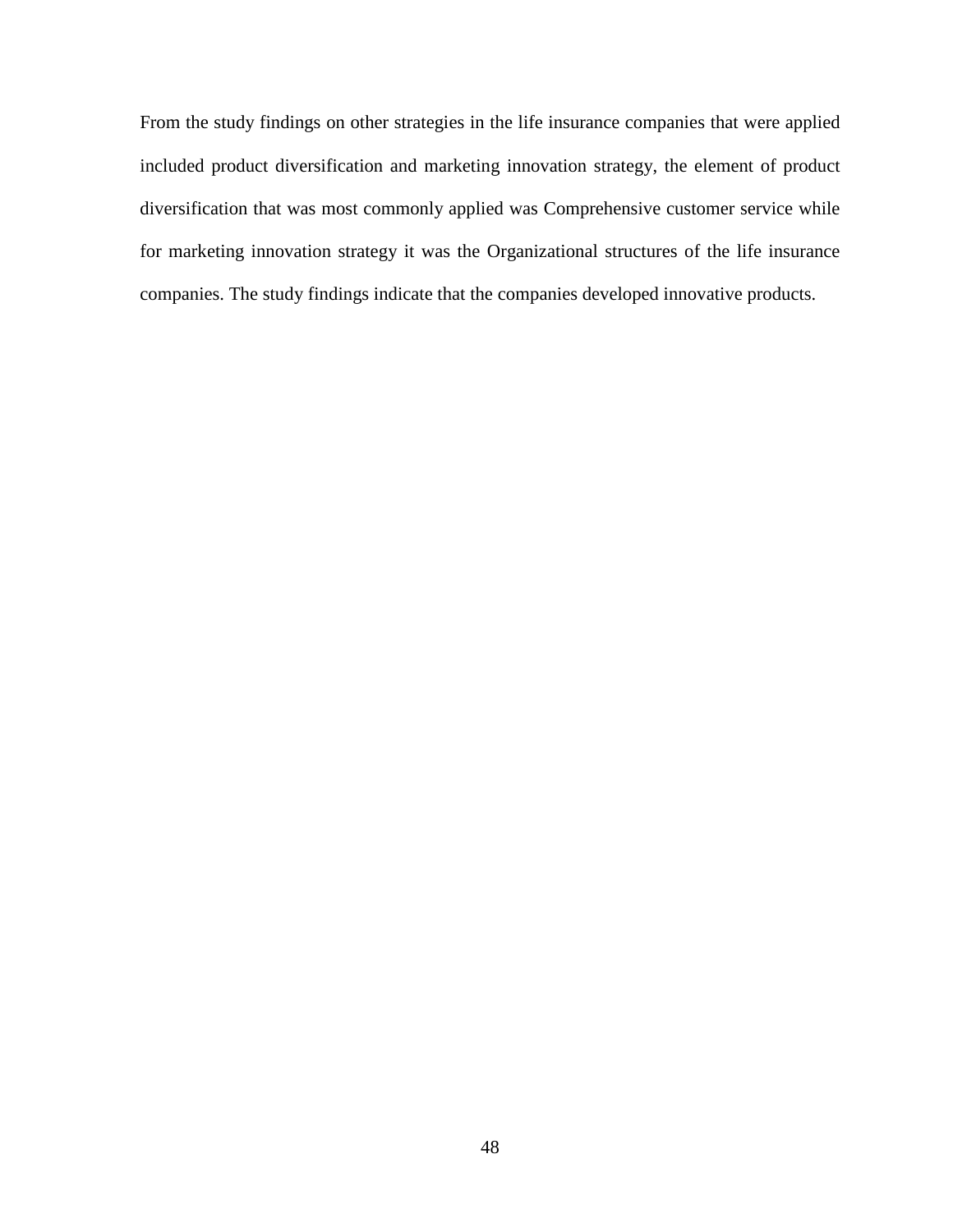From the study findings on other strategies in the life insurance companies that were applied included product diversification and marketing innovation strategy, the element of product diversification that was most commonly applied was Comprehensive customer service while for marketing innovation strategy it was the Organizational structures of the life insurance companies. The study findings indicate that the companies developed innovative products.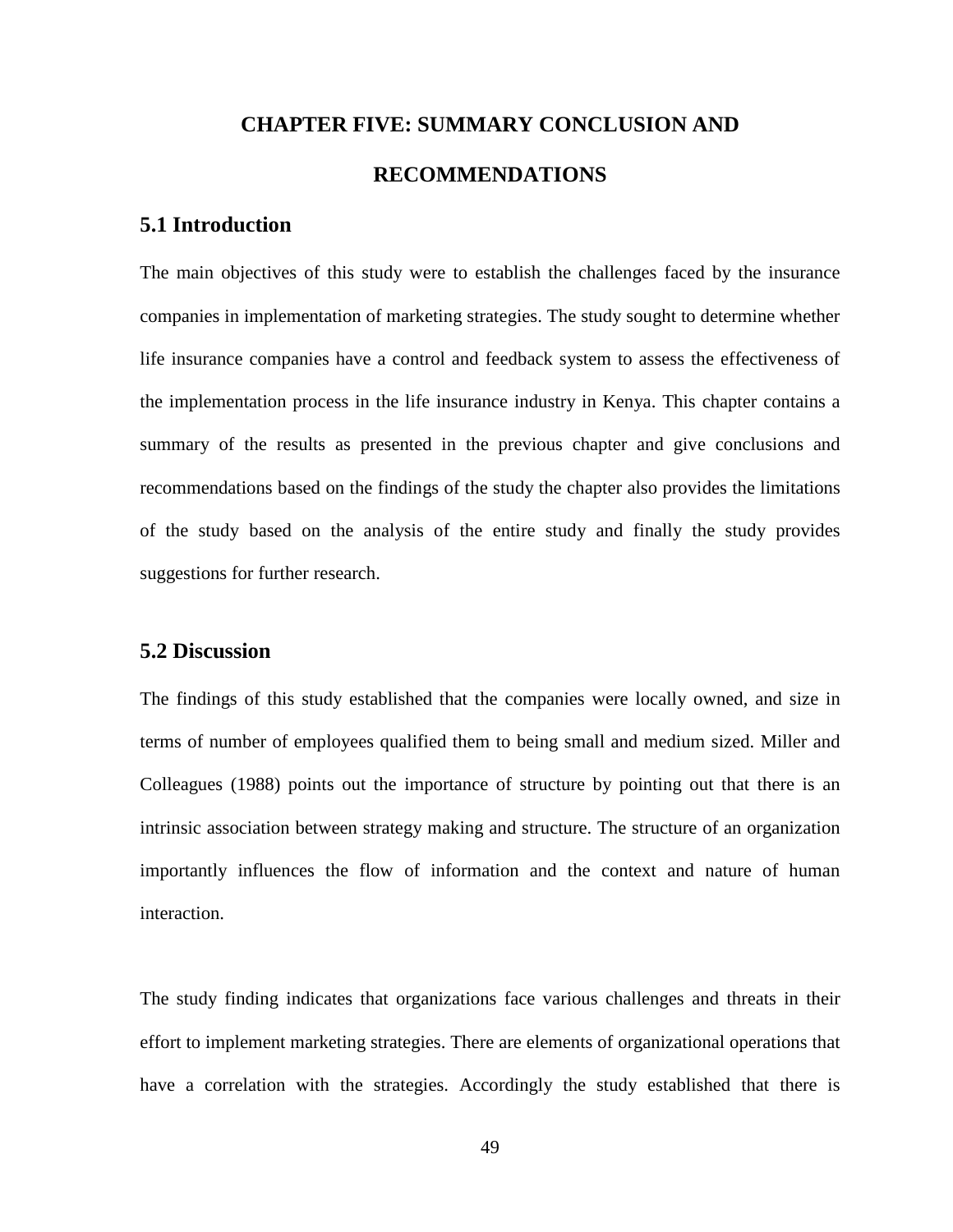# CHAPTER FIVE: SUMMARY CONCLUSION AND RECOMMENDATIONS

## 5.1 Introduction

The main objectives of this study were to establish the challenges faced by the insurance companies in implementation of marketing strategies. The study sought to determine whether life insurance companies have a control and feedback system to assess the effectiveness of the implementation process in the life insurance industry in Kenya. This chapter contains a summary of the results as presented in the previous chapter and give conclusions and recommendations based on the findings of the study the chapter also provides the limitations of the study based on the analysis of the entire study and finally the study provides suggestions for further research.

## 5.2 Discussion

The findings of this study established that the companies were locally owned, and size in terms of number of employees qualified them to being small and medium sized. Miller and Colleagues (1988) points out the importance of structure by pointing out that there is an intrinsic association between strategy making and structure. The structure of an organization importantly influences the flow of information and the context and nature of human interaction.

The study finding indicates that organizations face various challenges and threats in their effort to implement marketing strategies. There are elements of organizational operations that have a correlation with the strategies. Accordingly the study established that there is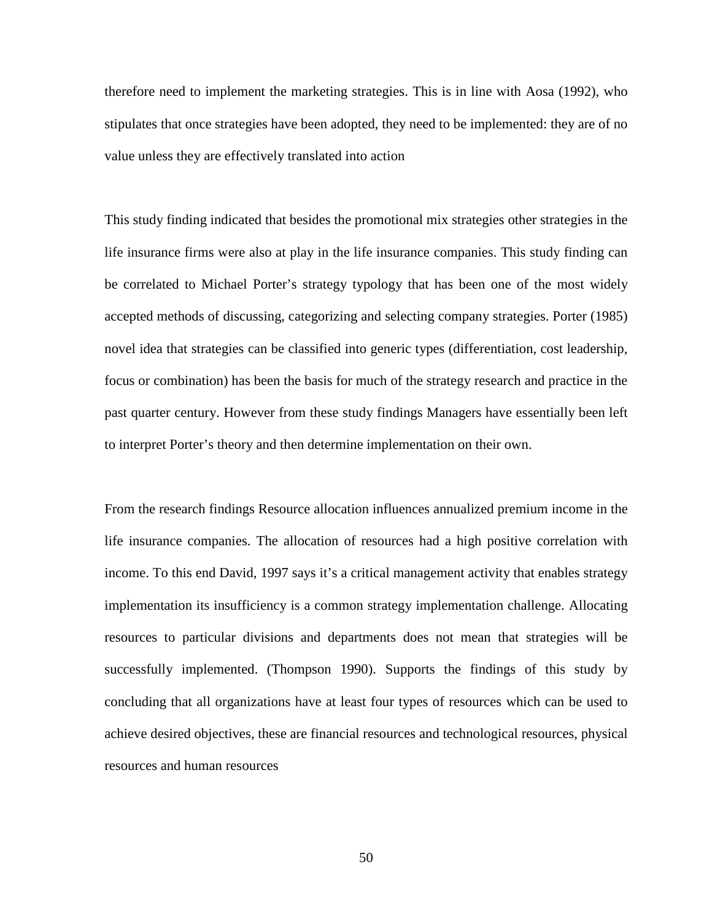therefore need to implement the marketing strategies. This is in line with Aosa (1992), who stipulates that once strategies have been adopted, they need to be implemented: they are of no value unless they are effectively translated into action

This study finding indicated that besides the promotional mix strategies other strategies in the life insurance firms were also at play in the life insurance companies. This study finding can be correlated to Michael Porter's strategy typology that has been one of the most widely accepted methods of discussing, categorizing and selecting company strategies. Porter (1985) novel idea that strategies can be classified into generic types (differentiation, cost leadership, focus or combination) has been the basis for much of the strategy research and practice in the past quarter century. However from these study findings Managers have essentially been left to interpret Porter's theory and then determine implementation on their own.

From the research findings Resource allocation influences annualized premium income in the life insurance companies. The allocation of resources had a high positive correlation with income. To this end David, 1997 says it's a critical management activity that enables strategy implementation its insufficiency is a common strategy implementation challenge. Allocating resources to particular divisions and departments does not mean that strategies will be successfully implemented. (Thompson 1990). Supports the findings of this study by concluding that all organizations have at least four types of resources which can be used to achieve desired objectives, these are financial resources and technological resources, physical resources and human resources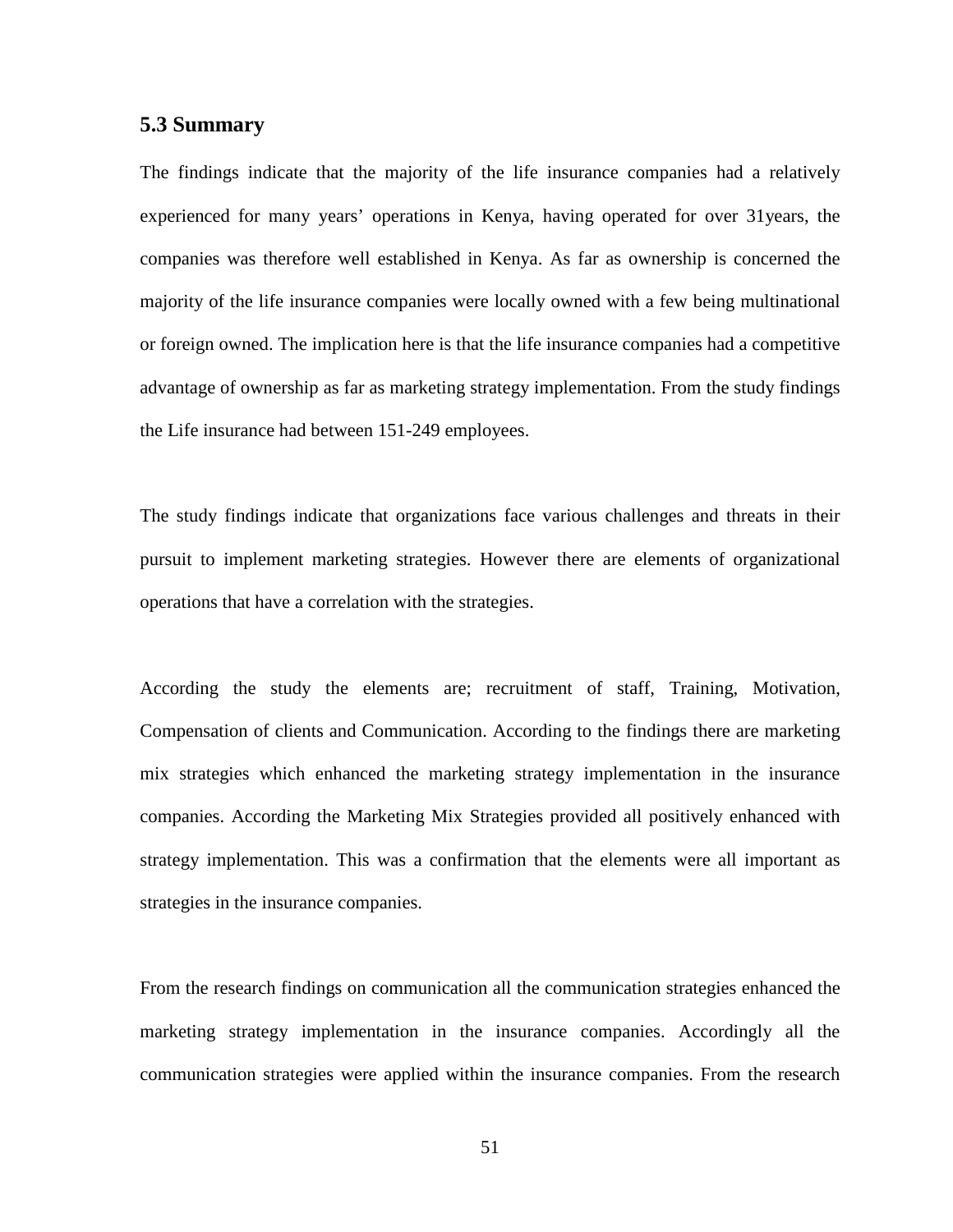### 5.3 Summary

The findings indicate that the majority of the life insurance companies had a relatively experienced for many years' operations in Kenya, having operated for over 31years, the companies was therefore well established in Kenya. As far as ownership is concerned the majority of the life insurance companies were locally owned with a few being multinational or foreign owned. The implication here is that the life insurance companies had a competitive advantage of ownership as far as marketing strategy implementation. From the study findings the Life insurance had between 151-249 employees.

The study findings indicate that organizations face various challenges and threats in their pursuit to implement marketing strategies. However there are elements of organizational operations that have a correlation with the strategies.

According the study the elements are; recruitment of staff, Training, Motivation, Compensation of clients and Communication. According to the findings there are marketing mix strategies which enhanced the marketing strategy implementation in the insurance companies. According the Marketing Mix Strategies provided all positively enhanced with strategy implementation. This was a confirmation that the elements were all important as strategies in the insurance companies.

From the research findings on communication all the communication strategies enhanced the marketing strategy implementation in the insurance companies. Accordingly all the communication strategies were applied within the insurance companies. From the research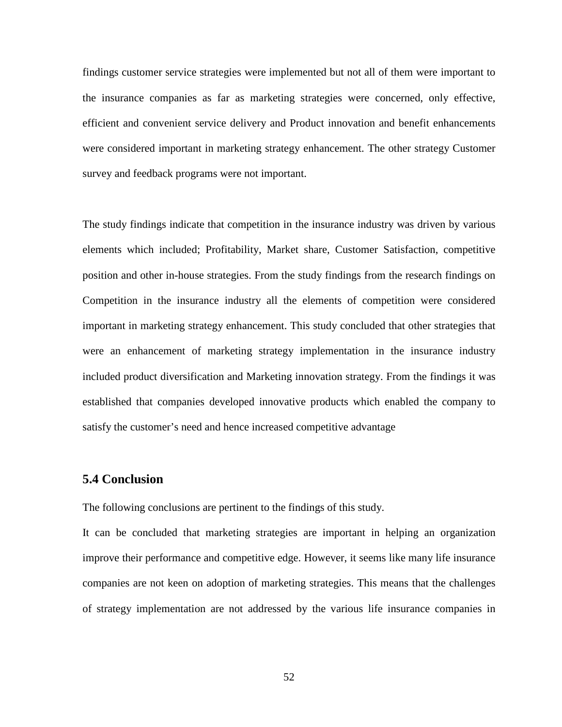findings customer service strategies were implemented but not all of them were important to the insurance companies as far as marketing strategies were concerned, only effective, efficient and convenient service delivery and Product innovation and benefit enhancements were considered important in marketing strategy enhancement. The other strategy Customer survey and feedback programs were not important.

The study findings indicate that competition in the insurance industry was driven by various elements which included; Profitability, Market share, Customer Satisfaction, competitive position and other in-house strategies. From the study findings from the research findings on Competition in the insurance industry all the elements of competition were considered important in marketing strategy enhancement. This study concluded that other strategies that were an enhancement of marketing strategy implementation in the insurance industry included product diversification and Marketing innovation strategy. From the findings it was established that companies developed innovative products which enabled the company to satisfy the customer's need and hence increased competitive advantage

## 5.4 Conclusion

The following conclusions are pertinent to the findings of this study.

It can be concluded that marketing strategies are important in helping an organization improve their performance and competitive edge. However, it seems like many life insurance companies are not keen on adoption of marketing strategies. This means that the challenges of strategy implementation are not addressed by the various life insurance companies in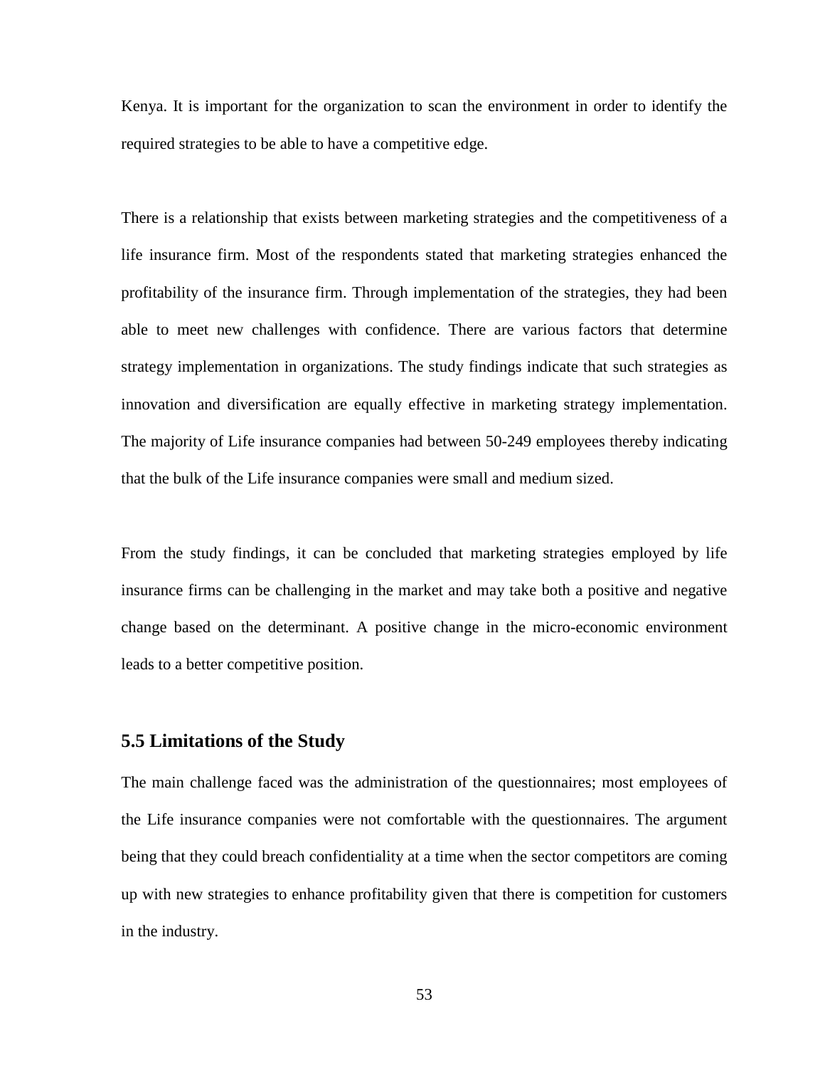Kenya. It is important for the organization to scan the environment in order to identify the required strategies to be able to have a competitive edge.

There is a relationship that exists between marketing strategies and the competitiveness of a life insurance firm. Most of the respondents stated that marketing strategies enhanced the profitability of the insurance firm. Through implementation of the strategies, they had been able to meet new challenges with confidence. There are various factors that determine strategy implementation in organizations. The study findings indicate that such strategies as innovation and diversification are equally effective in marketing strategy implementation. The majority of Life insurance companies had between 50-249 employees thereby indicating that the bulk of the Life insurance companies were small and medium sized.

From the study findings, it can be concluded that marketing strategies employed by life insurance firms can be challenging in the market and may take both a positive and negative change based on the determinant. A positive change in the micro-economic environment leads to a better competitive position.

## 5.5 Limitations of the Study

The main challenge faced was the administration of the questionnaires; most employees of the Life insurance companies were not comfortable with the questionnaires. The argument being that they could breach confidentiality at a time when the sector competitors are coming up with new strategies to enhance profitability given that there is competition for customers in the industry.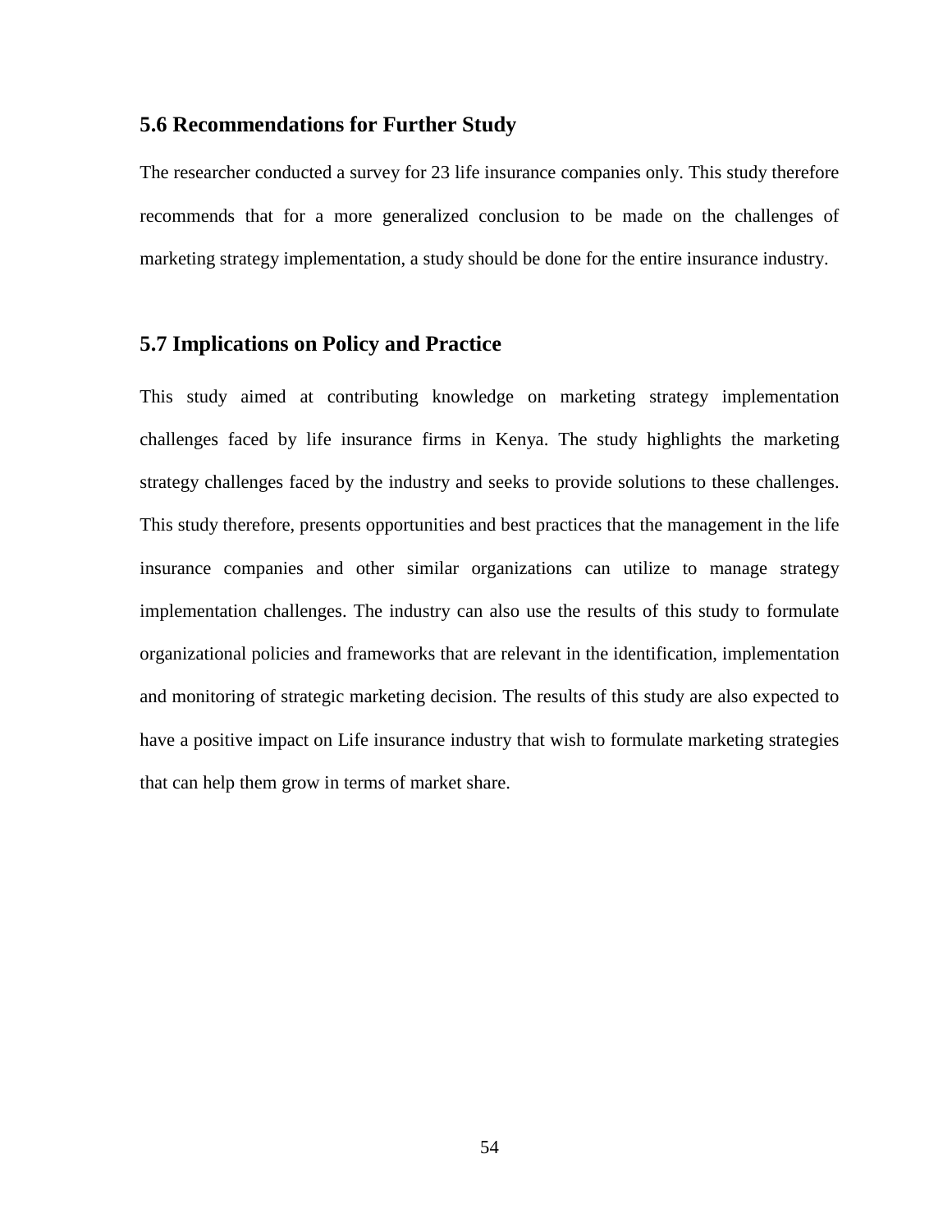## 5.6 Recommendations for Further Study

The researcher conducted a survey for 23 life insurance companies only. This study therefore recommends that for a more generalized conclusion to be made on the challenges of marketing strategy implementation, a study should be done for the entire insurance industry.

## 5.7 Implications on Policy and Practice

This study aimed at contributing knowledge on marketing strategy implementation challenges faced by life insurance firms in Kenya. The study highlights the marketing strategy challenges faced by the industry and seeks to provide solutions to these challenges. This study therefore, presents opportunities and best practices that the management in the life insurance companies and other similar organizations can utilize to manage strategy implementation challenges. The industry can also use the results of this study to formulate organizational policies and frameworks that are relevant in the identification, implementation and monitoring of strategic marketing decision. The results of this study are also expected to have a positive impact on Life insurance industry that wish to formulate marketing strategies that can help them grow in terms of market share.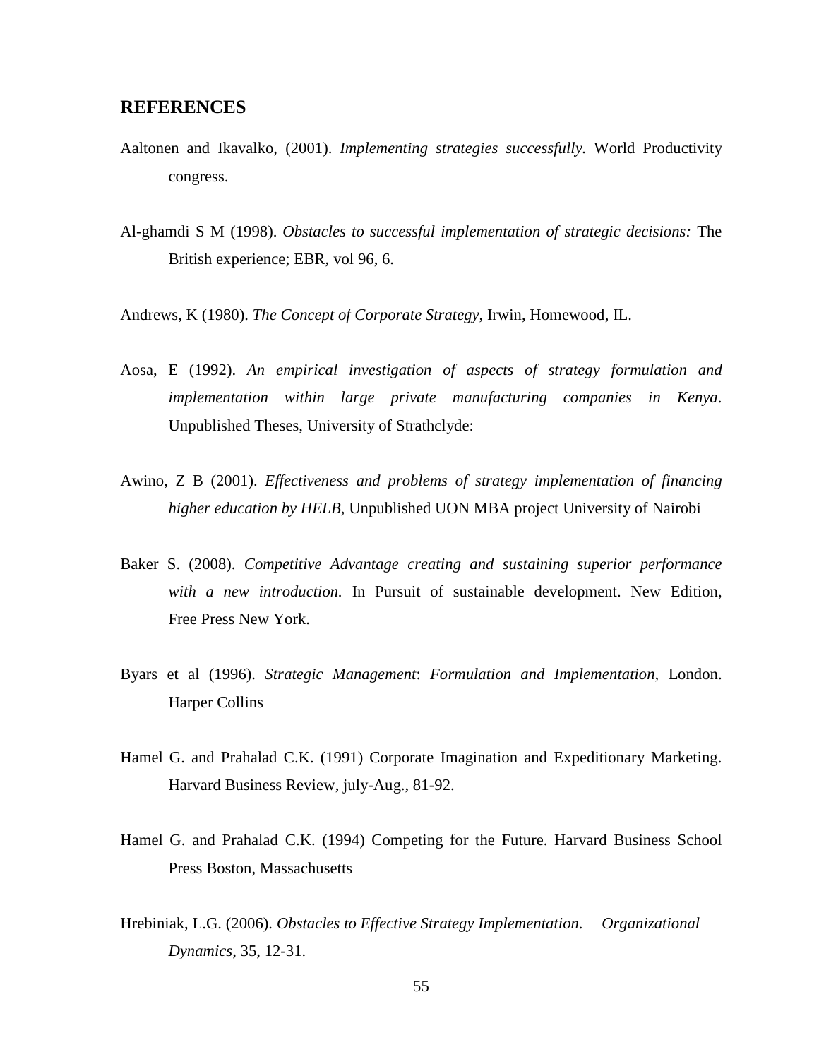## REFERENCES

Aaltonen and Ikavalko, (2001). *Implementing strategies successfully.* World Productivity congress.

Al-ghamdi S M (1998). *Obstacles to successful implementation of strategic decisions:* The British experience; EBR, vol 96, 6.

Andrews, K (1980). *The Concept of Corporate Strategy*, Irwin, Homewood, IL.

Aosa, E (1992). *An empirical investigation of aspects of strategy formulation and implementation within large private manufacturing companies in Kenya*. Unpublished Theses, University of Strathclyde:

Awino, Z B (2001). *Effectiveness and problems of strategy implementation of financing higher education by HELB*, Unpublished UON MBA project University of Nairobi

Baker S. (2008). *Competitive Advantage creating and sustaining superior performance with a new introduction.* In Pursuit of sustainable development. New Edition, Free Press New York.

Byars et al (1996). *Strategic Management*: *Formulation and Implementation*, London. Harper Collins

Hamel G. and Prahalad C.K. (1991) Corporate Imagination and Expeditionary Marketing. Harvard Business Review, july-Aug., 81-92.

Hamel G. and Prahalad C.K. (1994) Competing for the Future. Harvard Business School Press Boston, Massachusetts

Hrebiniak, L.G. (2006). *Obstacles to Effective Strategy Implementation*. *Organizational Dynamics*, 35, 12-31.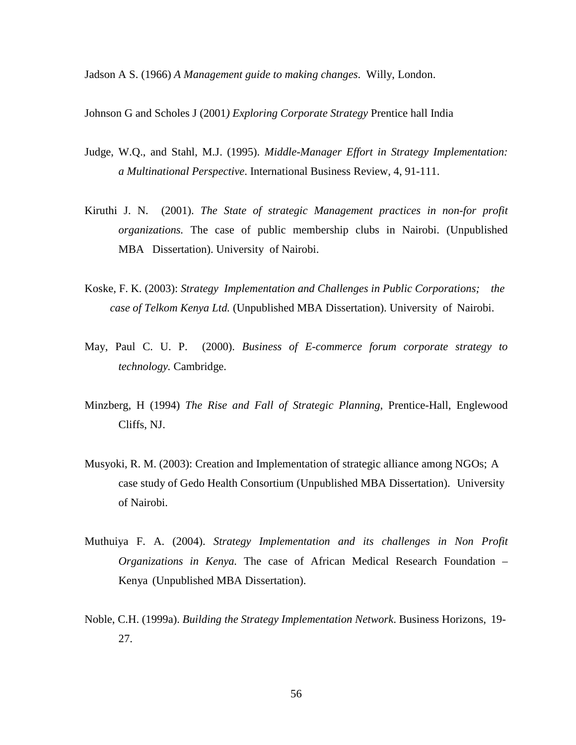Jadson A S. (1966) *A Management guide to making changes*. Willy, London.

Johnson G and Scholes J (2001*) Exploring Corporate Strategy* Prentice hall India

Judge, W.Q., and Stahl, M.J. (1995). *Middle-Manager Effort in Strategy Implementation: a Multinational Perspective*. International Business Review, 4, 91-111.

Kiruthi J. N. (2001). *The State of strategic Management practices in non-for profit organizations.* The case of public membership clubs in Nairobi. (Unpublished MBA Dissertation). University of Nairobi.

Koske, F. K. (2003): *Strategy Implementation and Challenges in Public Corporations; the case of Telkom Kenya Ltd.* (Unpublished MBA Dissertation). University of Nairobi.

May, Paul C. U. P. (2000). *Business of E-commerce forum corporate strategy to technology.* Cambridge.

Minzberg, H (1994) *The Rise and Fall of Strategic Planning*, Prentice-Hall, Englewood Cliffs, NJ.

Musyoki, R. M. (2003): Creation and Implementation of strategic alliance among NGOs; A case study of Gedo Health Consortium (Unpublished MBA Dissertation). University of Nairobi.

Muthuiya F. A. (2004). *Strategy Implementation and its challenges in Non Profit Organizations in Kenya.* The case of African Medical Research Foundation – Kenya (Unpublished MBA Dissertation).

Noble, C.H. (1999a). *Building the Strategy Implementation Network*. Business Horizons, 19-27.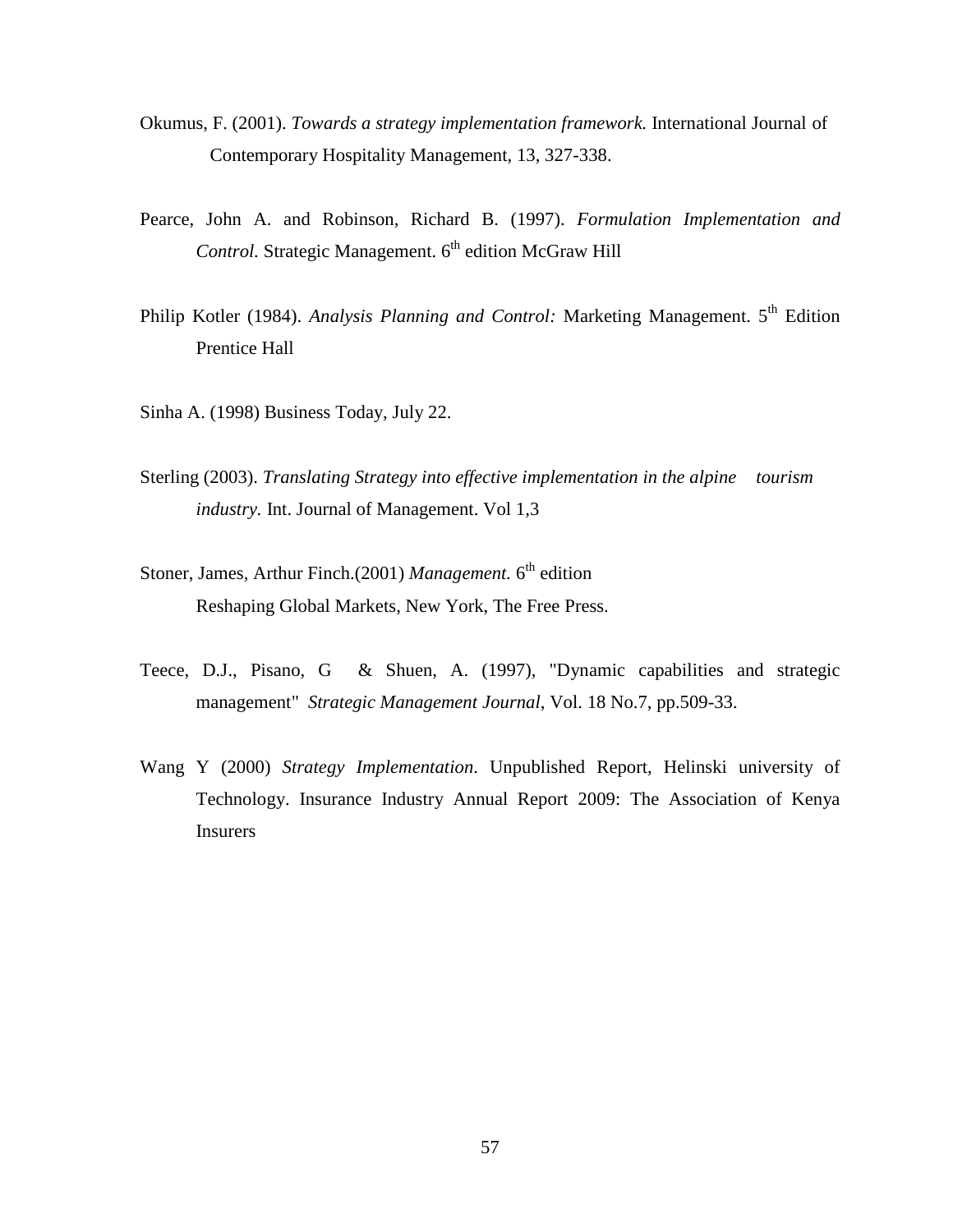Okumus, F. (2001). *Towards a strategy implementation framework.* International Journal of Contemporary Hospitality Management, 13, 327-338.

Pearce, John A. and Robinson, Richard B. (1997). *Formulation Implementation and Control.* Strategic Management. 6th edition McGraw Hill

Philip Kotler (1984). *Analysis Planning and Control:* Marketing Management. 5th Edition Prentice Hall

Sinha A. (1998) Business Today, July 22.

Sterling (2003). *Translating Strategy into effective implementation in the alpine tourism industry.* Int. Journal of Management. Vol 1,3

Stoner, James, Arthur Finch.(2001) *Management.* 6th edition Reshaping Global Markets, New York, The Free Press.

Teece, D.J., Pisano, G & Shuen, A. (1997), "Dynamic capabilities and strategic management" *Strategic Management Journal*, Vol. 18 No.7, pp.509-33.

Wang Y (2000) *Strategy Implementation*. Unpublished Report, Helinski university of Technology. Insurance Industry Annual Report 2009: The Association of Kenya Insurers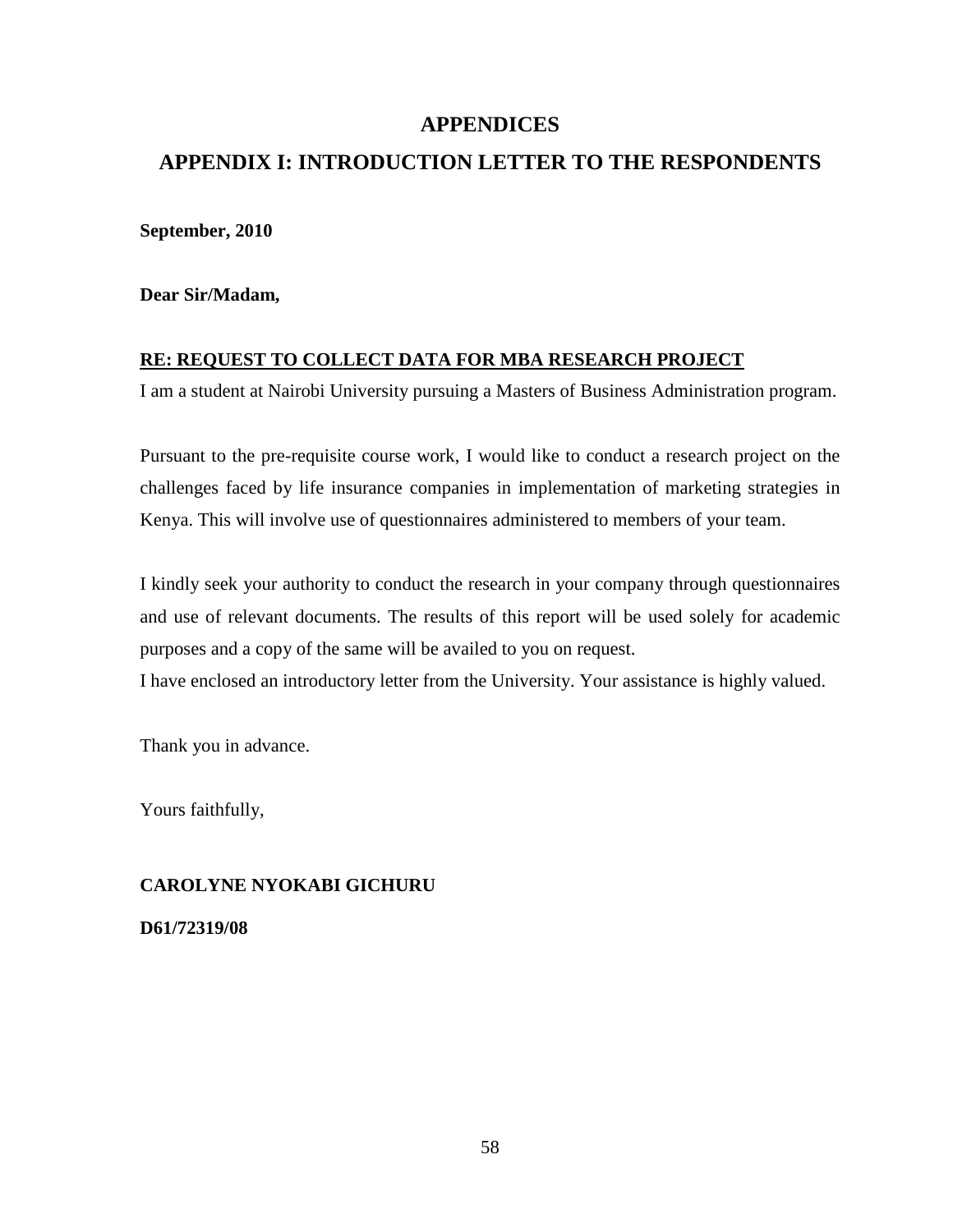# APPENDICES

## APPENDIX I: INTRODUCTION LETTER TO THE RESPONDENTS

**September, 2010**

**Dear Sir/Madam,**

**<u>RE: REQUEST TO COLLECT DATA FOR MBA RESEARCH PROJECT</u>**

I am a student at Nairobi University pursuing a Masters of Business Administration program.

Pursuant to the pre-requisite course work, I would like to conduct a research project on the challenges faced by life insurance companies in implementation of marketing strategies in Kenya. This will involve use of questionnaires administered to members of your team.

I kindly seek your authority to conduct the research in your company through questionnaires and use of relevant documents. The results of this report will be used solely for academic purposes and a copy of the same will be availed to you on request.

I have enclosed an introductory letter from the University. Your assistance is highly valued.

Thank you in advance.

Yours faithfully,

**CAROLYNE NYOKABI GICHURU**

**D61/72319/08**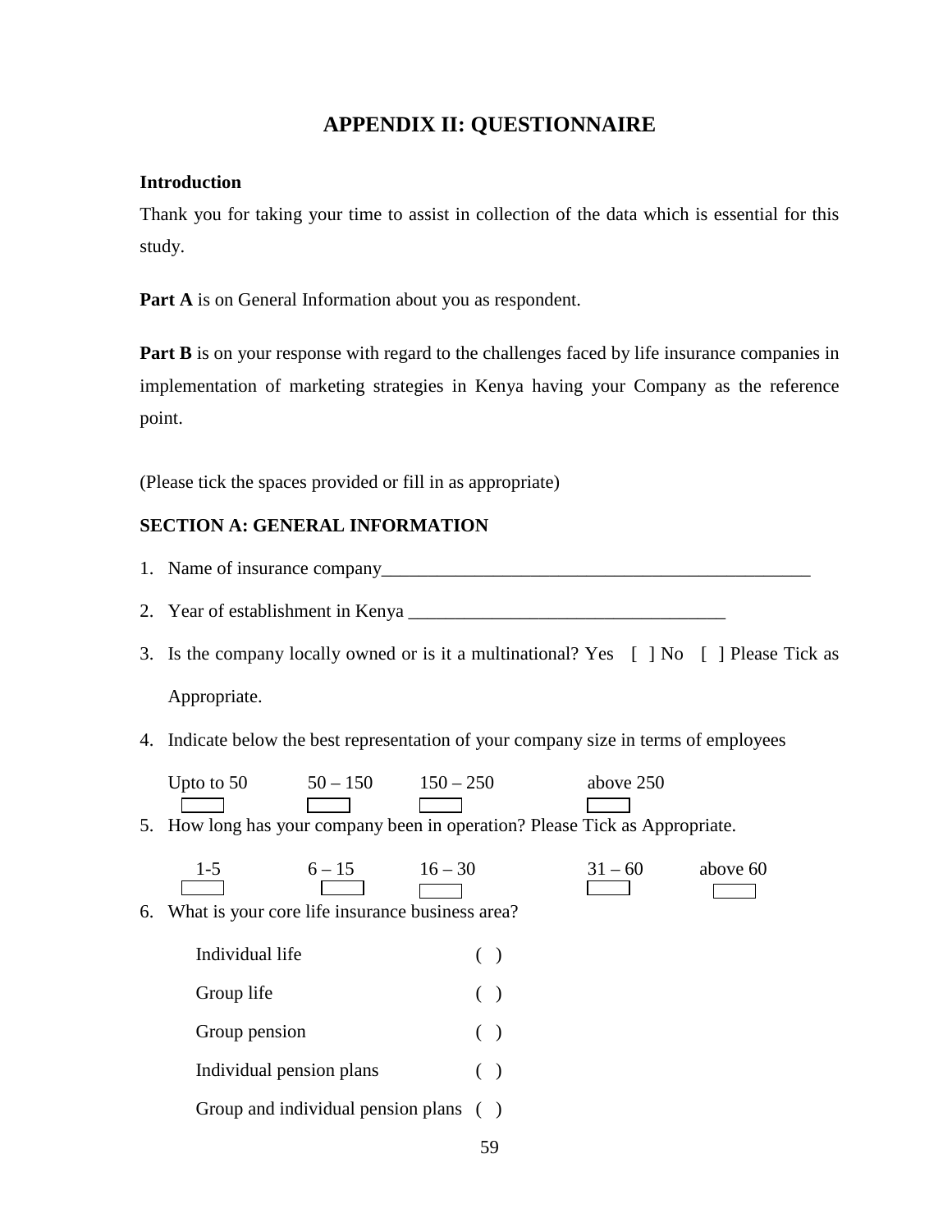# APPENDIX II: QUESTIONNAIRE

**Introduction**

Thank you for taking your time to assist in collection of the data which is essential for this study.

**Part A** is on General Information about you as respondent.

**Part B** is on your response with regard to the challenges faced by life insurance companies in implementation of marketing strategies in Kenya having your Company as the reference point.

(Please tick the spaces provided or fill in as appropriate)

**SECTION A: GENERAL INFORMATION**

1. Name of insurance company_______________________________________________
2. Year of establishment in Kenya ___________________________________
3. Is the company locally owned or is it a multinational? Yes [ ] No [ ] Please Tick as Appropriate.
4. Indicate below the best representation of your company size in terms of employees

   Upto to 50 [ ]   50 – 150 [ ]   150 – 250 [ ]   above 250 [ ]

5. How long has your company been in operation? Please Tick as Appropriate.

   1-5 [ ]   6 – 15 [ ]   16 – 30 [ ]   31 – 60 [ ]   above 60 [ ]

6. What is your core life insurance business area?

   Individual life ( )

   Group life ( )

   Group pension ( )

   Individual pension plans ( )

   Group and individual pension plans ( )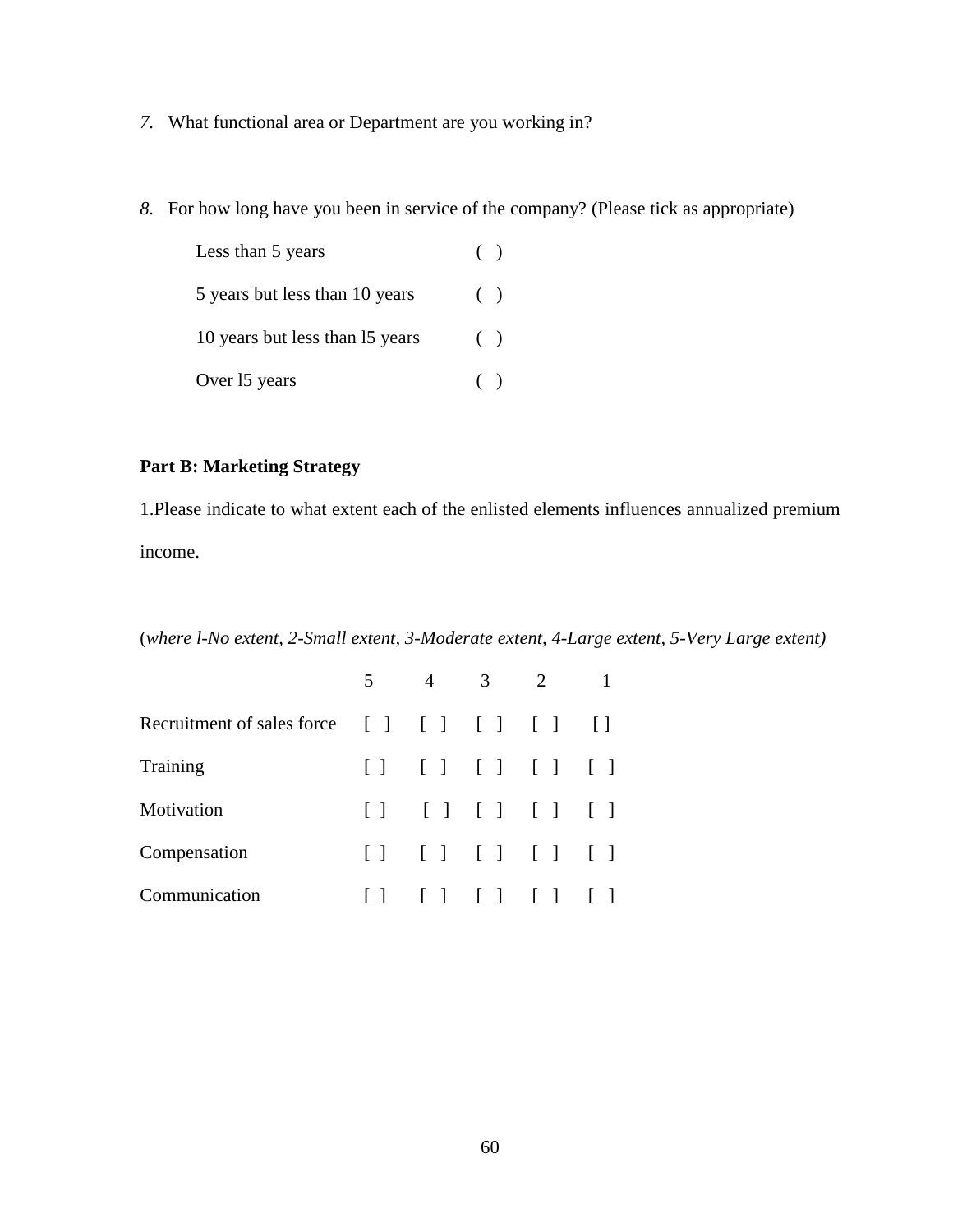*7.* What functional area or Department are you working in?

*8.* For how long have you been in service of the company? (Please tick as appropriate)

| | |
|---|---|
| Less than 5 years | ( ) |
| 5 years but less than 10 years | ( ) |
| 10 years but less than l5 years | ( ) |
| Over l5 years | ( ) |

**Part B: Marketing Strategy**

1.Please indicate to what extent each of the enlisted elements influences annualized premium income.

(*where l-No extent, 2-Small extent, 3-Moderate extent, 4-Large extent, 5-Very Large extent)*

| | 5 | 4 | 3 | 2 | 1 |
|---|---|---|---|---|---|
| Recruitment of sales force | [ ] | [ ] | [ ] | [ ] | [ ] |
| Training | [ ] | [ ] | [ ] | [ ] | [ ] |
| Motivation | [ ] | [ ] | [ ] | [ ] | [ ] |
| Compensation | [ ] | [ ] | [ ] | [ ] | [ ] |
| Communication | [ ] | [ ] | [ ] | [ ] | [ ] |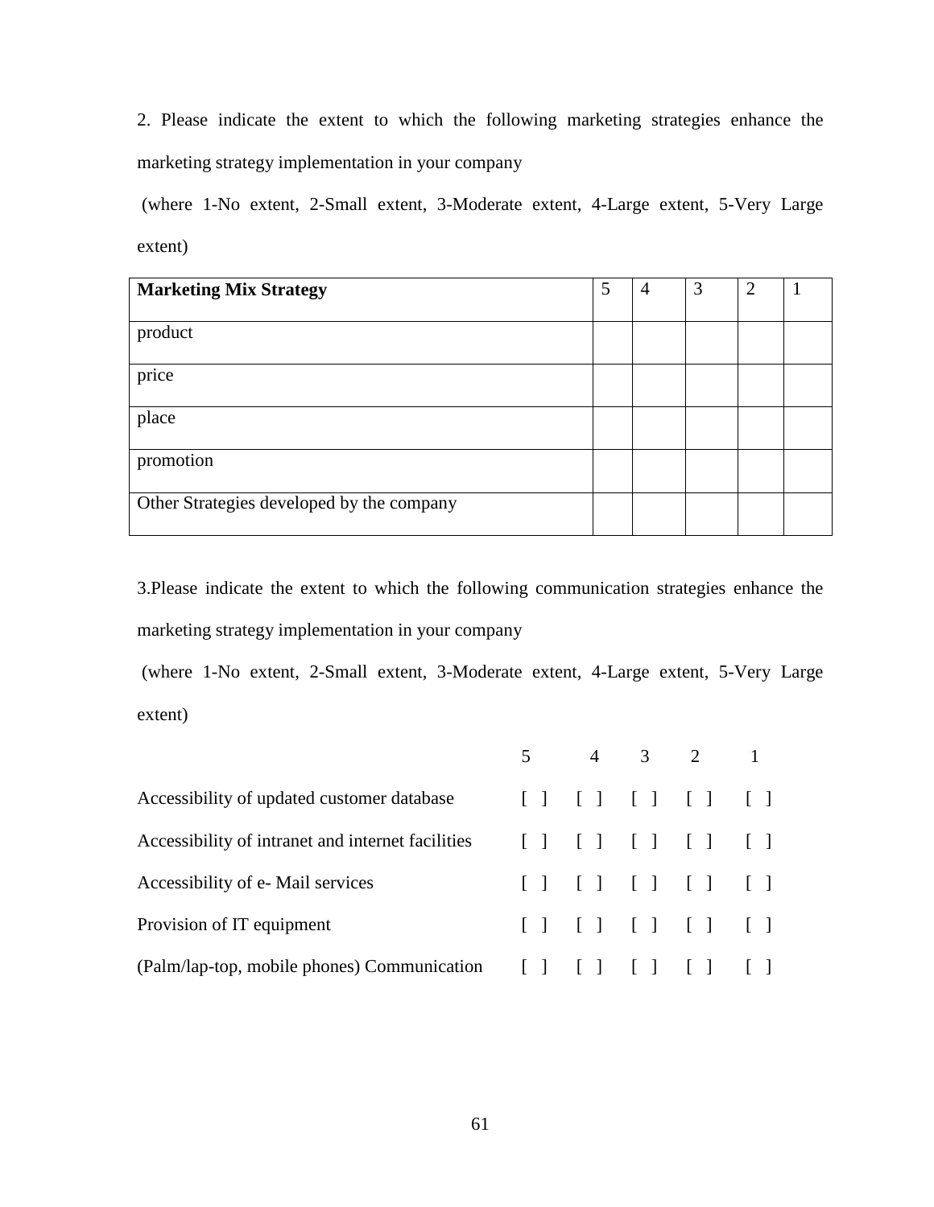2. Please indicate the extent to which the following marketing strategies enhance the marketing strategy implementation in your company

(where 1-No extent, 2-Small extent, 3-Moderate extent, 4-Large extent, 5-Very Large extent)

| **Marketing Mix Strategy** | 5 | 4 | 3 | 2 | 1 |
|---|---|---|---|---|---|
| product | | | | | |
| price | | | | | |
| place | | | | | |
| promotion | | | | | |
| Other Strategies developed by the company | | | | | |

3.Please indicate the extent to which the following communication strategies enhance the marketing strategy implementation in your company

(where 1-No extent, 2-Small extent, 3-Moderate extent, 4-Large extent, 5-Very Large extent)

| | 5 | 4 | 3 | 2 | 1 |
|---|---|---|---|---|---|
| Accessibility of updated customer database | [ ] | [ ] | [ ] | [ ] | [ ] |
| Accessibility of intranet and internet facilities | [ ] | [ ] | [ ] | [ ] | [ ] |
| Accessibility of e- Mail services | [ ] | [ ] | [ ] | [ ] | [ ] |
| Provision of IT equipment | [ ] | [ ] | [ ] | [ ] | [ ] |
| (Palm/lap-top, mobile phones) Communication | [ ] | [ ] | [ ] | [ ] | [ ] |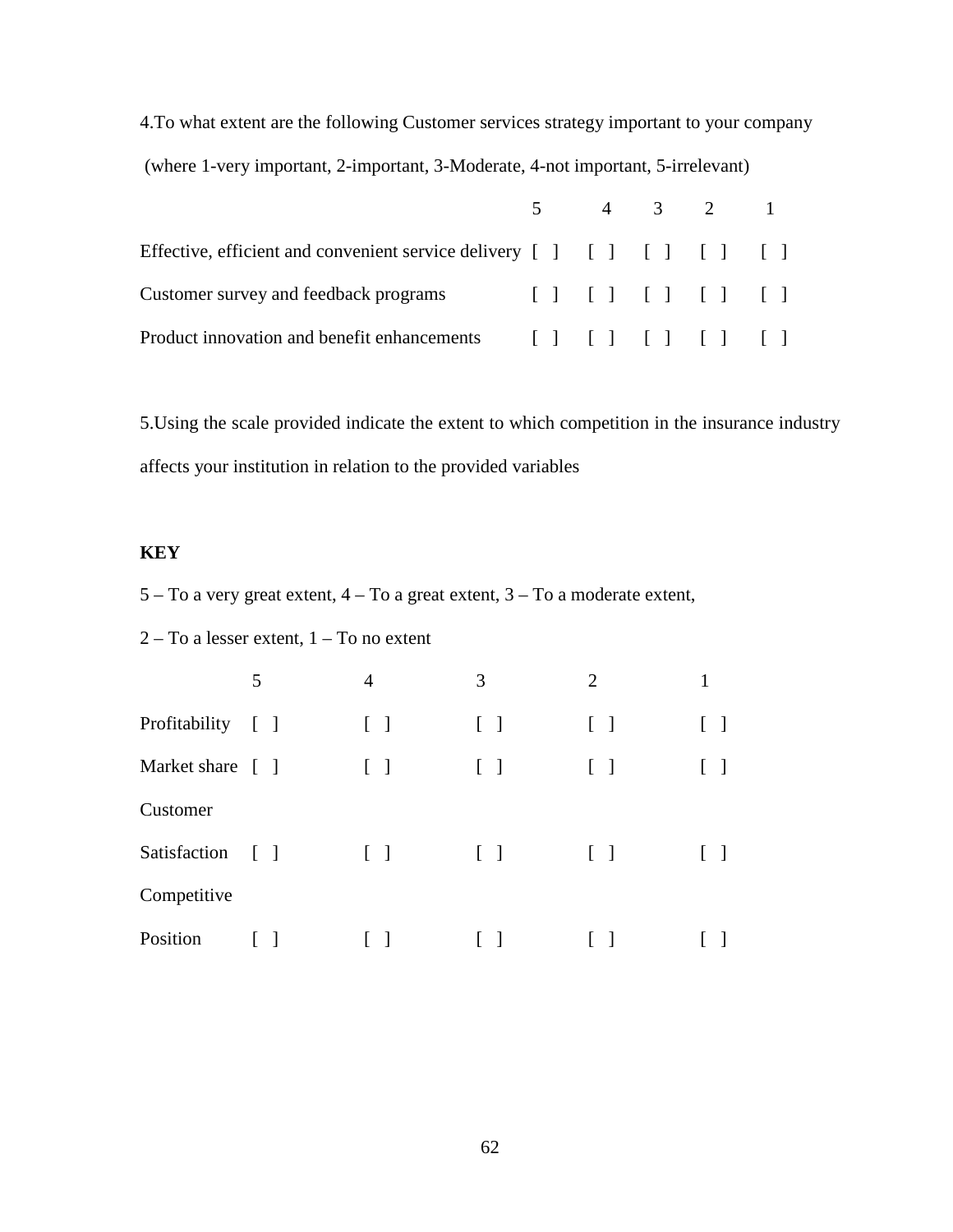4.To what extent are the following Customer services strategy important to your company

(where 1-very important, 2-important, 3-Moderate, 4-not important, 5-irrelevant)

| | 5 | 4 | 3 | 2 | 1 |
|---|---|---|---|---|---|
| Effective, efficient and convenient service delivery | [ ] | [ ] | [ ] | [ ] | [ ] |
| Customer survey and feedback programs | [ ] | [ ] | [ ] | [ ] | [ ] |
| Product innovation and benefit enhancements | [ ] | [ ] | [ ] | [ ] | [ ] |

5.Using the scale provided indicate the extent to which competition in the insurance industry affects your institution in relation to the provided variables

**KEY**

5 – To a very great extent, 4 – To a great extent, 3 – To a moderate extent,

2 – To a lesser extent, 1 – To no extent

| | 5 | 4 | 3 | 2 | 1 |
|---|---|---|---|---|---|
| Profitability | [ ] | [ ] | [ ] | [ ] | [ ] |
| Market share | [ ] | [ ] | [ ] | [ ] | [ ] |
| Customer Satisfaction | [ ] | [ ] | [ ] | [ ] | [ ] |
| Competitive Position | [ ] | [ ] | [ ] | [ ] | [ ] |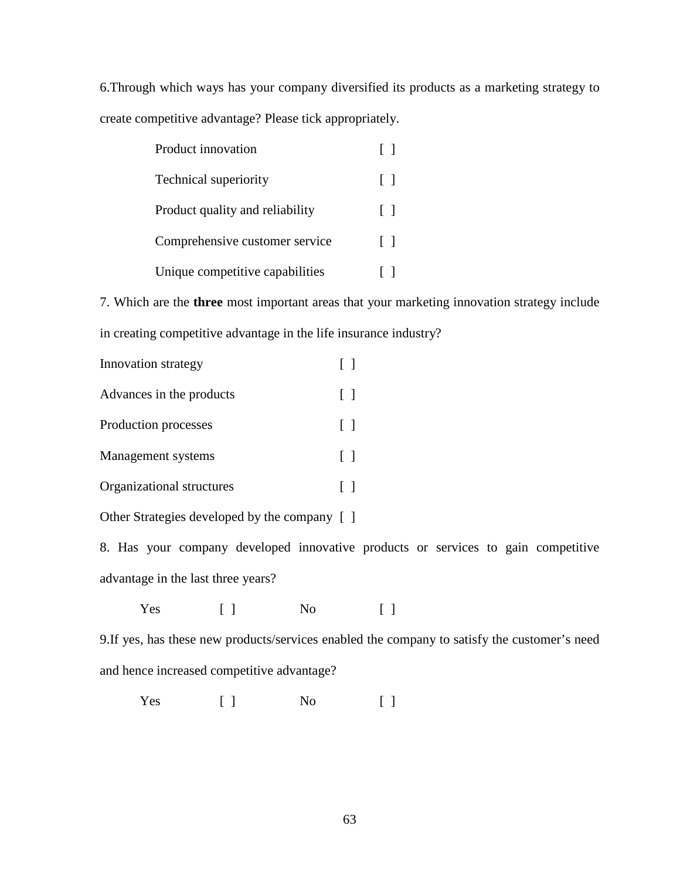6.Through which ways has your company diversified its products as a marketing strategy to create competitive advantage? Please tick appropriately.

Product innovation [ ]

Technical superiority [ ]

Product quality and reliability [ ]

Comprehensive customer service [ ]

Unique competitive capabilities [ ]

7. Which are the **three** most important areas that your marketing innovation strategy include in creating competitive advantage in the life insurance industry?

Innovation strategy [ ]

Advances in the products [ ]

Production processes [ ]

Management systems [ ]

Organizational structures [ ]

Other Strategies developed by the company [ ]

8. Has your company developed innovative products or services to gain competitive advantage in the last three years?

Yes [ ] No [ ]

9.If yes, has these new products/services enabled the company to satisfy the customer's need and hence increased competitive advantage?

Yes [ ] No [ ]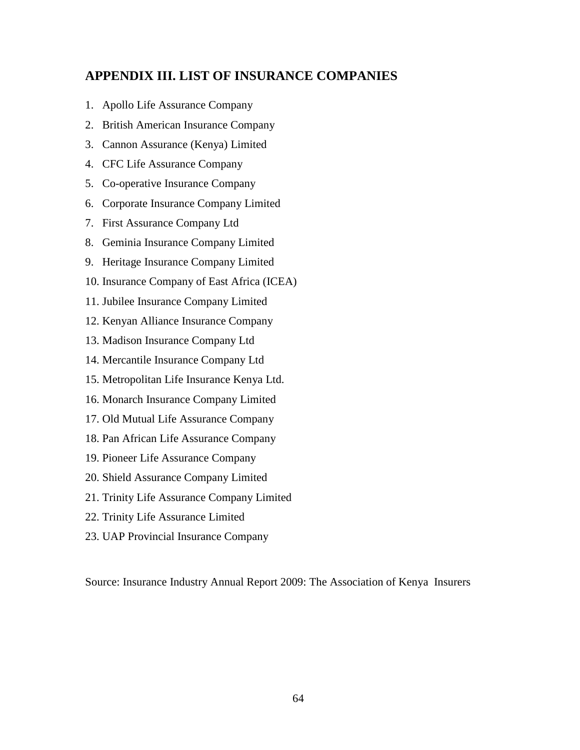## APPENDIX III. LIST OF INSURANCE COMPANIES

1. Apollo Life Assurance Company
2. British American Insurance Company
3. Cannon Assurance (Kenya) Limited
4. CFC Life Assurance Company
5. Co-operative Insurance Company
6. Corporate Insurance Company Limited
7. First Assurance Company Ltd
8. Geminia Insurance Company Limited
9. Heritage Insurance Company Limited
10. Insurance Company of East Africa (ICEA)
11. Jubilee Insurance Company Limited
12. Kenyan Alliance Insurance Company
13. Madison Insurance Company Ltd
14. Mercantile Insurance Company Ltd
15. Metropolitan Life Insurance Kenya Ltd.
16. Monarch Insurance Company Limited
17. Old Mutual Life Assurance Company
18. Pan African Life Assurance Company
19. Pioneer Life Assurance Company
20. Shield Assurance Company Limited
21. Trinity Life Assurance Company Limited
22. Trinity Life Assurance Limited
23. UAP Provincial Insurance Company

Source: Insurance Industry Annual Report 2009: The Association of Kenya Insurers